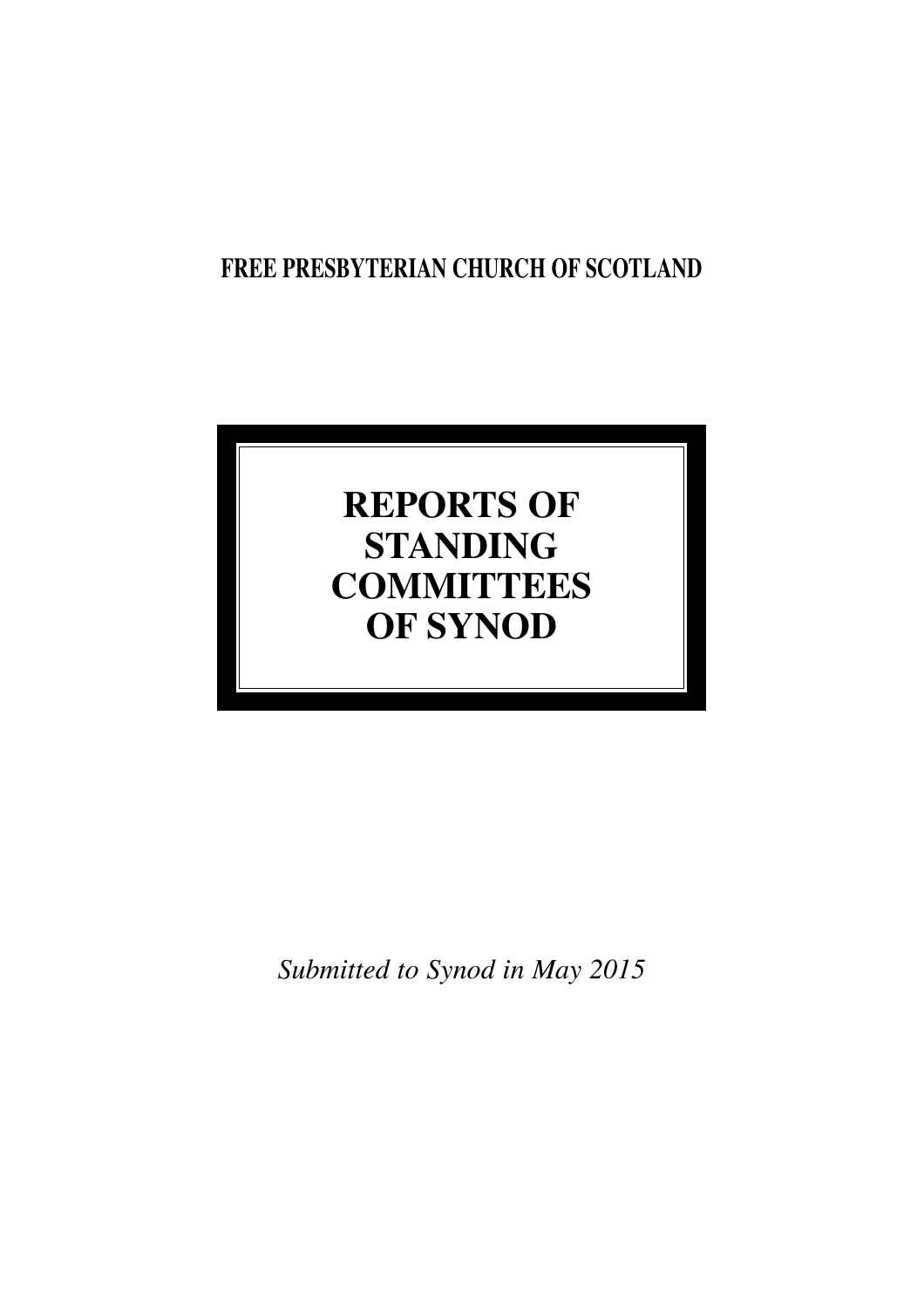**FREE PRESBYTERIAN CHURCH OF SCOTLAND**

# REPORTS OF STANDING COMMITTEES OF SYNOD

*Submitted to Synod in May 2015*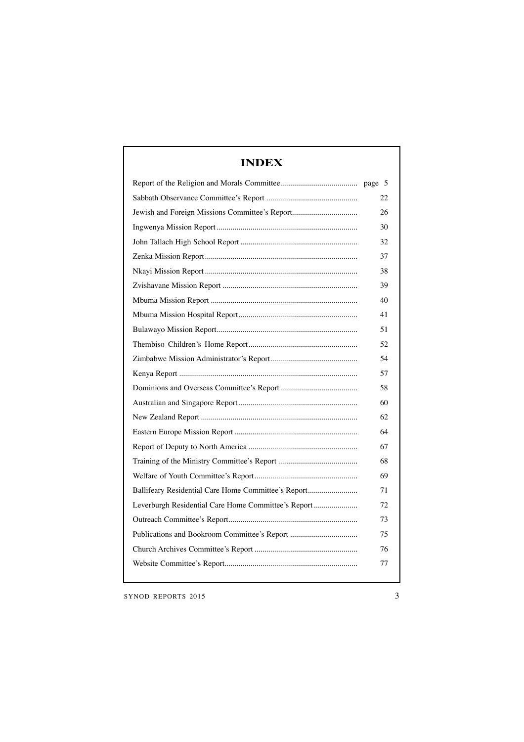# INDEX

| | |
|---|---|
| Report of the Religion and Morals Committee | page 5 |
| Sabbath Observance Committee's Report | 22 |
| Jewish and Foreign Missions Committee's Report | 26 |
| Ingwenya Mission Report | 30 |
| John Tallach High School Report | 32 |
| Zenka Mission Report | 37 |
| Nkayi Mission Report | 38 |
| Zvishavane Mission Report | 39 |
| Mbuma Mission Report | 40 |
| Mbuma Mission Hospital Report | 41 |
| Bulawayo Mission Report | 51 |
| Thembiso Children's Home Report | 52 |
| Zimbabwe Mission Administrator's Report | 54 |
| Kenya Report | 57 |
| Dominions and Overseas Committee's Report | 58 |
| Australian and Singapore Report | 60 |
| New Zealand Report | 62 |
| Eastern Europe Mission Report | 64 |
| Report of Deputy to North America | 67 |
| Training of the Ministry Committee's Report | 68 |
| Welfare of Youth Committee's Report | 69 |
| Ballifeary Residential Care Home Committee's Report | 71 |
| Leverburgh Residential Care Home Committee's Report | 72 |
| Outreach Committee's Report | 73 |
| Publications and Bookroom Committee's Report | 75 |
| Church Archives Committee's Report | 76 |
| Website Committee's Report | 77 |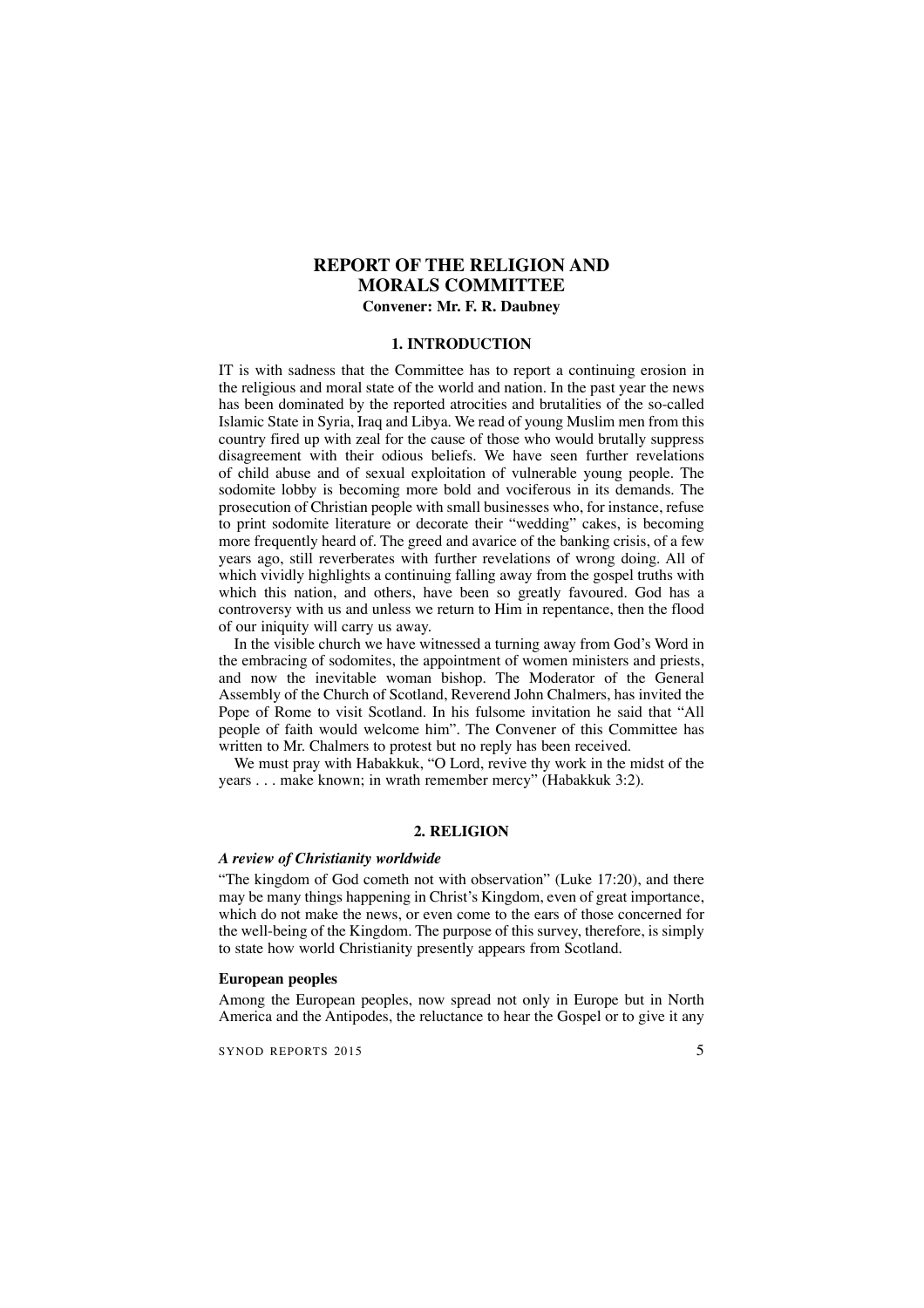# REPORT OF THE RELIGION AND MORALS COMMITTEE

**Convener: Mr. F. R. Daubney**

## 1. INTRODUCTION

IT is with sadness that the Committee has to report a continuing erosion in the religious and moral state of the world and nation. In the past year the news has been dominated by the reported atrocities and brutalities of the so-called Islamic State in Syria, Iraq and Libya. We read of young Muslim men from this country fired up with zeal for the cause of those who would brutally suppress disagreement with their odious beliefs. We have seen further revelations of child abuse and of sexual exploitation of vulnerable young people. The sodomite lobby is becoming more bold and vociferous in its demands. The prosecution of Christian people with small businesses who, for instance, refuse to print sodomite literature or decorate their "wedding" cakes, is becoming more frequently heard of. The greed and avarice of the banking crisis, of a few years ago, still reverberates with further revelations of wrong doing. All of which vividly highlights a continuing falling away from the gospel truths with which this nation, and others, have been so greatly favoured. God has a controversy with us and unless we return to Him in repentance, then the flood of our iniquity will carry us away.

In the visible church we have witnessed a turning away from God's Word in the embracing of sodomites, the appointment of women ministers and priests, and now the inevitable woman bishop. The Moderator of the General Assembly of the Church of Scotland, Reverend John Chalmers, has invited the Pope of Rome to visit Scotland. In his fulsome invitation he said that "All people of faith would welcome him". The Convener of this Committee has written to Mr. Chalmers to protest but no reply has been received.

We must pray with Habakkuk, "O Lord, revive thy work in the midst of the years . . . make known; in wrath remember mercy" (Habakkuk 3:2).

## 2. RELIGION

### *A review of Christianity worldwide*

"The kingdom of God cometh not with observation" (Luke 17:20), and there may be many things happening in Christ's Kingdom, even of great importance, which do not make the news, or even come to the ears of those concerned for the well-being of the Kingdom. The purpose of this survey, therefore, is simply to state how world Christianity presently appears from Scotland.

#### European peoples

Among the European peoples, now spread not only in Europe but in North America and the Antipodes, the reluctance to hear the Gospel or to give it any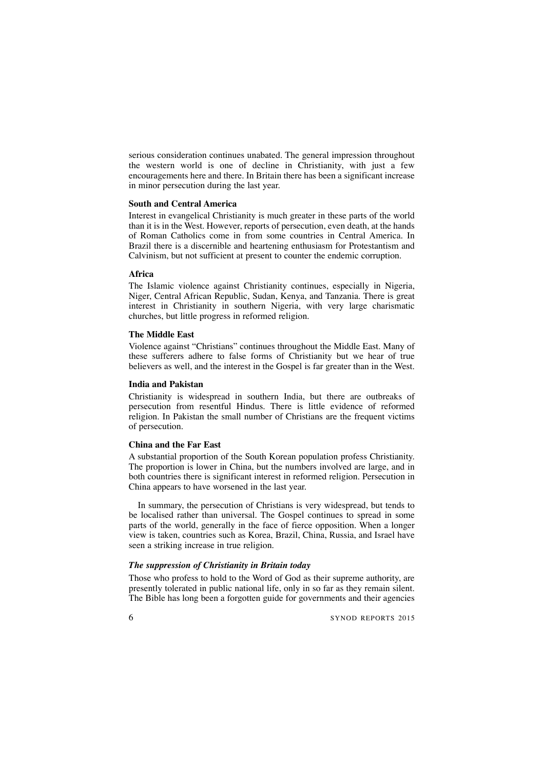serious consideration continues unabated. The general impression throughout the western world is one of decline in Christianity, with just a few encouragements here and there. In Britain there has been a significant increase in minor persecution during the last year.

**South and Central America**

Interest in evangelical Christianity is much greater in these parts of the world than it is in the West. However, reports of persecution, even death, at the hands of Roman Catholics come in from some countries in Central America. In Brazil there is a discernible and heartening enthusiasm for Protestantism and Calvinism, but not sufficient at present to counter the endemic corruption.

**Africa**

The Islamic violence against Christianity continues, especially in Nigeria, Niger, Central African Republic, Sudan, Kenya, and Tanzania. There is great interest in Christianity in southern Nigeria, with very large charismatic churches, but little progress in reformed religion.

**The Middle East**

Violence against "Christians" continues throughout the Middle East. Many of these sufferers adhere to false forms of Christianity but we hear of true believers as well, and the interest in the Gospel is far greater than in the West.

**India and Pakistan**

Christianity is widespread in southern India, but there are outbreaks of persecution from resentful Hindus. There is little evidence of reformed religion. In Pakistan the small number of Christians are the frequent victims of persecution.

**China and the Far East**

A substantial proportion of the South Korean population profess Christianity. The proportion is lower in China, but the numbers involved are large, and in both countries there is significant interest in reformed religion. Persecution in China appears to have worsened in the last year.

In summary, the persecution of Christians is very widespread, but tends to be localised rather than universal. The Gospel continues to spread in some parts of the world, generally in the face of fierce opposition. When a longer view is taken, countries such as Korea, Brazil, China, Russia, and Israel have seen a striking increase in true religion.

***The suppression of Christianity in Britain today***

Those who profess to hold to the Word of God as their supreme authority, are presently tolerated in public national life, only in so far as they remain silent. The Bible has long been a forgotten guide for governments and their agencies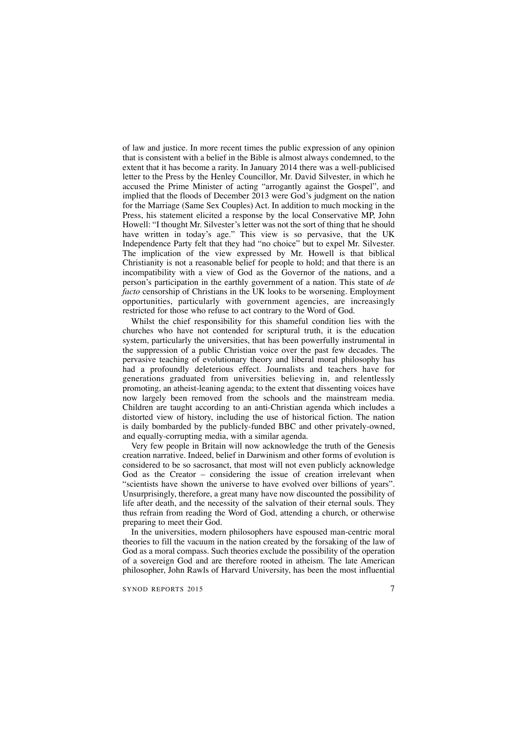of law and justice. In more recent times the public expression of any opinion that is consistent with a belief in the Bible is almost always condemned, to the extent that it has become a rarity. In January 2014 there was a well-publicised letter to the Press by the Henley Councillor, Mr. David Silvester, in which he accused the Prime Minister of acting "arrogantly against the Gospel", and implied that the floods of December 2013 were God's judgment on the nation for the Marriage (Same Sex Couples) Act. In addition to much mocking in the Press, his statement elicited a response by the local Conservative MP, John Howell: "I thought Mr. Silvester's letter was not the sort of thing that he should have written in today's age." This view is so pervasive, that the UK Independence Party felt that they had "no choice" but to expel Mr. Silvester. The implication of the view expressed by Mr. Howell is that biblical Christianity is not a reasonable belief for people to hold; and that there is an incompatibility with a view of God as the Governor of the nations, and a person's participation in the earthly government of a nation. This state of *de facto* censorship of Christians in the UK looks to be worsening. Employment opportunities, particularly with government agencies, are increasingly restricted for those who refuse to act contrary to the Word of God.

Whilst the chief responsibility for this shameful condition lies with the churches who have not contended for scriptural truth, it is the education system, particularly the universities, that has been powerfully instrumental in the suppression of a public Christian voice over the past few decades. The pervasive teaching of evolutionary theory and liberal moral philosophy has had a profoundly deleterious effect. Journalists and teachers have for generations graduated from universities believing in, and relentlessly promoting, an atheist-leaning agenda; to the extent that dissenting voices have now largely been removed from the schools and the mainstream media. Children are taught according to an anti-Christian agenda which includes a distorted view of history, including the use of historical fiction. The nation is daily bombarded by the publicly-funded BBC and other privately-owned, and equally-corrupting media, with a similar agenda.

Very few people in Britain will now acknowledge the truth of the Genesis creation narrative. Indeed, belief in Darwinism and other forms of evolution is considered to be so sacrosanct, that most will not even publicly acknowledge God as the Creator – considering the issue of creation irrelevant when "scientists have shown the universe to have evolved over billions of years". Unsurprisingly, therefore, a great many have now discounted the possibility of life after death, and the necessity of the salvation of their eternal souls. They thus refrain from reading the Word of God, attending a church, or otherwise preparing to meet their God.

In the universities, modern philosophers have espoused man-centric moral theories to fill the vacuum in the nation created by the forsaking of the law of God as a moral compass. Such theories exclude the possibility of the operation of a sovereign God and are therefore rooted in atheism. The late American philosopher, John Rawls of Harvard University, has been the most influential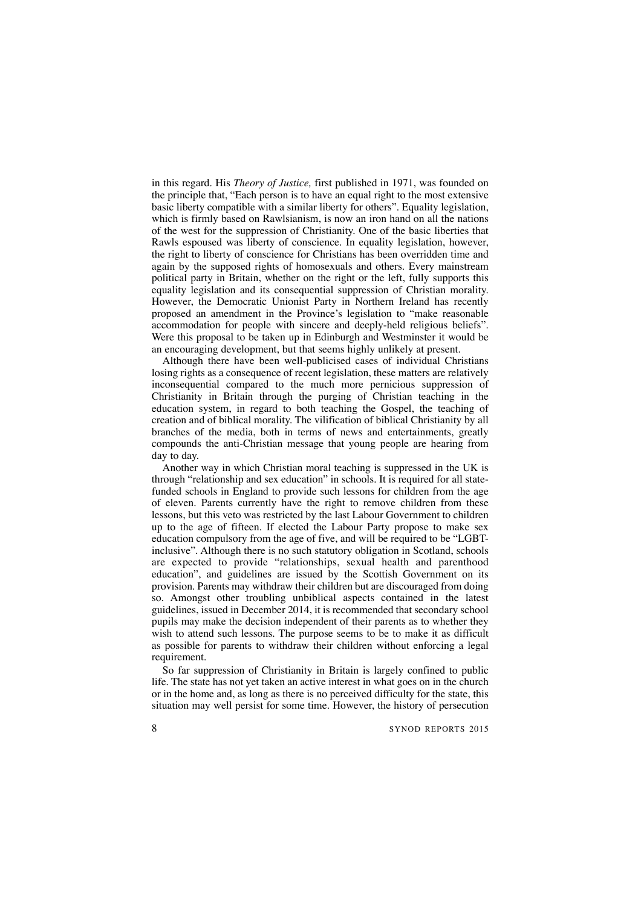in this regard. His *Theory of Justice,* first published in 1971, was founded on the principle that, "Each person is to have an equal right to the most extensive basic liberty compatible with a similar liberty for others". Equality legislation, which is firmly based on Rawlsianism, is now an iron hand on all the nations of the west for the suppression of Christianity. One of the basic liberties that Rawls espoused was liberty of conscience. In equality legislation, however, the right to liberty of conscience for Christians has been overridden time and again by the supposed rights of homosexuals and others. Every mainstream political party in Britain, whether on the right or the left, fully supports this equality legislation and its consequential suppression of Christian morality. However, the Democratic Unionist Party in Northern Ireland has recently proposed an amendment in the Province's legislation to "make reasonable accommodation for people with sincere and deeply-held religious beliefs". Were this proposal to be taken up in Edinburgh and Westminster it would be an encouraging development, but that seems highly unlikely at present.

Although there have been well-publicised cases of individual Christians losing rights as a consequence of recent legislation, these matters are relatively inconsequential compared to the much more pernicious suppression of Christianity in Britain through the purging of Christian teaching in the education system, in regard to both teaching the Gospel, the teaching of creation and of biblical morality. The vilification of biblical Christianity by all branches of the media, both in terms of news and entertainments, greatly compounds the anti-Christian message that young people are hearing from day to day.

Another way in which Christian moral teaching is suppressed in the UK is through "relationship and sex education" in schools. It is required for all state-funded schools in England to provide such lessons for children from the age of eleven. Parents currently have the right to remove children from these lessons, but this veto was restricted by the last Labour Government to children up to the age of fifteen. If elected the Labour Party propose to make sex education compulsory from the age of five, and will be required to be "LGBT-inclusive". Although there is no such statutory obligation in Scotland, schools are expected to provide "relationships, sexual health and parenthood education", and guidelines are issued by the Scottish Government on its provision. Parents may withdraw their children but are discouraged from doing so. Amongst other troubling unbiblical aspects contained in the latest guidelines, issued in December 2014, it is recommended that secondary school pupils may make the decision independent of their parents as to whether they wish to attend such lessons. The purpose seems to be to make it as difficult as possible for parents to withdraw their children without enforcing a legal requirement.

So far suppression of Christianity in Britain is largely confined to public life. The state has not yet taken an active interest in what goes on in the church or in the home and, as long as there is no perceived difficulty for the state, this situation may well persist for some time. However, the history of persecution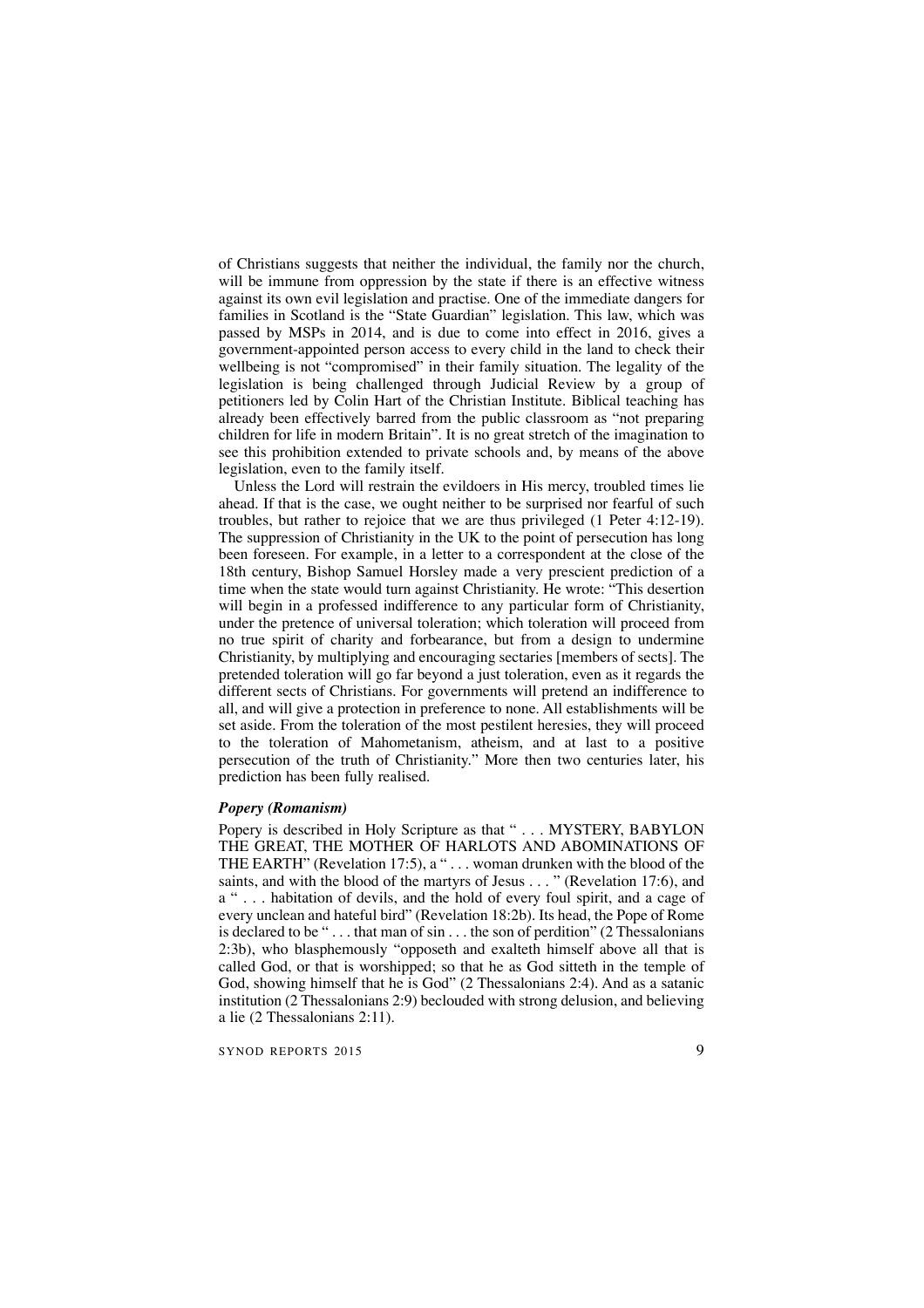of Christians suggests that neither the individual, the family nor the church, will be immune from oppression by the state if there is an effective witness against its own evil legislation and practise. One of the immediate dangers for families in Scotland is the "State Guardian" legislation. This law, which was passed by MSPs in 2014, and is due to come into effect in 2016, gives a government-appointed person access to every child in the land to check their wellbeing is not "compromised" in their family situation. The legality of the legislation is being challenged through Judicial Review by a group of petitioners led by Colin Hart of the Christian Institute. Biblical teaching has already been effectively barred from the public classroom as "not preparing children for life in modern Britain". It is no great stretch of the imagination to see this prohibition extended to private schools and, by means of the above legislation, even to the family itself.

Unless the Lord will restrain the evildoers in His mercy, troubled times lie ahead. If that is the case, we ought neither to be surprised nor fearful of such troubles, but rather to rejoice that we are thus privileged (1 Peter 4:12-19). The suppression of Christianity in the UK to the point of persecution has long been foreseen. For example, in a letter to a correspondent at the close of the 18th century, Bishop Samuel Horsley made a very prescient prediction of a time when the state would turn against Christianity. He wrote: "This desertion will begin in a professed indifference to any particular form of Christianity, under the pretence of universal toleration; which toleration will proceed from no true spirit of charity and forbearance, but from a design to undermine Christianity, by multiplying and encouraging sectaries [members of sects]. The pretended toleration will go far beyond a just toleration, even as it regards the different sects of Christians. For governments will pretend an indifference to all, and will give a protection in preference to none. All establishments will be set aside. From the toleration of the most pestilent heresies, they will proceed to the toleration of Mahometanism, atheism, and at last to a positive persecution of the truth of Christianity." More then two centuries later, his prediction has been fully realised.

***Popery (Romanism)***

Popery is described in Holy Scripture as that " . . . MYSTERY, BABYLON THE GREAT, THE MOTHER OF HARLOTS AND ABOMINATIONS OF THE EARTH" (Revelation 17:5), a " . . . woman drunken with the blood of the saints, and with the blood of the martyrs of Jesus . . . " (Revelation 17:6), and a " . . . habitation of devils, and the hold of every foul spirit, and a cage of every unclean and hateful bird" (Revelation 18:2b). Its head, the Pope of Rome is declared to be " . . . that man of sin . . . the son of perdition" (2 Thessalonians 2:3b), who blasphemously "opposeth and exalteth himself above all that is called God, or that is worshipped; so that he as God sitteth in the temple of God, showing himself that he is God" (2 Thessalonians 2:4). And as a satanic institution (2 Thessalonians 2:9) beclouded with strong delusion, and believing a lie (2 Thessalonians 2:11).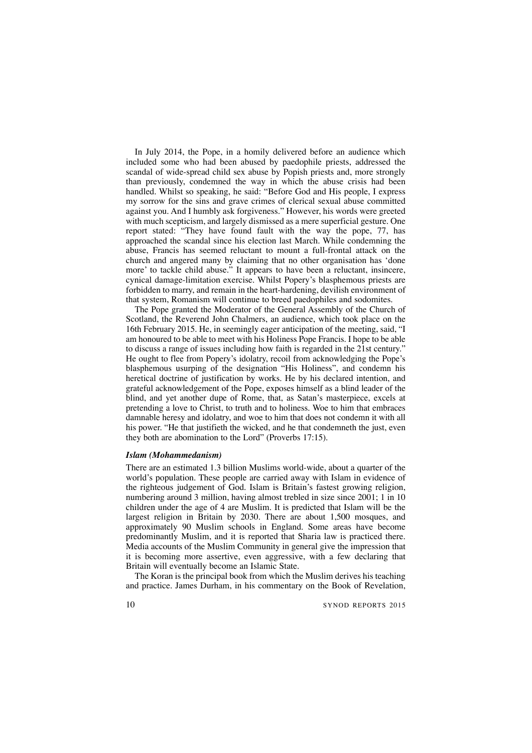In July 2014, the Pope, in a homily delivered before an audience which included some who had been abused by paedophile priests, addressed the scandal of wide-spread child sex abuse by Popish priests and, more strongly than previously, condemned the way in which the abuse crisis had been handled. Whilst so speaking, he said: "Before God and His people, I express my sorrow for the sins and grave crimes of clerical sexual abuse committed against you. And I humbly ask forgiveness." However, his words were greeted with much scepticism, and largely dismissed as a mere superficial gesture. One report stated: "They have found fault with the way the pope, 77, has approached the scandal since his election last March. While condemning the abuse, Francis has seemed reluctant to mount a full-frontal attack on the church and angered many by claiming that no other organisation has 'done more' to tackle child abuse." It appears to have been a reluctant, insincere, cynical damage-limitation exercise. Whilst Popery's blasphemous priests are forbidden to marry, and remain in the heart-hardening, devilish environment of that system, Romanism will continue to breed paedophiles and sodomites.

The Pope granted the Moderator of the General Assembly of the Church of Scotland, the Reverend John Chalmers, an audience, which took place on the 16th February 2015. He, in seemingly eager anticipation of the meeting, said, "I am honoured to be able to meet with his Holiness Pope Francis. I hope to be able to discuss a range of issues including how faith is regarded in the 21st century." He ought to flee from Popery's idolatry, recoil from acknowledging the Pope's blasphemous usurping of the designation "His Holiness", and condemn his heretical doctrine of justification by works. He by his declared intention, and grateful acknowledgement of the Pope, exposes himself as a blind leader of the blind, and yet another dupe of Rome, that, as Satan's masterpiece, excels at pretending a love to Christ, to truth and to holiness. Woe to him that embraces damnable heresy and idolatry, and woe to him that does not condemn it with all his power. "He that justifieth the wicked, and he that condemneth the just, even they both are abomination to the Lord" (Proverbs 17:15).

### *Islam (Mohammedanism)*

There are an estimated 1.3 billion Muslims world-wide, about a quarter of the world's population. These people are carried away with Islam in evidence of the righteous judgement of God. Islam is Britain's fastest growing religion, numbering around 3 million, having almost trebled in size since 2001; 1 in 10 children under the age of 4 are Muslim. It is predicted that Islam will be the largest religion in Britain by 2030. There are about 1,500 mosques, and approximately 90 Muslim schools in England. Some areas have become predominantly Muslim, and it is reported that Sharia law is practiced there. Media accounts of the Muslim Community in general give the impression that it is becoming more assertive, even aggressive, with a few declaring that Britain will eventually become an Islamic State.

The Koran is the principal book from which the Muslim derives his teaching and practice. James Durham, in his commentary on the Book of Revelation,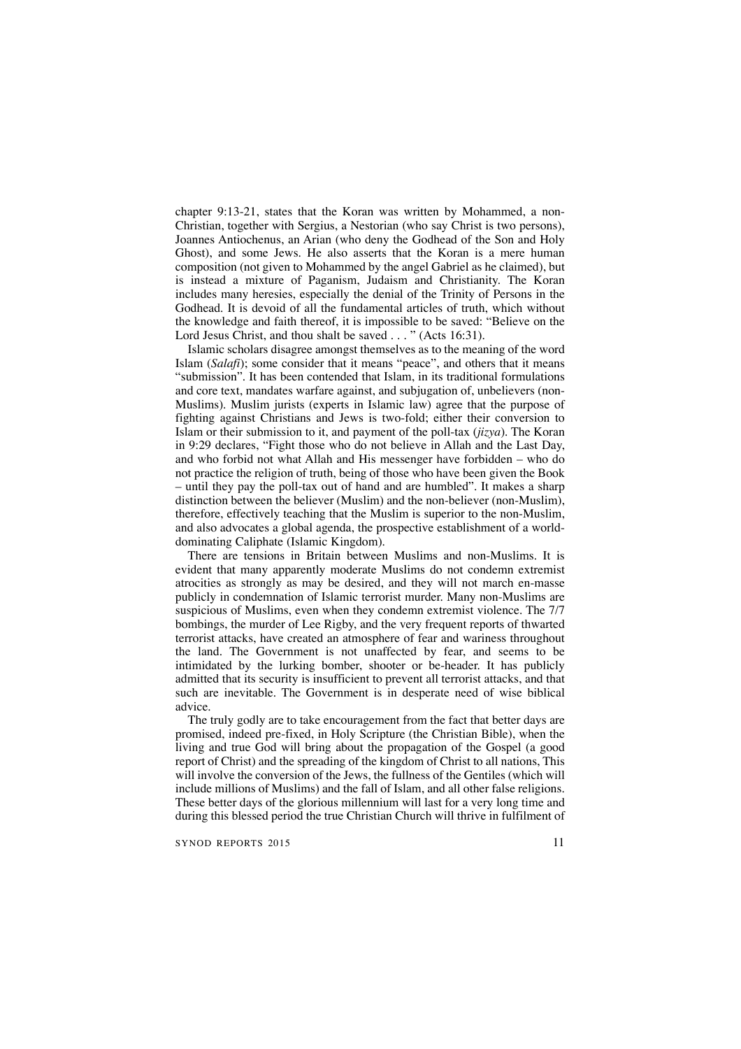chapter 9:13-21, states that the Koran was written by Mohammed, a non-Christian, together with Sergius, a Nestorian (who say Christ is two persons), Joannes Antiochenus, an Arian (who deny the Godhead of the Son and Holy Ghost), and some Jews. He also asserts that the Koran is a mere human composition (not given to Mohammed by the angel Gabriel as he claimed), but is instead a mixture of Paganism, Judaism and Christianity. The Koran includes many heresies, especially the denial of the Trinity of Persons in the Godhead. It is devoid of all the fundamental articles of truth, which without the knowledge and faith thereof, it is impossible to be saved: "Believe on the Lord Jesus Christ, and thou shalt be saved . . . " (Acts 16:31).

Islamic scholars disagree amongst themselves as to the meaning of the word Islam (*Salafi*); some consider that it means "peace", and others that it means "submission". It has been contended that Islam, in its traditional formulations and core text, mandates warfare against, and subjugation of, unbelievers (non-Muslims). Muslim jurists (experts in Islamic law) agree that the purpose of fighting against Christians and Jews is two-fold; either their conversion to Islam or their submission to it, and payment of the poll-tax (*jizya*). The Koran in 9:29 declares, "Fight those who do not believe in Allah and the Last Day, and who forbid not what Allah and His messenger have forbidden – who do not practice the religion of truth, being of those who have been given the Book – until they pay the poll-tax out of hand and are humbled". It makes a sharp distinction between the believer (Muslim) and the non-believer (non-Muslim), therefore, effectively teaching that the Muslim is superior to the non-Muslim, and also advocates a global agenda, the prospective establishment of a world-dominating Caliphate (Islamic Kingdom).

There are tensions in Britain between Muslims and non-Muslims. It is evident that many apparently moderate Muslims do not condemn extremist atrocities as strongly as may be desired, and they will not march en-masse publicly in condemnation of Islamic terrorist murder. Many non-Muslims are suspicious of Muslims, even when they condemn extremist violence. The 7/7 bombings, the murder of Lee Rigby, and the very frequent reports of thwarted terrorist attacks, have created an atmosphere of fear and wariness throughout the land. The Government is not unaffected by fear, and seems to be intimidated by the lurking bomber, shooter or be-header. It has publicly admitted that its security is insufficient to prevent all terrorist attacks, and that such are inevitable. The Government is in desperate need of wise biblical advice.

The truly godly are to take encouragement from the fact that better days are promised, indeed pre-fixed, in Holy Scripture (the Christian Bible), when the living and true God will bring about the propagation of the Gospel (a good report of Christ) and the spreading of the kingdom of Christ to all nations, This will involve the conversion of the Jews, the fullness of the Gentiles (which will include millions of Muslims) and the fall of Islam, and all other false religions. These better days of the glorious millennium will last for a very long time and during this blessed period the true Christian Church will thrive in fulfilment of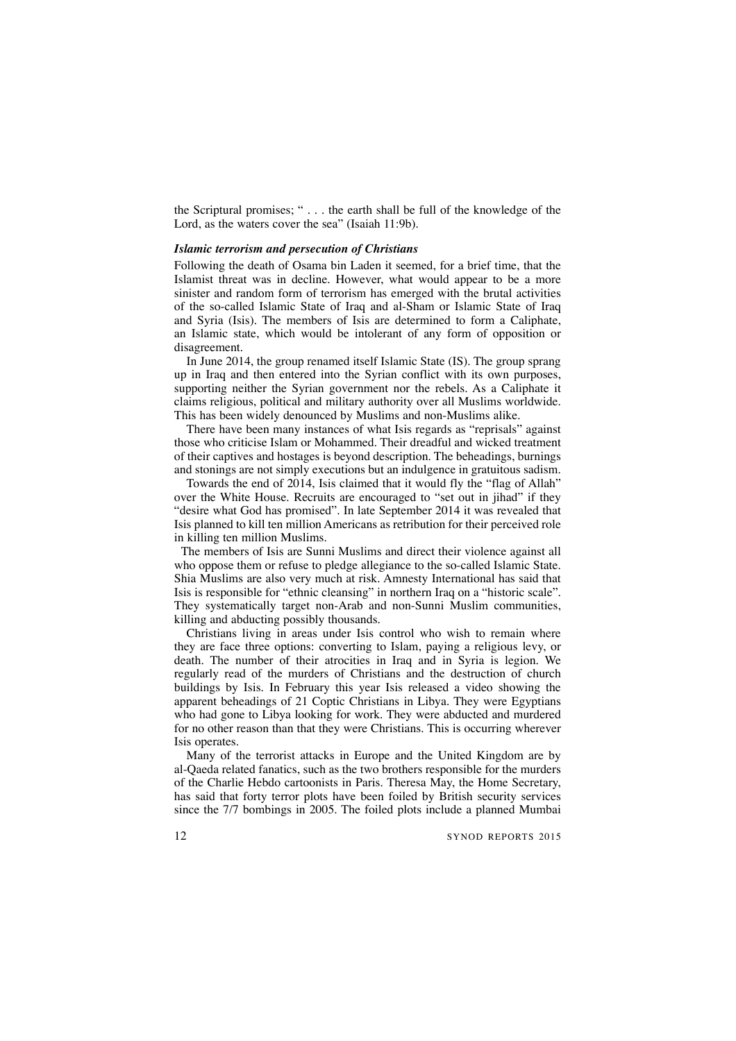the Scriptural promises; " . . . the earth shall be full of the knowledge of the Lord, as the waters cover the sea" (Isaiah 11:9b).

***Islamic terrorism and persecution of Christians***

Following the death of Osama bin Laden it seemed, for a brief time, that the Islamist threat was in decline. However, what would appear to be a more sinister and random form of terrorism has emerged with the brutal activities of the so-called Islamic State of Iraq and al-Sham or Islamic State of Iraq and Syria (Isis). The members of Isis are determined to form a Caliphate, an Islamic state, which would be intolerant of any form of opposition or disagreement.

In June 2014, the group renamed itself Islamic State (IS). The group sprang up in Iraq and then entered into the Syrian conflict with its own purposes, supporting neither the Syrian government nor the rebels. As a Caliphate it claims religious, political and military authority over all Muslims worldwide. This has been widely denounced by Muslims and non-Muslims alike.

There have been many instances of what Isis regards as "reprisals" against those who criticise Islam or Mohammed. Their dreadful and wicked treatment of their captives and hostages is beyond description. The beheadings, burnings and stonings are not simply executions but an indulgence in gratuitous sadism.

Towards the end of 2014, Isis claimed that it would fly the "flag of Allah" over the White House. Recruits are encouraged to "set out in jihad" if they "desire what God has promised". In late September 2014 it was revealed that Isis planned to kill ten million Americans as retribution for their perceived role in killing ten million Muslims.

The members of Isis are Sunni Muslims and direct their violence against all who oppose them or refuse to pledge allegiance to the so-called Islamic State. Shia Muslims are also very much at risk. Amnesty International has said that Isis is responsible for "ethnic cleansing" in northern Iraq on a "historic scale". They systematically target non-Arab and non-Sunni Muslim communities, killing and abducting possibly thousands.

Christians living in areas under Isis control who wish to remain where they are face three options: converting to Islam, paying a religious levy, or death. The number of their atrocities in Iraq and in Syria is legion. We regularly read of the murders of Christians and the destruction of church buildings by Isis. In February this year Isis released a video showing the apparent beheadings of 21 Coptic Christians in Libya. They were Egyptians who had gone to Libya looking for work. They were abducted and murdered for no other reason than that they were Christians. This is occurring wherever Isis operates.

Many of the terrorist attacks in Europe and the United Kingdom are by al-Qaeda related fanatics, such as the two brothers responsible for the murders of the Charlie Hebdo cartoonists in Paris. Theresa May, the Home Secretary, has said that forty terror plots have been foiled by British security services since the 7/7 bombings in 2005. The foiled plots include a planned Mumbai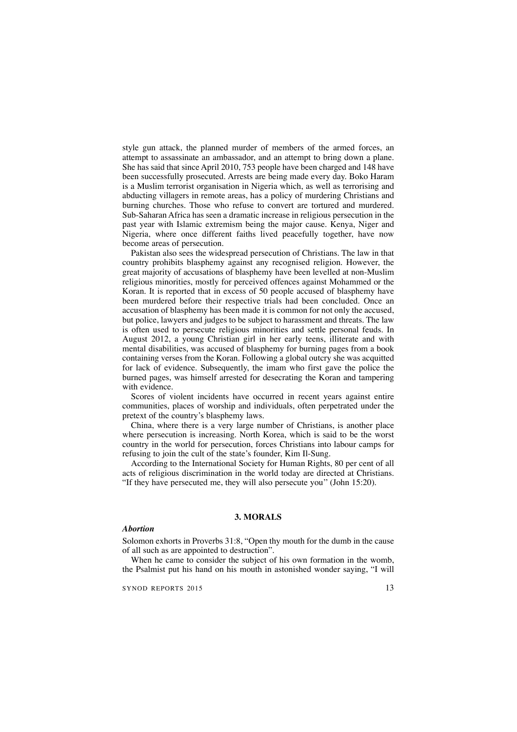style gun attack, the planned murder of members of the armed forces, an attempt to assassinate an ambassador, and an attempt to bring down a plane. She has said that since April 2010, 753 people have been charged and 148 have been successfully prosecuted. Arrests are being made every day. Boko Haram is a Muslim terrorist organisation in Nigeria which, as well as terrorising and abducting villagers in remote areas, has a policy of murdering Christians and burning churches. Those who refuse to convert are tortured and murdered. Sub-Saharan Africa has seen a dramatic increase in religious persecution in the past year with Islamic extremism being the major cause. Kenya, Niger and Nigeria, where once different faiths lived peacefully together, have now become areas of persecution.

Pakistan also sees the widespread persecution of Christians. The law in that country prohibits blasphemy against any recognised religion. However, the great majority of accusations of blasphemy have been levelled at non-Muslim religious minorities, mostly for perceived offences against Mohammed or the Koran. It is reported that in excess of 50 people accused of blasphemy have been murdered before their respective trials had been concluded. Once an accusation of blasphemy has been made it is common for not only the accused, but police, lawyers and judges to be subject to harassment and threats. The law is often used to persecute religious minorities and settle personal feuds. In August 2012, a young Christian girl in her early teens, illiterate and with mental disabilities, was accused of blasphemy for burning pages from a book containing verses from the Koran. Following a global outcry she was acquitted for lack of evidence. Subsequently, the imam who first gave the police the burned pages, was himself arrested for desecrating the Koran and tampering with evidence.

Scores of violent incidents have occurred in recent years against entire communities, places of worship and individuals, often perpetrated under the pretext of the country's blasphemy laws.

China, where there is a very large number of Christians, is another place where persecution is increasing. North Korea, which is said to be the worst country in the world for persecution, forces Christians into labour camps for refusing to join the cult of the state's founder, Kim Il-Sung.

According to the International Society for Human Rights, 80 per cent of all acts of religious discrimination in the world today are directed at Christians. "If they have persecuted me, they will also persecute you" (John 15:20).

## 3. MORALS

### *Abortion*

Solomon exhorts in Proverbs 31:8, "Open thy mouth for the dumb in the cause of all such as are appointed to destruction".

When he came to consider the subject of his own formation in the womb, the Psalmist put his hand on his mouth in astonished wonder saying, "I will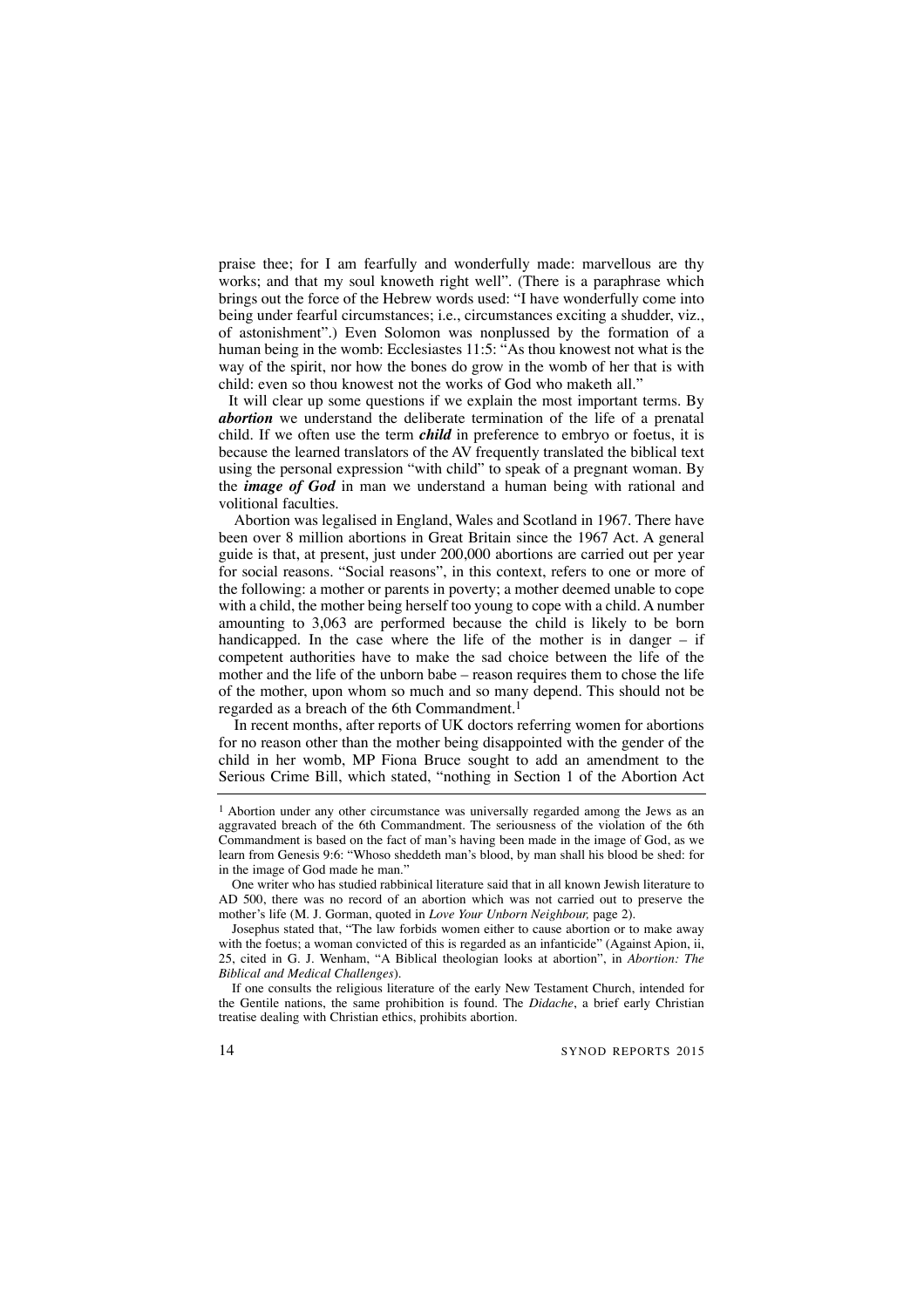praise thee; for I am fearfully and wonderfully made: marvellous are thy works; and that my soul knoweth right well". (There is a paraphrase which brings out the force of the Hebrew words used: "I have wonderfully come into being under fearful circumstances; i.e., circumstances exciting a shudder, viz., of astonishment".) Even Solomon was nonplussed by the formation of a human being in the womb: Ecclesiastes 11:5: "As thou knowest not what is the way of the spirit, nor how the bones do grow in the womb of her that is with child: even so thou knowest not the works of God who maketh all."

It will clear up some questions if we explain the most important terms. By ***abortion*** we understand the deliberate termination of the life of a prenatal child. If we often use the term ***child*** in preference to embryo or foetus, it is because the learned translators of the AV frequently translated the biblical text using the personal expression "with child" to speak of a pregnant woman. By the ***image of God*** in man we understand a human being with rational and volitional faculties.

Abortion was legalised in England, Wales and Scotland in 1967. There have been over 8 million abortions in Great Britain since the 1967 Act. A general guide is that, at present, just under 200,000 abortions are carried out per year for social reasons. "Social reasons", in this context, refers to one or more of the following: a mother or parents in poverty; a mother deemed unable to cope with a child, the mother being herself too young to cope with a child. A number amounting to 3,063 are performed because the child is likely to be born handicapped. In the case where the life of the mother is in danger – if competent authorities have to make the sad choice between the life of the mother and the life of the unborn babe – reason requires them to chose the life of the mother, upon whom so much and so many depend. This should not be regarded as a breach of the 6th Commandment.[1]

In recent months, after reports of UK doctors referring women for abortions for no reason other than the mother being disappointed with the gender of the child in her womb, MP Fiona Bruce sought to add an amendment to the Serious Crime Bill, which stated, "nothing in Section 1 of the Abortion Act

---

[1] Abortion under any other circumstance was universally regarded among the Jews as an aggravated breach of the 6th Commandment. The seriousness of the violation of the 6th Commandment is based on the fact of man's having been made in the image of God, as we learn from Genesis 9:6: "Whoso sheddeth man's blood, by man shall his blood be shed: for in the image of God made he man."

One writer who has studied rabbinical literature said that in all known Jewish literature to AD 500, there was no record of an abortion which was not carried out to preserve the mother's life (M. J. Gorman, quoted in *Love Your Unborn Neighbour,* page 2).

Josephus stated that, "The law forbids women either to cause abortion or to make away with the foetus; a woman convicted of this is regarded as an infanticide" (Against Apion, ii, 25, cited in G. J. Wenham, "A Biblical theologian looks at abortion", in *Abortion: The Biblical and Medical Challenges*).

If one consults the religious literature of the early New Testament Church, intended for the Gentile nations, the same prohibition is found. The *Didache*, a brief early Christian treatise dealing with Christian ethics, prohibits abortion.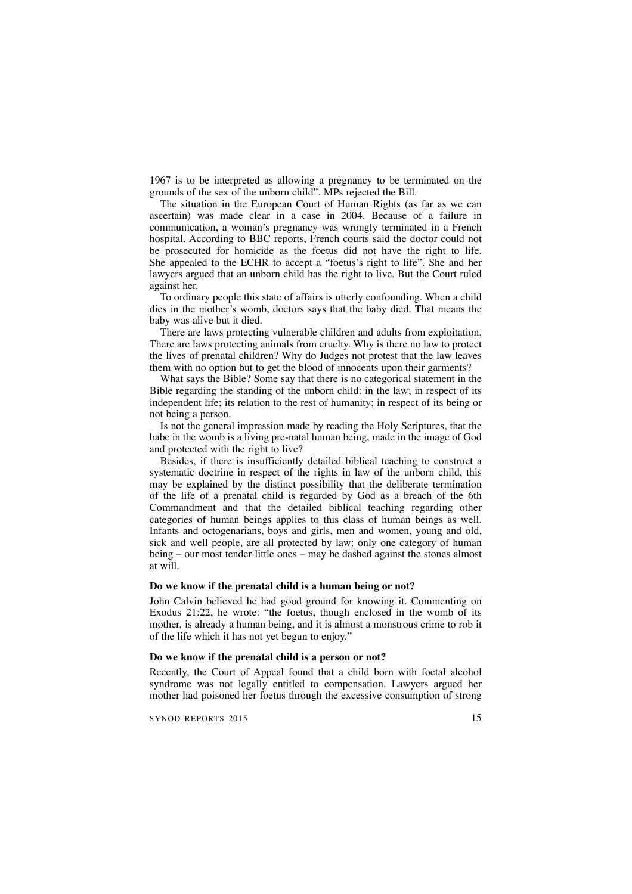1967 is to be interpreted as allowing a pregnancy to be terminated on the grounds of the sex of the unborn child". MPs rejected the Bill.

The situation in the European Court of Human Rights (as far as we can ascertain) was made clear in a case in 2004. Because of a failure in communication, a woman's pregnancy was wrongly terminated in a French hospital. According to BBC reports, French courts said the doctor could not be prosecuted for homicide as the foetus did not have the right to life. She appealed to the ECHR to accept a "foetus's right to life". She and her lawyers argued that an unborn child has the right to live. But the Court ruled against her.

To ordinary people this state of affairs is utterly confounding. When a child dies in the mother's womb, doctors says that the baby died. That means the baby was alive but it died.

There are laws protecting vulnerable children and adults from exploitation. There are laws protecting animals from cruelty. Why is there no law to protect the lives of prenatal children? Why do Judges not protest that the law leaves them with no option but to get the blood of innocents upon their garments?

What says the Bible? Some say that there is no categorical statement in the Bible regarding the standing of the unborn child: in the law; in respect of its independent life; its relation to the rest of humanity; in respect of its being or not being a person.

Is not the general impression made by reading the Holy Scriptures, that the babe in the womb is a living pre-natal human being, made in the image of God and protected with the right to live?

Besides, if there is insufficiently detailed biblical teaching to construct a systematic doctrine in respect of the rights in law of the unborn child, this may be explained by the distinct possibility that the deliberate termination of the life of a prenatal child is regarded by God as a breach of the 6th Commandment and that the detailed biblical teaching regarding other categories of human beings applies to this class of human beings as well. Infants and octogenarians, boys and girls, men and women, young and old, sick and well people, are all protected by law: only one category of human being – our most tender little ones – may be dashed against the stones almost at will.

**Do we know if the prenatal child is a human being or not?**

John Calvin believed he had good ground for knowing it. Commenting on Exodus 21:22, he wrote: "the foetus, though enclosed in the womb of its mother, is already a human being, and it is almost a monstrous crime to rob it of the life which it has not yet begun to enjoy."

**Do we know if the prenatal child is a person or not?**

Recently, the Court of Appeal found that a child born with foetal alcohol syndrome was not legally entitled to compensation. Lawyers argued her mother had poisoned her foetus through the excessive consumption of strong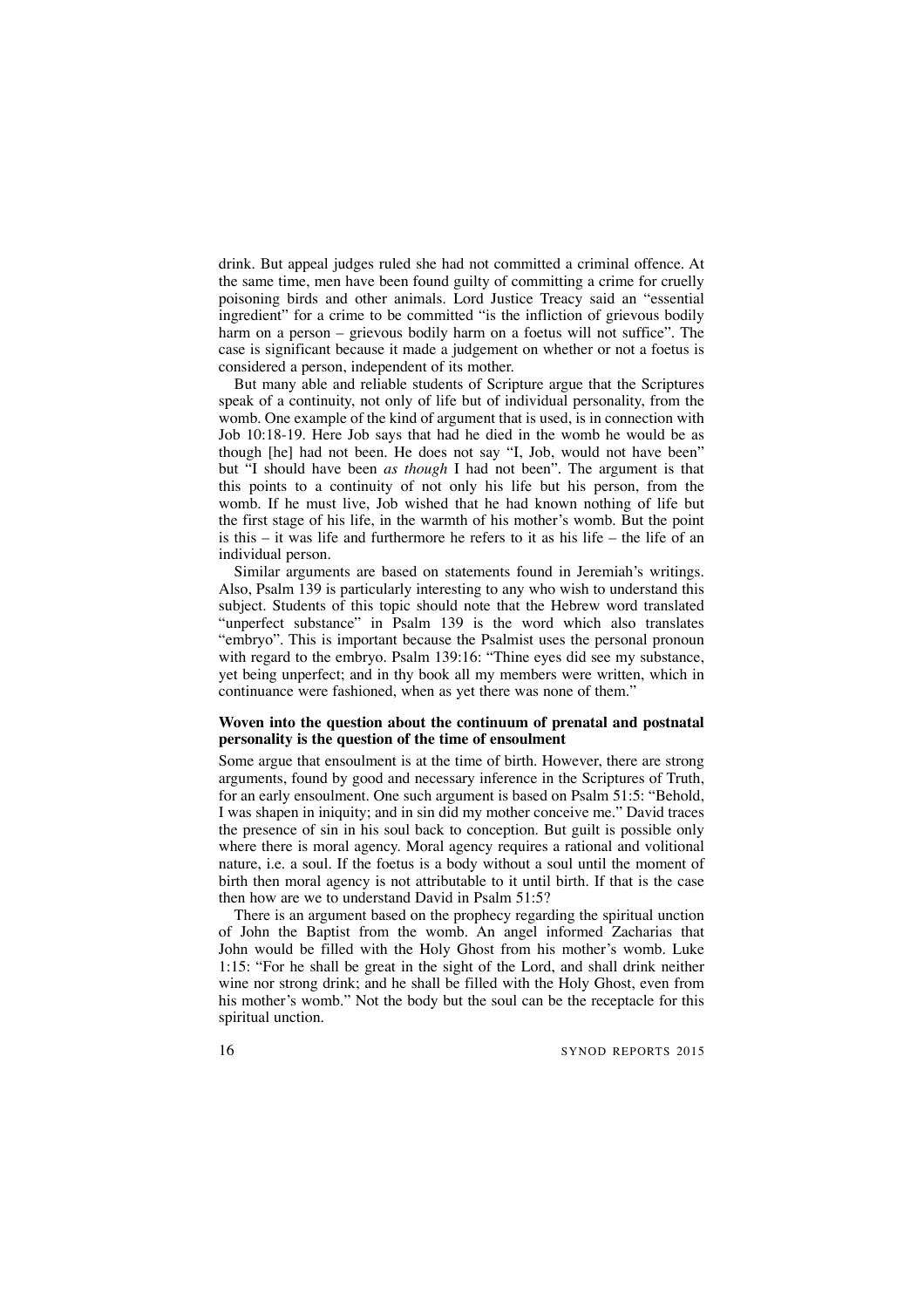drink. But appeal judges ruled she had not committed a criminal offence. At the same time, men have been found guilty of committing a crime for cruelly poisoning birds and other animals. Lord Justice Treacy said an "essential ingredient" for a crime to be committed "is the infliction of grievous bodily harm on a person – grievous bodily harm on a foetus will not suffice". The case is significant because it made a judgement on whether or not a foetus is considered a person, independent of its mother.

But many able and reliable students of Scripture argue that the Scriptures speak of a continuity, not only of life but of individual personality, from the womb. One example of the kind of argument that is used, is in connection with Job 10:18-19. Here Job says that had he died in the womb he would be as though [he] had not been. He does not say "I, Job, would not have been" but "I should have been *as though* I had not been". The argument is that this points to a continuity of not only his life but his person, from the womb. If he must live, Job wished that he had known nothing of life but the first stage of his life, in the warmth of his mother's womb. But the point is this – it was life and furthermore he refers to it as his life – the life of an individual person.

Similar arguments are based on statements found in Jeremiah's writings. Also, Psalm 139 is particularly interesting to any who wish to understand this subject. Students of this topic should note that the Hebrew word translated "unperfect substance" in Psalm 139 is the word which also translates "embryo". This is important because the Psalmist uses the personal pronoun with regard to the embryo. Psalm 139:16: "Thine eyes did see my substance, yet being unperfect; and in thy book all my members were written, which in continuance were fashioned, when as yet there was none of them."

**Woven into the question about the continuum of prenatal and postnatal personality is the question of the time of ensoulment**

Some argue that ensoulment is at the time of birth. However, there are strong arguments, found by good and necessary inference in the Scriptures of Truth, for an early ensoulment. One such argument is based on Psalm 51:5: "Behold, I was shapen in iniquity; and in sin did my mother conceive me." David traces the presence of sin in his soul back to conception. But guilt is possible only where there is moral agency. Moral agency requires a rational and volitional nature, i.e. a soul. If the foetus is a body without a soul until the moment of birth then moral agency is not attributable to it until birth. If that is the case then how are we to understand David in Psalm 51:5?

There is an argument based on the prophecy regarding the spiritual unction of John the Baptist from the womb. An angel informed Zacharias that John would be filled with the Holy Ghost from his mother's womb. Luke 1:15: "For he shall be great in the sight of the Lord, and shall drink neither wine nor strong drink; and he shall be filled with the Holy Ghost, even from his mother's womb." Not the body but the soul can be the receptacle for this spiritual unction.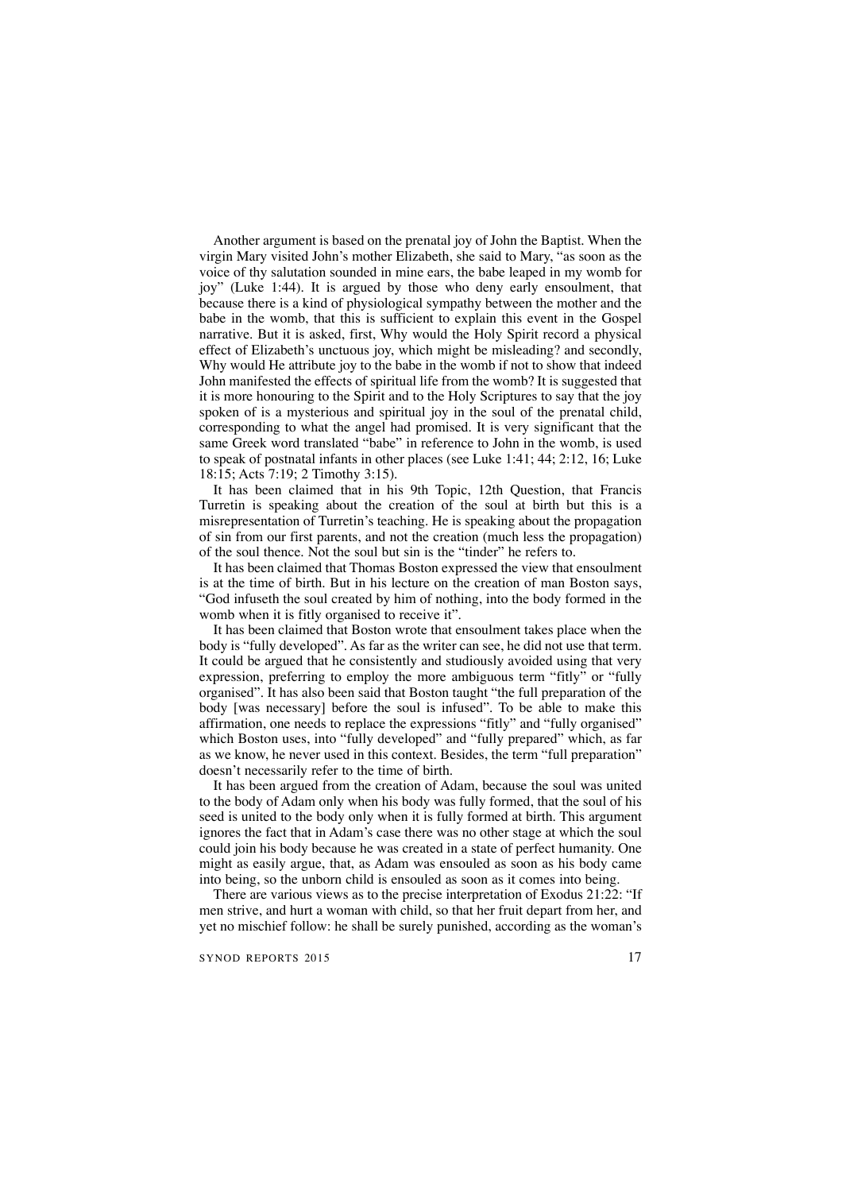Another argument is based on the prenatal joy of John the Baptist. When the virgin Mary visited John's mother Elizabeth, she said to Mary, "as soon as the voice of thy salutation sounded in mine ears, the babe leaped in my womb for joy" (Luke 1:44). It is argued by those who deny early ensoulment, that because there is a kind of physiological sympathy between the mother and the babe in the womb, that this is sufficient to explain this event in the Gospel narrative. But it is asked, first, Why would the Holy Spirit record a physical effect of Elizabeth's unctuous joy, which might be misleading? and secondly, Why would He attribute joy to the babe in the womb if not to show that indeed John manifested the effects of spiritual life from the womb? It is suggested that it is more honouring to the Spirit and to the Holy Scriptures to say that the joy spoken of is a mysterious and spiritual joy in the soul of the prenatal child, corresponding to what the angel had promised. It is very significant that the same Greek word translated "babe" in reference to John in the womb, is used to speak of postnatal infants in other places (see Luke 1:41; 44; 2:12, 16; Luke 18:15; Acts 7:19; 2 Timothy 3:15).

It has been claimed that in his 9th Topic, 12th Question, that Francis Turretin is speaking about the creation of the soul at birth but this is a misrepresentation of Turretin's teaching. He is speaking about the propagation of sin from our first parents, and not the creation (much less the propagation) of the soul thence. Not the soul but sin is the "tinder" he refers to.

It has been claimed that Thomas Boston expressed the view that ensoulment is at the time of birth. But in his lecture on the creation of man Boston says, "God infuseth the soul created by him of nothing, into the body formed in the womb when it is fitly organised to receive it".

It has been claimed that Boston wrote that ensoulment takes place when the body is "fully developed". As far as the writer can see, he did not use that term. It could be argued that he consistently and studiously avoided using that very expression, preferring to employ the more ambiguous term "fitly" or "fully organised". It has also been said that Boston taught "the full preparation of the body [was necessary] before the soul is infused". To be able to make this affirmation, one needs to replace the expressions "fitly" and "fully organised" which Boston uses, into "fully developed" and "fully prepared" which, as far as we know, he never used in this context. Besides, the term "full preparation" doesn't necessarily refer to the time of birth.

It has been argued from the creation of Adam, because the soul was united to the body of Adam only when his body was fully formed, that the soul of his seed is united to the body only when it is fully formed at birth. This argument ignores the fact that in Adam's case there was no other stage at which the soul could join his body because he was created in a state of perfect humanity. One might as easily argue, that, as Adam was ensouled as soon as his body came into being, so the unborn child is ensouled as soon as it comes into being.

There are various views as to the precise interpretation of Exodus 21:22: "If men strive, and hurt a woman with child, so that her fruit depart from her, and yet no mischief follow: he shall be surely punished, according as the woman's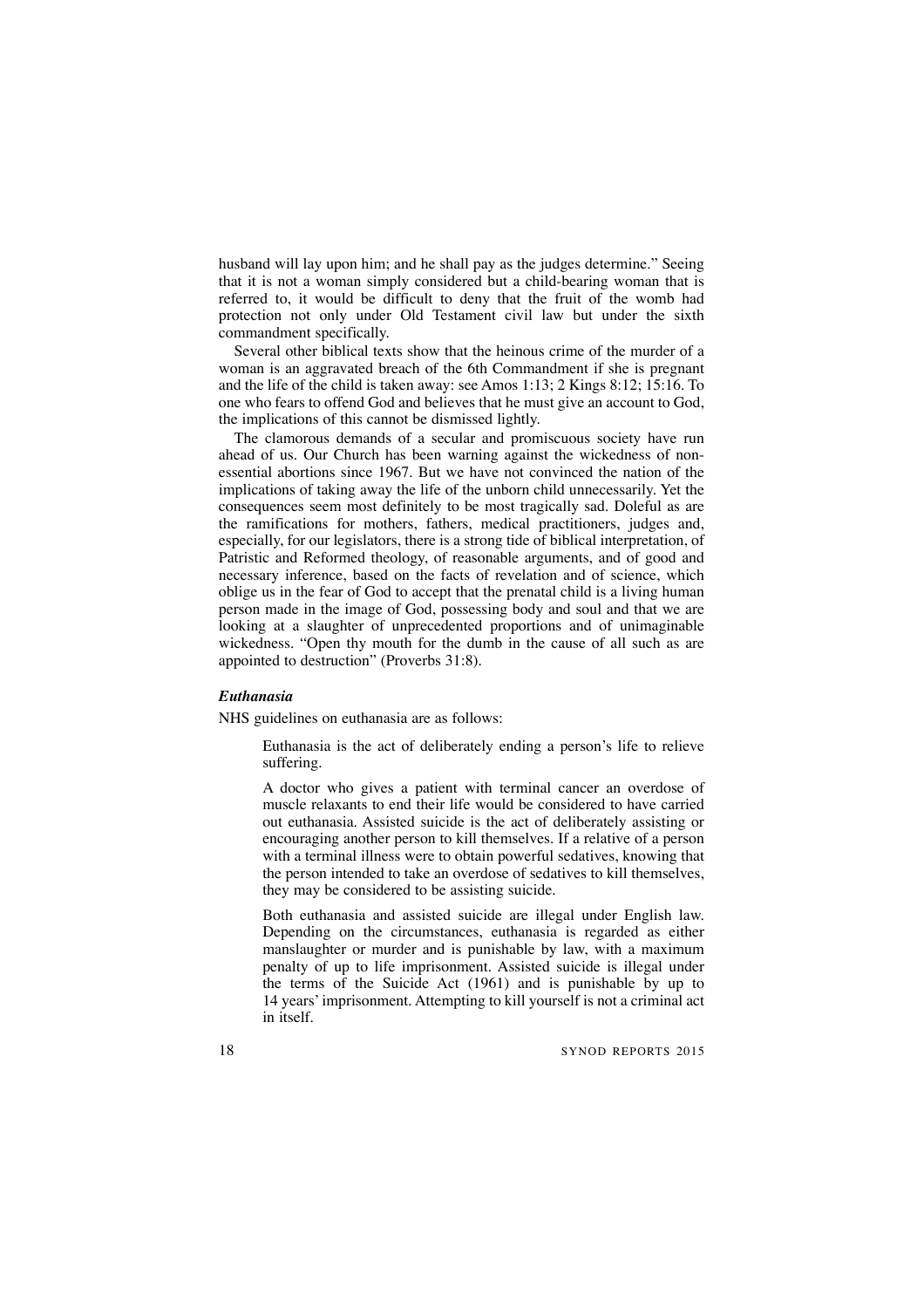husband will lay upon him; and he shall pay as the judges determine." Seeing that it is not a woman simply considered but a child-bearing woman that is referred to, it would be difficult to deny that the fruit of the womb had protection not only under Old Testament civil law but under the sixth commandment specifically.

Several other biblical texts show that the heinous crime of the murder of a woman is an aggravated breach of the 6th Commandment if she is pregnant and the life of the child is taken away: see Amos 1:13; 2 Kings 8:12; 15:16. To one who fears to offend God and believes that he must give an account to God, the implications of this cannot be dismissed lightly.

The clamorous demands of a secular and promiscuous society have run ahead of us. Our Church has been warning against the wickedness of non-essential abortions since 1967. But we have not convinced the nation of the implications of taking away the life of the unborn child unnecessarily. Yet the consequences seem most definitely to be most tragically sad. Doleful as are the ramifications for mothers, fathers, medical practitioners, judges and, especially, for our legislators, there is a strong tide of biblical interpretation, of Patristic and Reformed theology, of reasonable arguments, and of good and necessary inference, based on the facts of revelation and of science, which oblige us in the fear of God to accept that the prenatal child is a living human person made in the image of God, possessing body and soul and that we are looking at a slaughter of unprecedented proportions and of unimaginable wickedness. "Open thy mouth for the dumb in the cause of all such as are appointed to destruction" (Proverbs 31:8).

### *Euthanasia*

NHS guidelines on euthanasia are as follows:

> Euthanasia is the act of deliberately ending a person's life to relieve suffering.
>
> A doctor who gives a patient with terminal cancer an overdose of muscle relaxants to end their life would be considered to have carried out euthanasia. Assisted suicide is the act of deliberately assisting or encouraging another person to kill themselves. If a relative of a person with a terminal illness were to obtain powerful sedatives, knowing that the person intended to take an overdose of sedatives to kill themselves, they may be considered to be assisting suicide.
>
> Both euthanasia and assisted suicide are illegal under English law. Depending on the circumstances, euthanasia is regarded as either manslaughter or murder and is punishable by law, with a maximum penalty of up to life imprisonment. Assisted suicide is illegal under the terms of the Suicide Act (1961) and is punishable by up to 14 years' imprisonment. Attempting to kill yourself is not a criminal act in itself.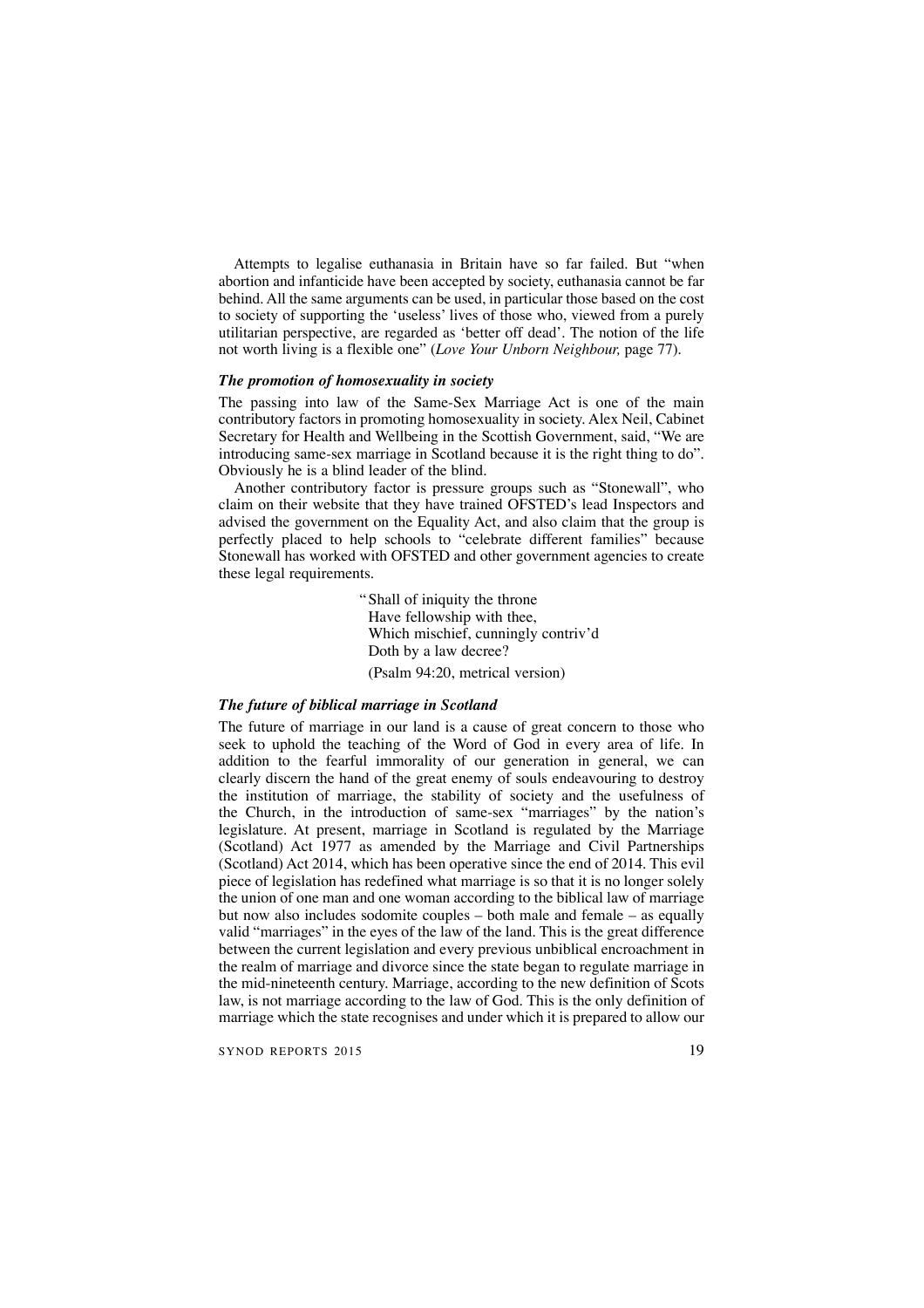Attempts to legalise euthanasia in Britain have so far failed. But "when abortion and infanticide have been accepted by society, euthanasia cannot be far behind. All the same arguments can be used, in particular those based on the cost to society of supporting the 'useless' lives of those who, viewed from a purely utilitarian perspective, are regarded as 'better off dead'. The notion of the life not worth living is a flexible one" (*Love Your Unborn Neighbour,* page 77).

### *The promotion of homosexuality in society*

The passing into law of the Same-Sex Marriage Act is one of the main contributory factors in promoting homosexuality in society. Alex Neil, Cabinet Secretary for Health and Wellbeing in the Scottish Government, said, "We are introducing same-sex marriage in Scotland because it is the right thing to do". Obviously he is a blind leader of the blind.

Another contributory factor is pressure groups such as "Stonewall", who claim on their website that they have trained OFSTED's lead Inspectors and advised the government on the Equality Act, and also claim that the group is perfectly placed to help schools to "celebrate different families" because Stonewall has worked with OFSTED and other government agencies to create these legal requirements.

> "Shall of iniquity the throne
> Have fellowship with thee,
> Which mischief, cunningly contriv'd
> Doth by a law decree?
>
> (Psalm 94:20, metrical version)

### *The future of biblical marriage in Scotland*

The future of marriage in our land is a cause of great concern to those who seek to uphold the teaching of the Word of God in every area of life. In addition to the fearful immorality of our generation in general, we can clearly discern the hand of the great enemy of souls endeavouring to destroy the institution of marriage, the stability of society and the usefulness of the Church, in the introduction of same-sex "marriages" by the nation's legislature. At present, marriage in Scotland is regulated by the Marriage (Scotland) Act 1977 as amended by the Marriage and Civil Partnerships (Scotland) Act 2014, which has been operative since the end of 2014. This evil piece of legislation has redefined what marriage is so that it is no longer solely the union of one man and one woman according to the biblical law of marriage but now also includes sodomite couples – both male and female – as equally valid "marriages" in the eyes of the law of the land. This is the great difference between the current legislation and every previous unbiblical encroachment in the realm of marriage and divorce since the state began to regulate marriage in the mid-nineteenth century. Marriage, according to the new definition of Scots law, is not marriage according to the law of God. This is the only definition of marriage which the state recognises and under which it is prepared to allow our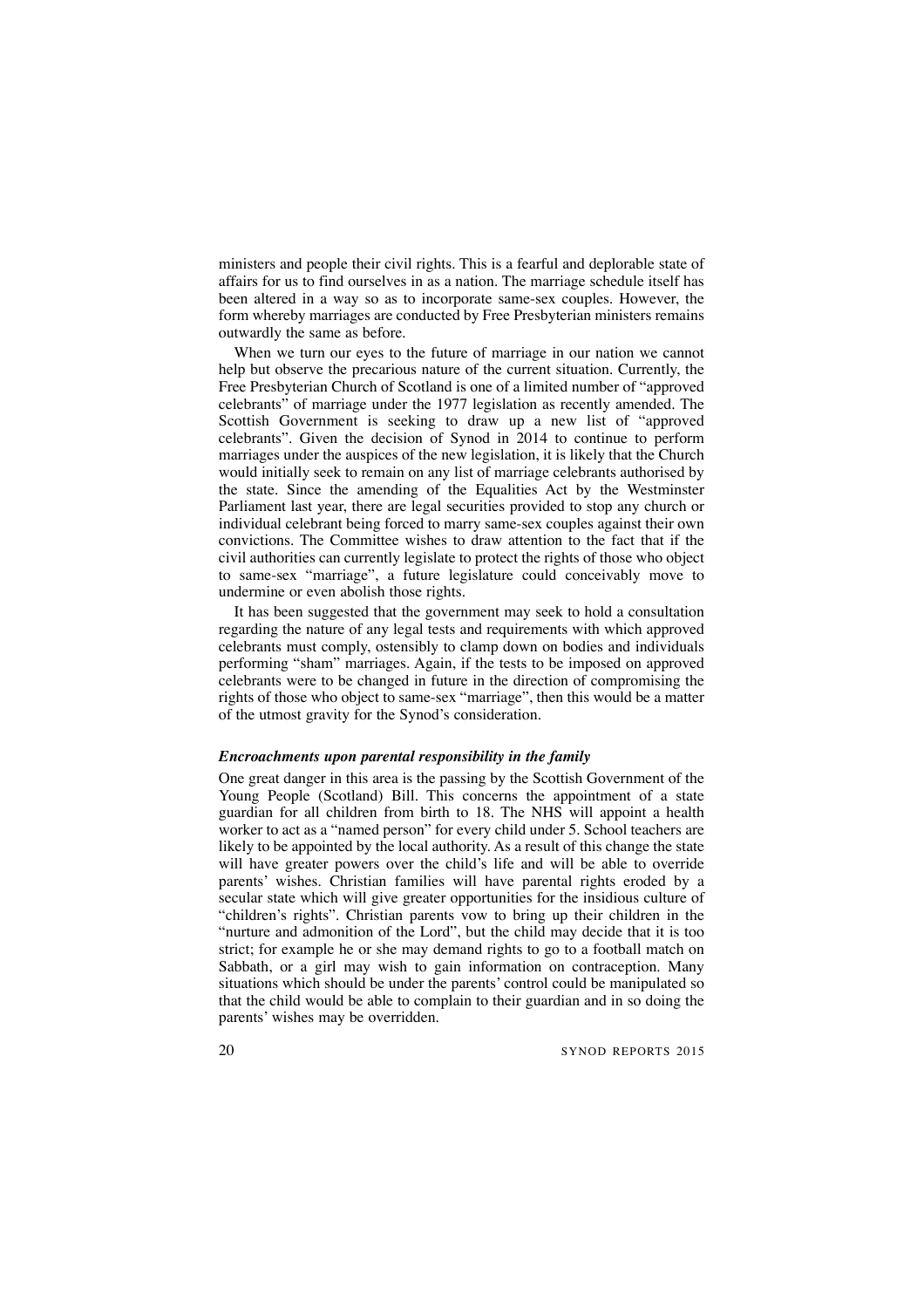ministers and people their civil rights. This is a fearful and deplorable state of affairs for us to find ourselves in as a nation. The marriage schedule itself has been altered in a way so as to incorporate same-sex couples. However, the form whereby marriages are conducted by Free Presbyterian ministers remains outwardly the same as before.

When we turn our eyes to the future of marriage in our nation we cannot help but observe the precarious nature of the current situation. Currently, the Free Presbyterian Church of Scotland is one of a limited number of "approved celebrants" of marriage under the 1977 legislation as recently amended. The Scottish Government is seeking to draw up a new list of "approved celebrants". Given the decision of Synod in 2014 to continue to perform marriages under the auspices of the new legislation, it is likely that the Church would initially seek to remain on any list of marriage celebrants authorised by the state. Since the amending of the Equalities Act by the Westminster Parliament last year, there are legal securities provided to stop any church or individual celebrant being forced to marry same-sex couples against their own convictions. The Committee wishes to draw attention to the fact that if the civil authorities can currently legislate to protect the rights of those who object to same-sex "marriage", a future legislature could conceivably move to undermine or even abolish those rights.

It has been suggested that the government may seek to hold a consultation regarding the nature of any legal tests and requirements with which approved celebrants must comply, ostensibly to clamp down on bodies and individuals performing "sham" marriages. Again, if the tests to be imposed on approved celebrants were to be changed in future in the direction of compromising the rights of those who object to same-sex "marriage", then this would be a matter of the utmost gravity for the Synod's consideration.

***Encroachments upon parental responsibility in the family***

One great danger in this area is the passing by the Scottish Government of the Young People (Scotland) Bill. This concerns the appointment of a state guardian for all children from birth to 18. The NHS will appoint a health worker to act as a "named person" for every child under 5. School teachers are likely to be appointed by the local authority. As a result of this change the state will have greater powers over the child's life and will be able to override parents' wishes. Christian families will have parental rights eroded by a secular state which will give greater opportunities for the insidious culture of "children's rights". Christian parents vow to bring up their children in the "nurture and admonition of the Lord", but the child may decide that it is too strict; for example he or she may demand rights to go to a football match on Sabbath, or a girl may wish to gain information on contraception. Many situations which should be under the parents' control could be manipulated so that the child would be able to complain to their guardian and in so doing the parents' wishes may be overridden.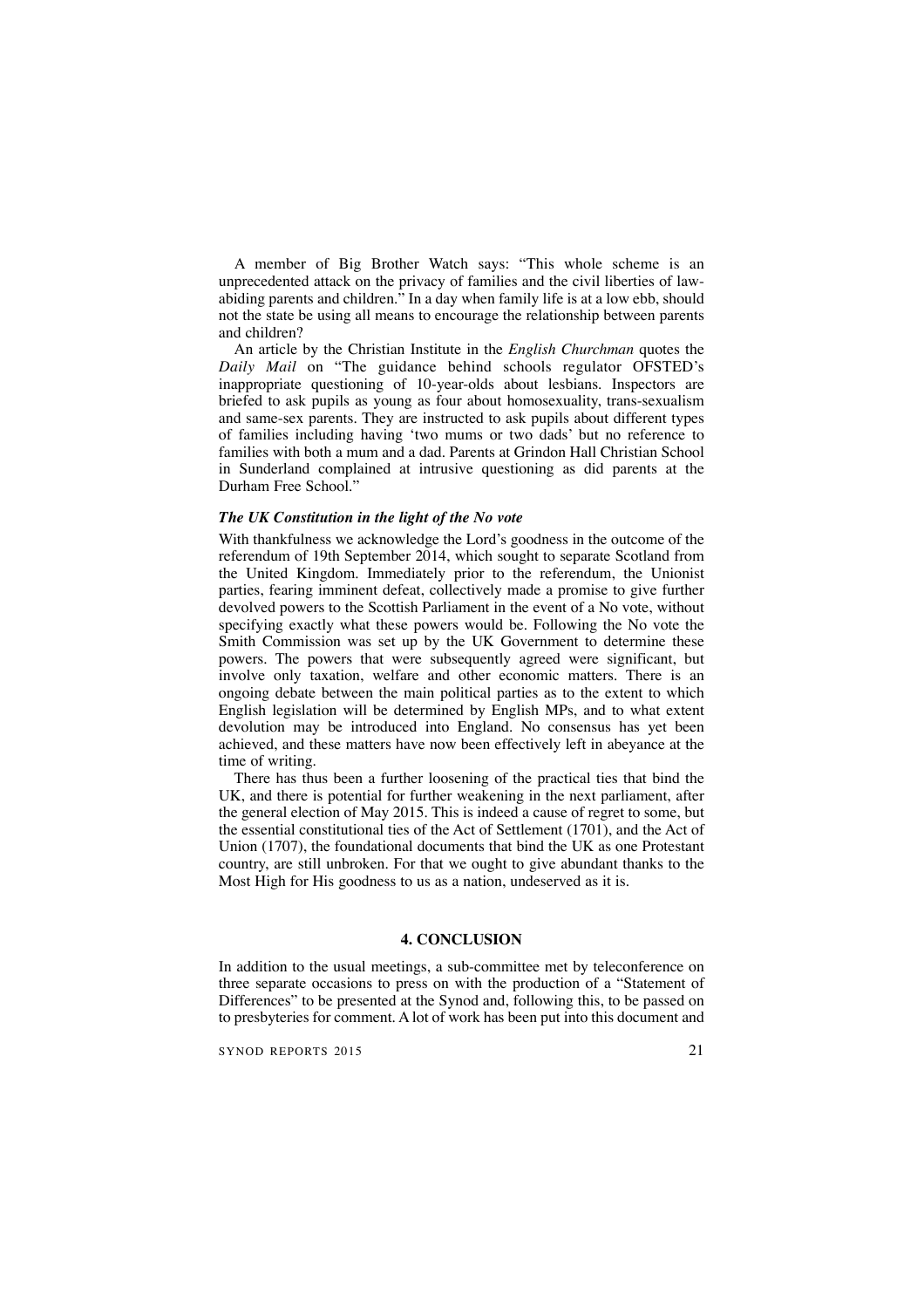A member of Big Brother Watch says: "This whole scheme is an unprecedented attack on the privacy of families and the civil liberties of law-abiding parents and children." In a day when family life is at a low ebb, should not the state be using all means to encourage the relationship between parents and children?

An article by the Christian Institute in the *English Churchman* quotes the *Daily Mail* on "The guidance behind schools regulator OFSTED's inappropriate questioning of 10-year-olds about lesbians. Inspectors are briefed to ask pupils as young as four about homosexuality, trans-sexualism and same-sex parents. They are instructed to ask pupils about different types of families including having 'two mums or two dads' but no reference to families with both a mum and a dad. Parents at Grindon Hall Christian School in Sunderland complained at intrusive questioning as did parents at the Durham Free School."

### *The UK Constitution in the light of the No vote*

With thankfulness we acknowledge the Lord's goodness in the outcome of the referendum of 19th September 2014, which sought to separate Scotland from the United Kingdom. Immediately prior to the referendum, the Unionist parties, fearing imminent defeat, collectively made a promise to give further devolved powers to the Scottish Parliament in the event of a No vote, without specifying exactly what these powers would be. Following the No vote the Smith Commission was set up by the UK Government to determine these powers. The powers that were subsequently agreed were significant, but involve only taxation, welfare and other economic matters. There is an ongoing debate between the main political parties as to the extent to which English legislation will be determined by English MPs, and to what extent devolution may be introduced into England. No consensus has yet been achieved, and these matters have now been effectively left in abeyance at the time of writing.

There has thus been a further loosening of the practical ties that bind the UK, and there is potential for further weakening in the next parliament, after the general election of May 2015. This is indeed a cause of regret to some, but the essential constitutional ties of the Act of Settlement (1701), and the Act of Union (1707), the foundational documents that bind the UK as one Protestant country, are still unbroken. For that we ought to give abundant thanks to the Most High for His goodness to us as a nation, undeserved as it is.

## 4. CONCLUSION

In addition to the usual meetings, a sub-committee met by teleconference on three separate occasions to press on with the production of a "Statement of Differences" to be presented at the Synod and, following this, to be passed on to presbyteries for comment. A lot of work has been put into this document and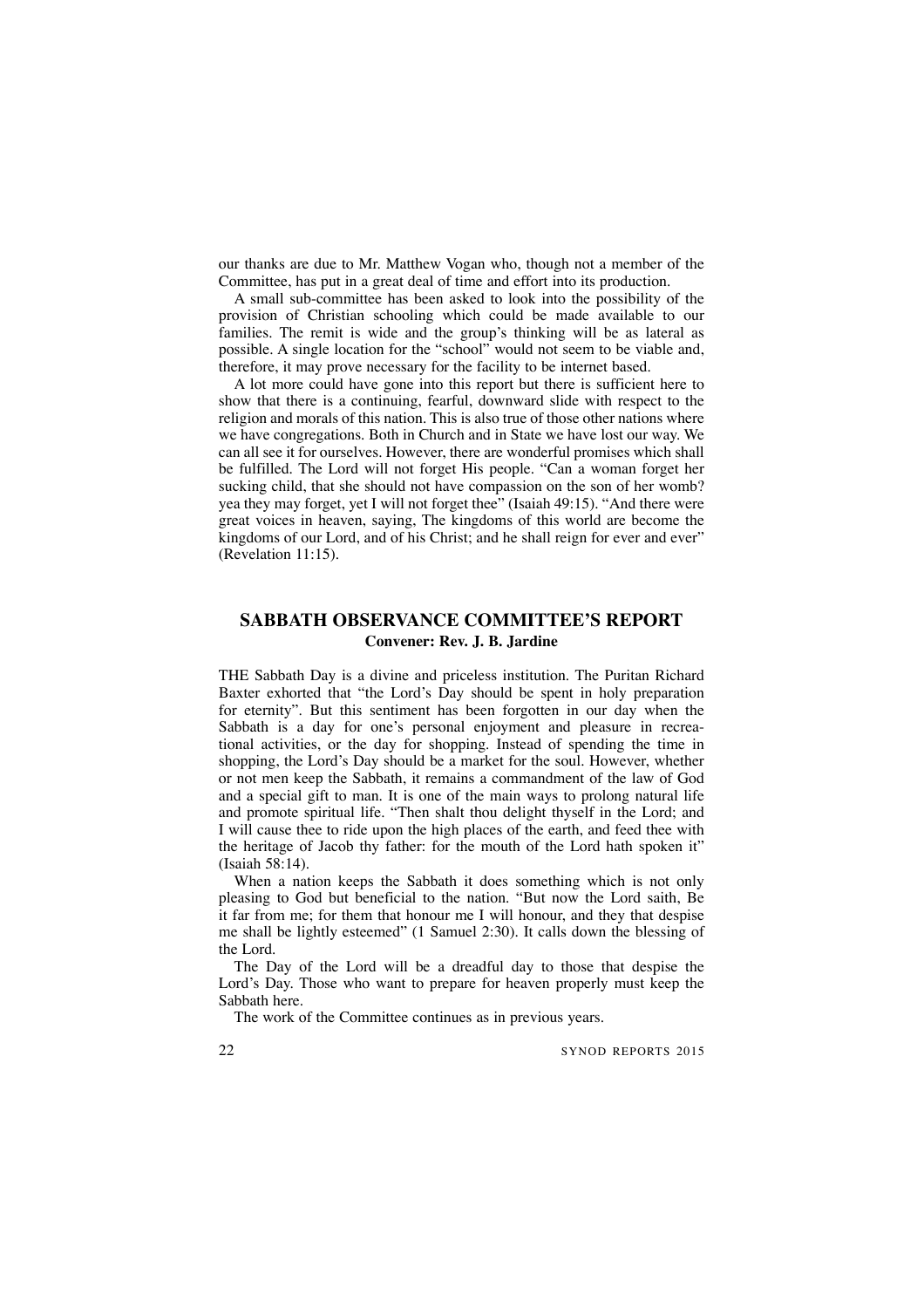our thanks are due to Mr. Matthew Vogan who, though not a member of the Committee, has put in a great deal of time and effort into its production.

A small sub-committee has been asked to look into the possibility of the provision of Christian schooling which could be made available to our families. The remit is wide and the group's thinking will be as lateral as possible. A single location for the "school" would not seem to be viable and, therefore, it may prove necessary for the facility to be internet based.

A lot more could have gone into this report but there is sufficient here to show that there is a continuing, fearful, downward slide with respect to the religion and morals of this nation. This is also true of those other nations where we have congregations. Both in Church and in State we have lost our way. We can all see it for ourselves. However, there are wonderful promises which shall be fulfilled. The Lord will not forget His people. "Can a woman forget her sucking child, that she should not have compassion on the son of her womb? yea they may forget, yet I will not forget thee" (Isaiah 49:15). "And there were great voices in heaven, saying, The kingdoms of this world are become the kingdoms of our Lord, and of his Christ; and he shall reign for ever and ever" (Revelation 11:15).

## SABBATH OBSERVANCE COMMITTEE'S REPORT

**Convener: Rev. J. B. Jardine**

THE Sabbath Day is a divine and priceless institution. The Puritan Richard Baxter exhorted that "the Lord's Day should be spent in holy preparation for eternity". But this sentiment has been forgotten in our day when the Sabbath is a day for one's personal enjoyment and pleasure in recreational activities, or the day for shopping. Instead of spending the time in shopping, the Lord's Day should be a market for the soul. However, whether or not men keep the Sabbath, it remains a commandment of the law of God and a special gift to man. It is one of the main ways to prolong natural life and promote spiritual life. "Then shalt thou delight thyself in the Lord; and I will cause thee to ride upon the high places of the earth, and feed thee with the heritage of Jacob thy father: for the mouth of the Lord hath spoken it" (Isaiah 58:14).

When a nation keeps the Sabbath it does something which is not only pleasing to God but beneficial to the nation. "But now the Lord saith, Be it far from me; for them that honour me I will honour, and they that despise me shall be lightly esteemed" (1 Samuel 2:30). It calls down the blessing of the Lord.

The Day of the Lord will be a dreadful day to those that despise the Lord's Day. Those who want to prepare for heaven properly must keep the Sabbath here.

The work of the Committee continues as in previous years.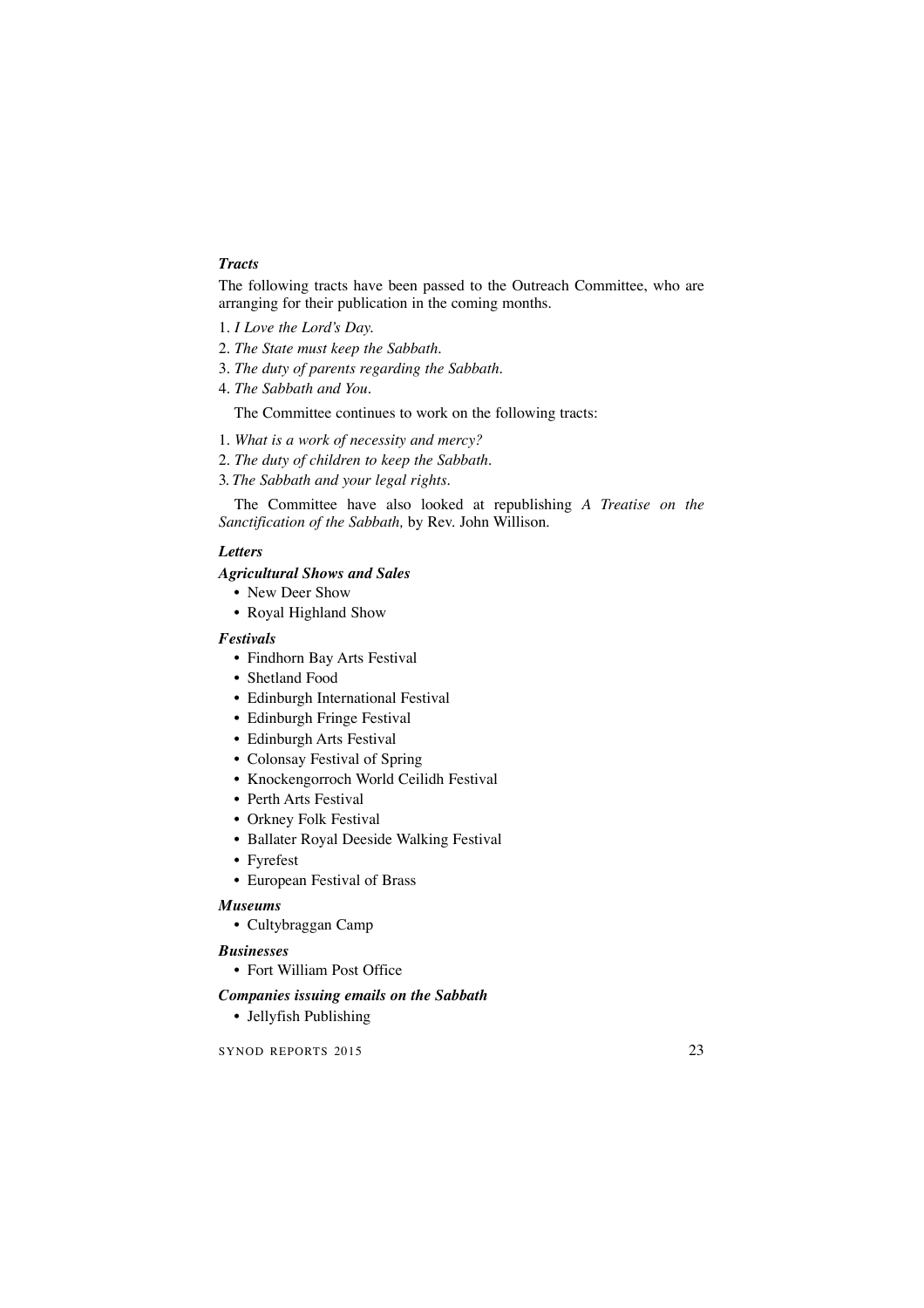*Tracts*

The following tracts have been passed to the Outreach Committee, who are arranging for their publication in the coming months.

1. *I Love the Lord's Day.*
2. *The State must keep the Sabbath.*
3. *The duty of parents regarding the Sabbath.*
4. *The Sabbath and You.*

The Committee continues to work on the following tracts:

1. *What is a work of necessity and mercy?*
2. *The duty of children to keep the Sabbath.*
3. *The Sabbath and your legal rights.*

The Committee have also looked at republishing *A Treatise on the Sanctification of the Sabbath,* by Rev. John Willison.

***Letters***

***Agricultural Shows and Sales***

- New Deer Show
- Royal Highland Show

***Festivals***

- Findhorn Bay Arts Festival
- Shetland Food
- Edinburgh International Festival
- Edinburgh Fringe Festival
- Edinburgh Arts Festival
- Colonsay Festival of Spring
- Knockengorroch World Ceilidh Festival
- Perth Arts Festival
- Orkney Folk Festival
- Ballater Royal Deeside Walking Festival
- Fyrefest
- European Festival of Brass

***Museums***

- Cultybraggan Camp

***Businesses***

- Fort William Post Office

***Companies issuing emails on the Sabbath***

- Jellyfish Publishing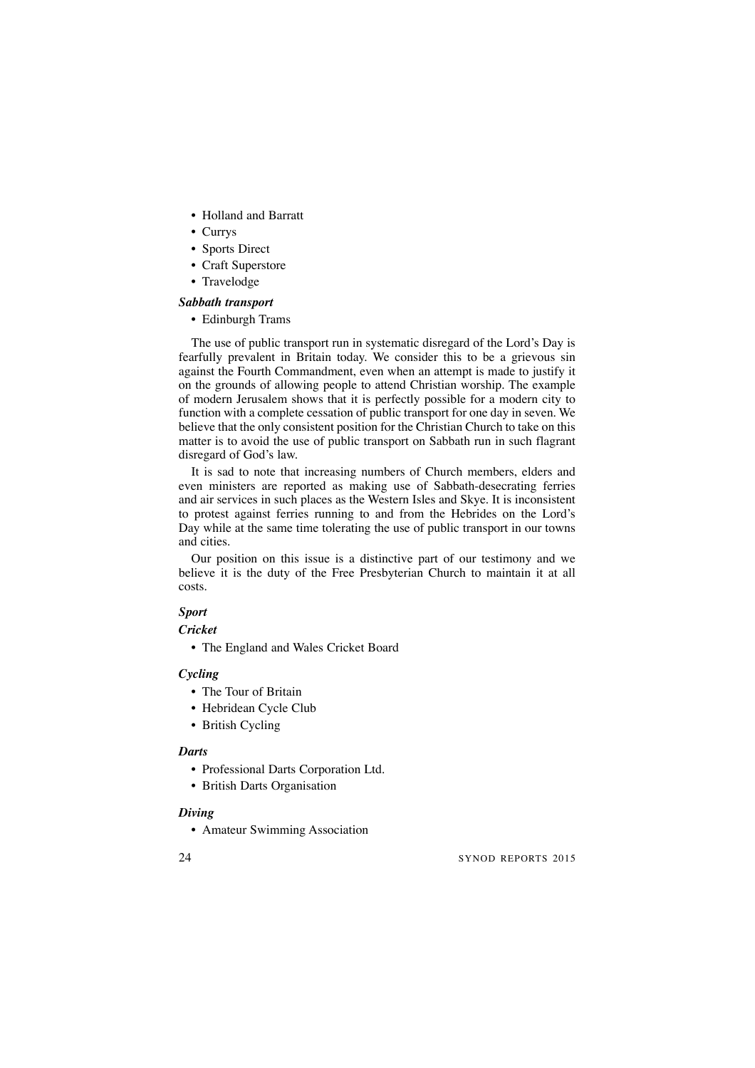- Holland and Barratt
- Currys
- Sports Direct
- Craft Superstore
- Travelodge

***Sabbath transport***

- Edinburgh Trams

The use of public transport run in systematic disregard of the Lord's Day is fearfully prevalent in Britain today. We consider this to be a grievous sin against the Fourth Commandment, even when an attempt is made to justify it on the grounds of allowing people to attend Christian worship. The example of modern Jerusalem shows that it is perfectly possible for a modern city to function with a complete cessation of public transport for one day in seven. We believe that the only consistent position for the Christian Church to take on this matter is to avoid the use of public transport on Sabbath run in such flagrant disregard of God's law.

It is sad to note that increasing numbers of Church members, elders and even ministers are reported as making use of Sabbath-desecrating ferries and air services in such places as the Western Isles and Skye. It is inconsistent to protest against ferries running to and from the Hebrides on the Lord's Day while at the same time tolerating the use of public transport in our towns and cities.

Our position on this issue is a distinctive part of our testimony and we believe it is the duty of the Free Presbyterian Church to maintain it at all costs.

***Sport***

***Cricket***

- The England and Wales Cricket Board

***Cycling***

- The Tour of Britain
- Hebridean Cycle Club
- British Cycling

***Darts***

- Professional Darts Corporation Ltd.
- British Darts Organisation

***Diving***

- Amateur Swimming Association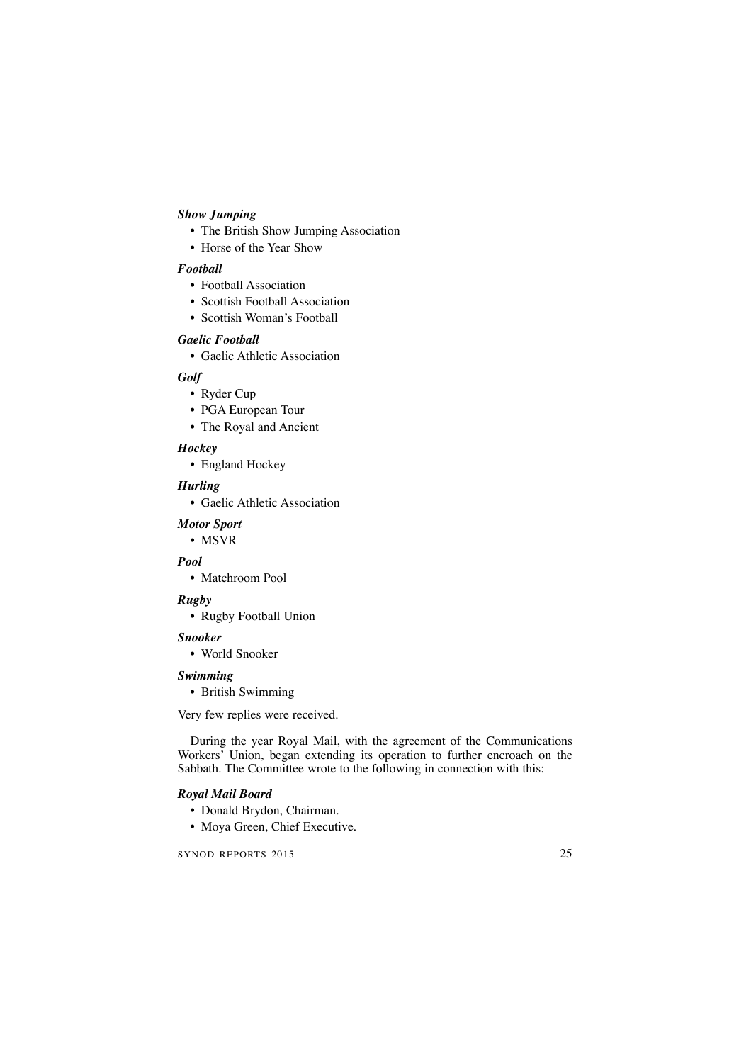***Show Jumping***

- The British Show Jumping Association
- Horse of the Year Show

***Football***

- Football Association
- Scottish Football Association
- Scottish Woman's Football

***Gaelic Football***

- Gaelic Athletic Association

***Golf***

- Ryder Cup
- PGA European Tour
- The Royal and Ancient

***Hockey***

- England Hockey

***Hurling***

- Gaelic Athletic Association

***Motor Sport***

- MSVR

***Pool***

- Matchroom Pool

***Rugby***

- Rugby Football Union

***Snooker***

- World Snooker

***Swimming***

- British Swimming

Very few replies were received.

During the year Royal Mail, with the agreement of the Communications Workers' Union, began extending its operation to further encroach on the Sabbath. The Committee wrote to the following in connection with this:

***Royal Mail Board***

- Donald Brydon, Chairman.
- Moya Green, Chief Executive.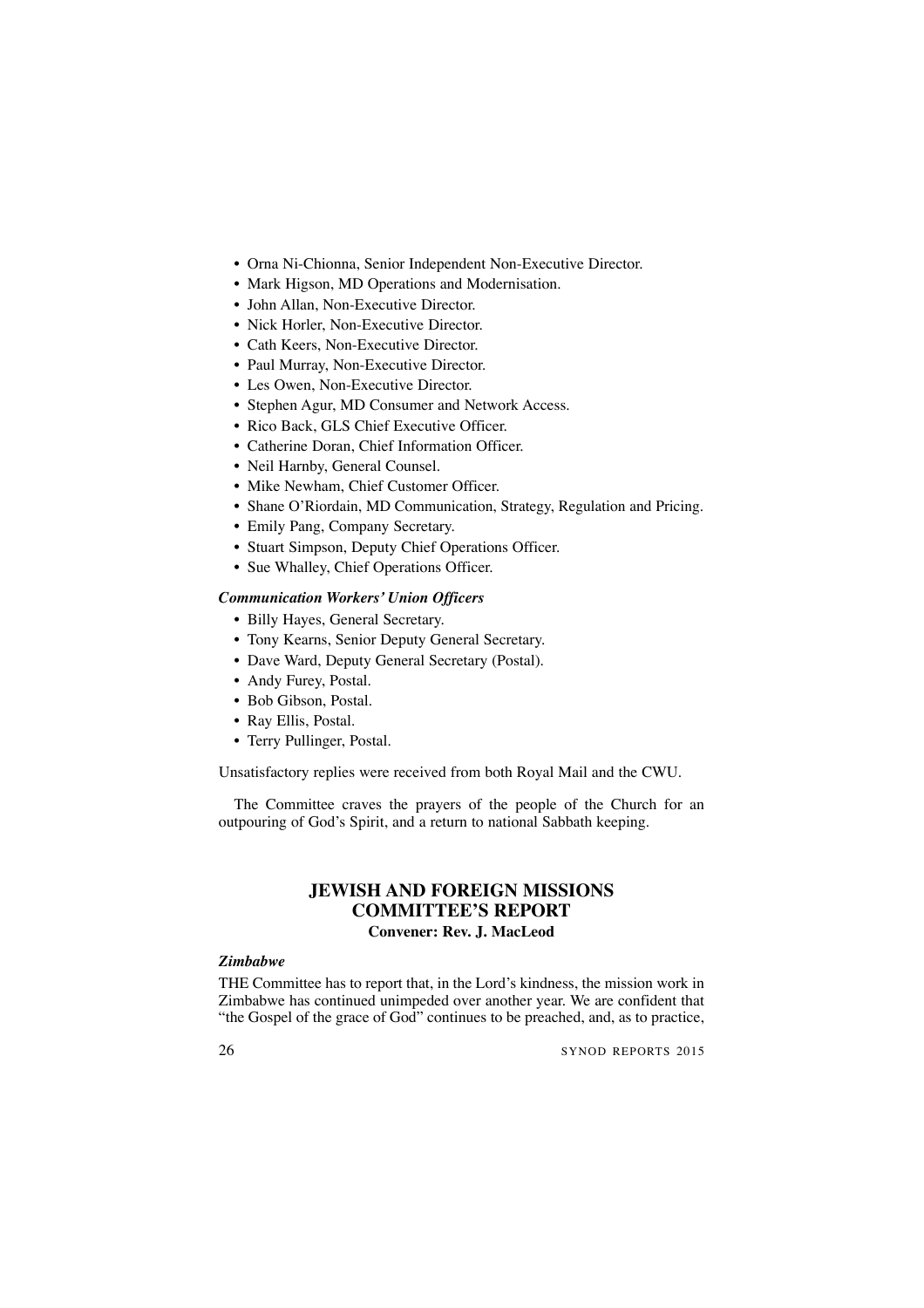- Orna Ni-Chionna, Senior Independent Non-Executive Director.
- Mark Higson, MD Operations and Modernisation.
- John Allan, Non-Executive Director.
- Nick Horler, Non-Executive Director.
- Cath Keers, Non-Executive Director.
- Paul Murray, Non-Executive Director.
- Les Owen, Non-Executive Director.
- Stephen Agur, MD Consumer and Network Access.
- Rico Back, GLS Chief Executive Officer.
- Catherine Doran, Chief Information Officer.
- Neil Harnby, General Counsel.
- Mike Newham, Chief Customer Officer.
- Shane O'Riordain, MD Communication, Strategy, Regulation and Pricing.
- Emily Pang, Company Secretary.
- Stuart Simpson, Deputy Chief Operations Officer.
- Sue Whalley, Chief Operations Officer.

***Communication Workers' Union Officers***

- Billy Hayes, General Secretary.
- Tony Kearns, Senior Deputy General Secretary.
- Dave Ward, Deputy General Secretary (Postal).
- Andy Furey, Postal.
- Bob Gibson, Postal.
- Ray Ellis, Postal.
- Terry Pullinger, Postal.

Unsatisfactory replies were received from both Royal Mail and the CWU.

The Committee craves the prayers of the people of the Church for an outpouring of God's Spirit, and a return to national Sabbath keeping.

## JEWISH AND FOREIGN MISSIONS COMMITTEE'S REPORT

**Convener: Rev. J. MacLeod**

***Zimbabwe***

THE Committee has to report that, in the Lord's kindness, the mission work in Zimbabwe has continued unimpeded over another year. We are confident that "the Gospel of the grace of God" continues to be preached, and, as to practice,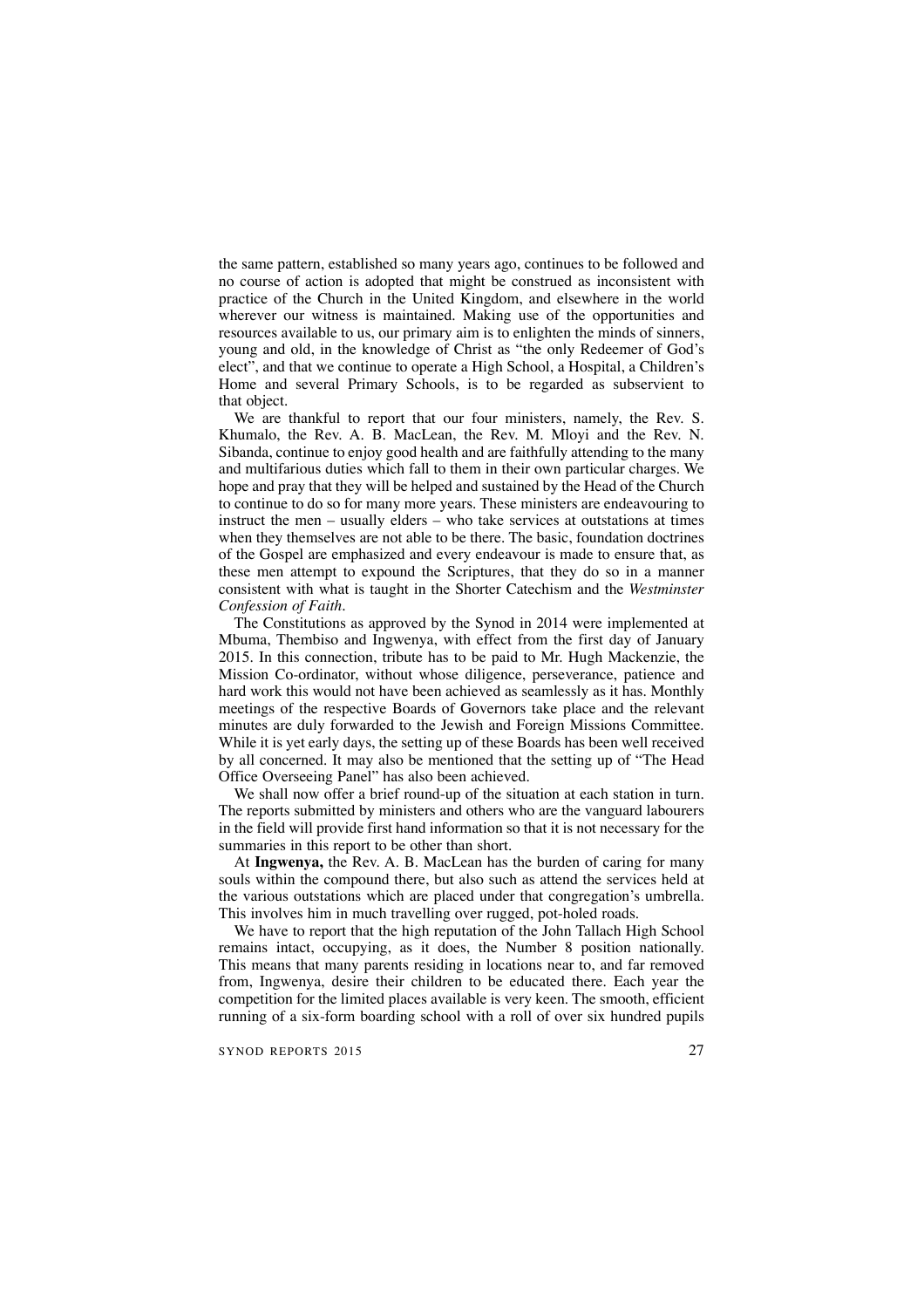the same pattern, established so many years ago, continues to be followed and no course of action is adopted that might be construed as inconsistent with practice of the Church in the United Kingdom, and elsewhere in the world wherever our witness is maintained. Making use of the opportunities and resources available to us, our primary aim is to enlighten the minds of sinners, young and old, in the knowledge of Christ as "the only Redeemer of God's elect", and that we continue to operate a High School, a Hospital, a Children's Home and several Primary Schools, is to be regarded as subservient to that object.

We are thankful to report that our four ministers, namely, the Rev. S. Khumalo, the Rev. A. B. MacLean, the Rev. M. Mloyi and the Rev. N. Sibanda, continue to enjoy good health and are faithfully attending to the many and multifarious duties which fall to them in their own particular charges. We hope and pray that they will be helped and sustained by the Head of the Church to continue to do so for many more years. These ministers are endeavouring to instruct the men – usually elders – who take services at outstations at times when they themselves are not able to be there. The basic, foundation doctrines of the Gospel are emphasized and every endeavour is made to ensure that, as these men attempt to expound the Scriptures, that they do so in a manner consistent with what is taught in the Shorter Catechism and the *Westminster Confession of Faith*.

The Constitutions as approved by the Synod in 2014 were implemented at Mbuma, Thembiso and Ingwenya, with effect from the first day of January 2015. In this connection, tribute has to be paid to Mr. Hugh Mackenzie, the Mission Co-ordinator, without whose diligence, perseverance, patience and hard work this would not have been achieved as seamlessly as it has. Monthly meetings of the respective Boards of Governors take place and the relevant minutes are duly forwarded to the Jewish and Foreign Missions Committee. While it is yet early days, the setting up of these Boards has been well received by all concerned. It may also be mentioned that the setting up of "The Head Office Overseeing Panel" has also been achieved.

We shall now offer a brief round-up of the situation at each station in turn. The reports submitted by ministers and others who are the vanguard labourers in the field will provide first hand information so that it is not necessary for the summaries in this report to be other than short.

At **Ingwenya,** the Rev. A. B. MacLean has the burden of caring for many souls within the compound there, but also such as attend the services held at the various outstations which are placed under that congregation's umbrella. This involves him in much travelling over rugged, pot-holed roads.

We have to report that the high reputation of the John Tallach High School remains intact, occupying, as it does, the Number 8 position nationally. This means that many parents residing in locations near to, and far removed from, Ingwenya, desire their children to be educated there. Each year the competition for the limited places available is very keen. The smooth, efficient running of a six-form boarding school with a roll of over six hundred pupils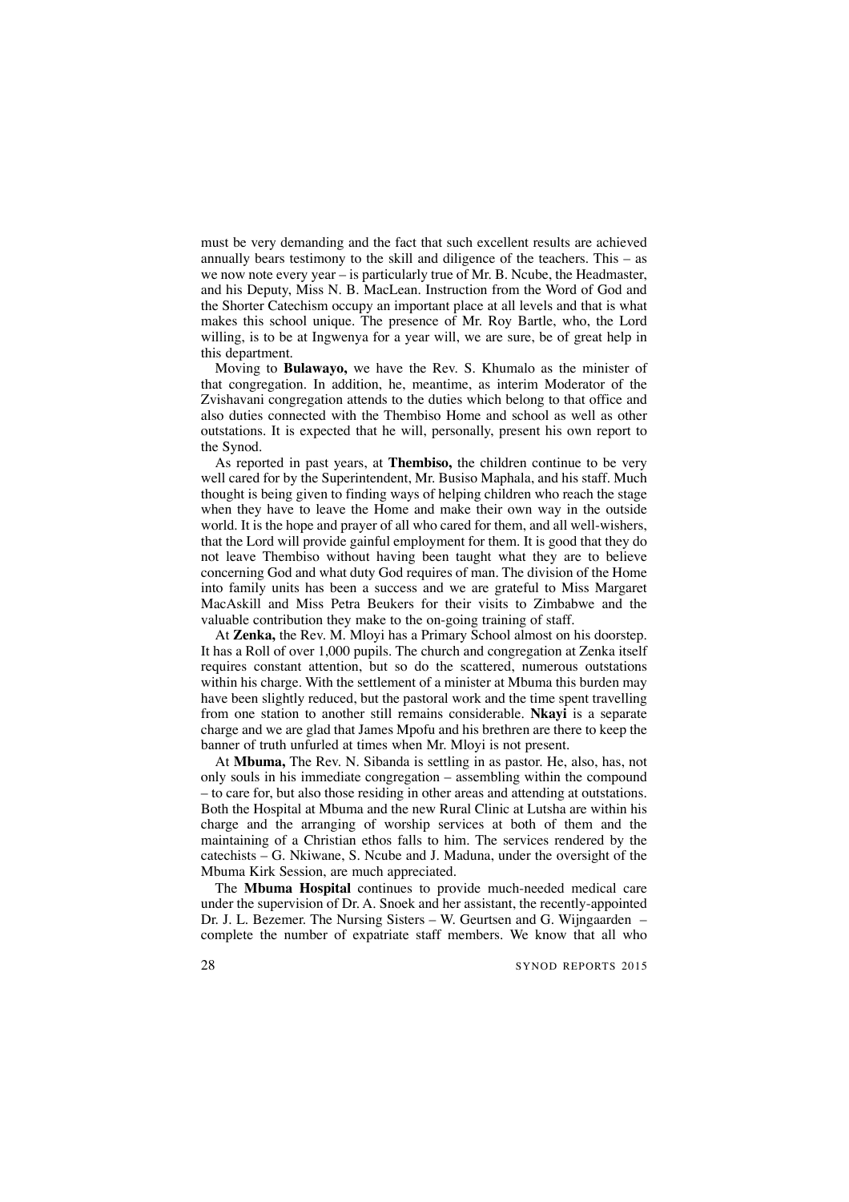must be very demanding and the fact that such excellent results are achieved annually bears testimony to the skill and diligence of the teachers. This – as we now note every year – is particularly true of Mr. B. Ncube, the Headmaster, and his Deputy, Miss N. B. MacLean. Instruction from the Word of God and the Shorter Catechism occupy an important place at all levels and that is what makes this school unique. The presence of Mr. Roy Bartle, who, the Lord willing, is to be at Ingwenya for a year will, we are sure, be of great help in this department.

Moving to **Bulawayo,** we have the Rev. S. Khumalo as the minister of that congregation. In addition, he, meantime, as interim Moderator of the Zvishavani congregation attends to the duties which belong to that office and also duties connected with the Thembiso Home and school as well as other outstations. It is expected that he will, personally, present his own report to the Synod.

As reported in past years, at **Thembiso,** the children continue to be very well cared for by the Superintendent, Mr. Busiso Maphala, and his staff. Much thought is being given to finding ways of helping children who reach the stage when they have to leave the Home and make their own way in the outside world. It is the hope and prayer of all who cared for them, and all well-wishers, that the Lord will provide gainful employment for them. It is good that they do not leave Thembiso without having been taught what they are to believe concerning God and what duty God requires of man. The division of the Home into family units has been a success and we are grateful to Miss Margaret MacAskill and Miss Petra Beukers for their visits to Zimbabwe and the valuable contribution they make to the on-going training of staff.

At **Zenka,** the Rev. M. Mloyi has a Primary School almost on his doorstep. It has a Roll of over 1,000 pupils. The church and congregation at Zenka itself requires constant attention, but so do the scattered, numerous outstations within his charge. With the settlement of a minister at Mbuma this burden may have been slightly reduced, but the pastoral work and the time spent travelling from one station to another still remains considerable. **Nkayi** is a separate charge and we are glad that James Mpofu and his brethren are there to keep the banner of truth unfurled at times when Mr. Mloyi is not present.

At **Mbuma,** The Rev. N. Sibanda is settling in as pastor. He, also, has, not only souls in his immediate congregation – assembling within the compound – to care for, but also those residing in other areas and attending at outstations. Both the Hospital at Mbuma and the new Rural Clinic at Lutsha are within his charge and the arranging of worship services at both of them and the maintaining of a Christian ethos falls to him. The services rendered by the catechists – G. Nkiwane, S. Ncube and J. Maduna, under the oversight of the Mbuma Kirk Session, are much appreciated.

The **Mbuma Hospital** continues to provide much-needed medical care under the supervision of Dr. A. Snoek and her assistant, the recently-appointed Dr. J. L. Bezemer. The Nursing Sisters – W. Geurtsen and G. Wijngaarden – complete the number of expatriate staff members. We know that all who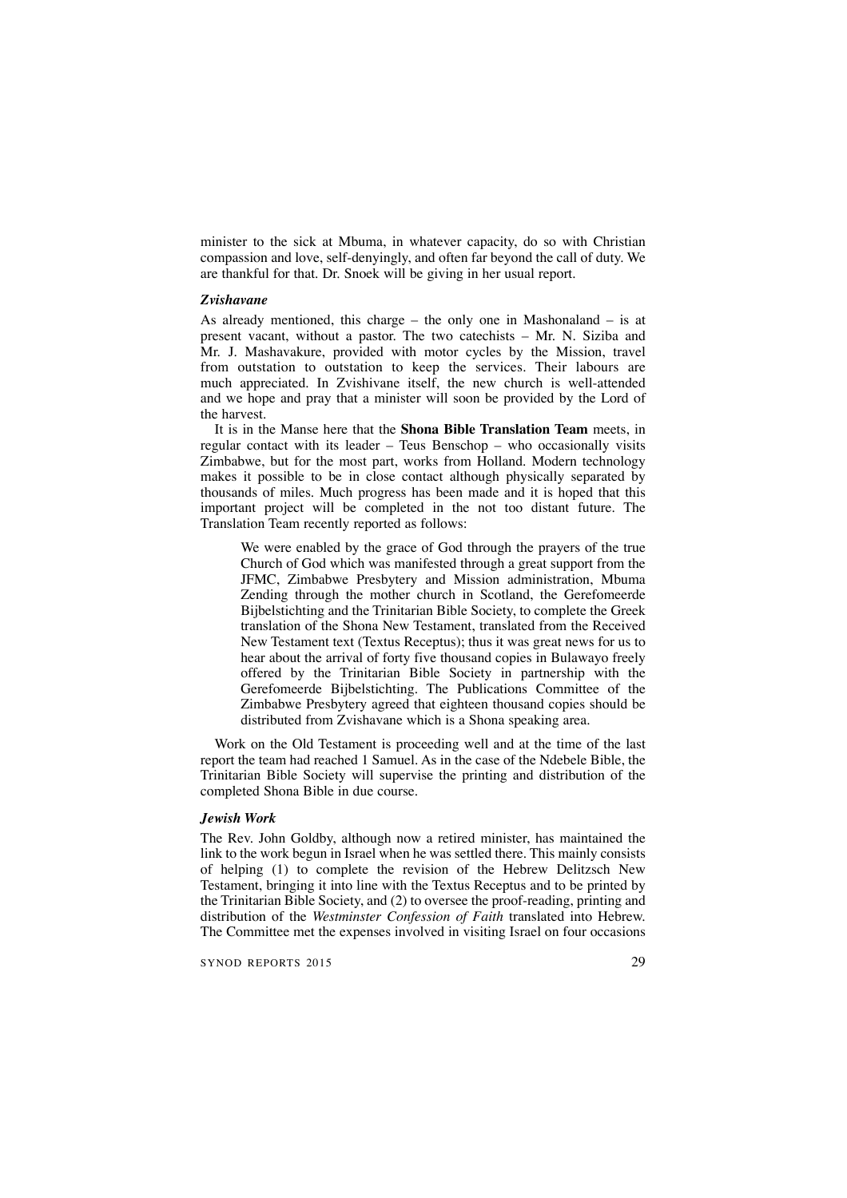minister to the sick at Mbuma, in whatever capacity, do so with Christian compassion and love, self-denyingly, and often far beyond the call of duty. We are thankful for that. Dr. Snoek will be giving in her usual report.

### *Zvishavane*

As already mentioned, this charge – the only one in Mashonaland – is at present vacant, without a pastor. The two catechists – Mr. N. Siziba and Mr. J. Mashavakure, provided with motor cycles by the Mission, travel from outstation to outstation to keep the services. Their labours are much appreciated. In Zvishivane itself, the new church is well-attended and we hope and pray that a minister will soon be provided by the Lord of the harvest.

It is in the Manse here that the **Shona Bible Translation Team** meets, in regular contact with its leader – Teus Benschop – who occasionally visits Zimbabwe, but for the most part, works from Holland. Modern technology makes it possible to be in close contact although physically separated by thousands of miles. Much progress has been made and it is hoped that this important project will be completed in the not too distant future. The Translation Team recently reported as follows:

> We were enabled by the grace of God through the prayers of the true Church of God which was manifested through a great support from the JFMC, Zimbabwe Presbytery and Mission administration, Mbuma Zending through the mother church in Scotland, the Gerefomeerde Bijbelstichting and the Trinitarian Bible Society, to complete the Greek translation of the Shona New Testament, translated from the Received New Testament text (Textus Receptus); thus it was great news for us to hear about the arrival of forty five thousand copies in Bulawayo freely offered by the Trinitarian Bible Society in partnership with the Gerefomeerde Bijbelstichting. The Publications Committee of the Zimbabwe Presbytery agreed that eighteen thousand copies should be distributed from Zvishavane which is a Shona speaking area.

Work on the Old Testament is proceeding well and at the time of the last report the team had reached 1 Samuel. As in the case of the Ndebele Bible, the Trinitarian Bible Society will supervise the printing and distribution of the completed Shona Bible in due course.

### *Jewish Work*

The Rev. John Goldby, although now a retired minister, has maintained the link to the work begun in Israel when he was settled there. This mainly consists of helping (1) to complete the revision of the Hebrew Delitzsch New Testament, bringing it into line with the Textus Receptus and to be printed by the Trinitarian Bible Society, and (2) to oversee the proof-reading, printing and distribution of the *Westminster Confession of Faith* translated into Hebrew. The Committee met the expenses involved in visiting Israel on four occasions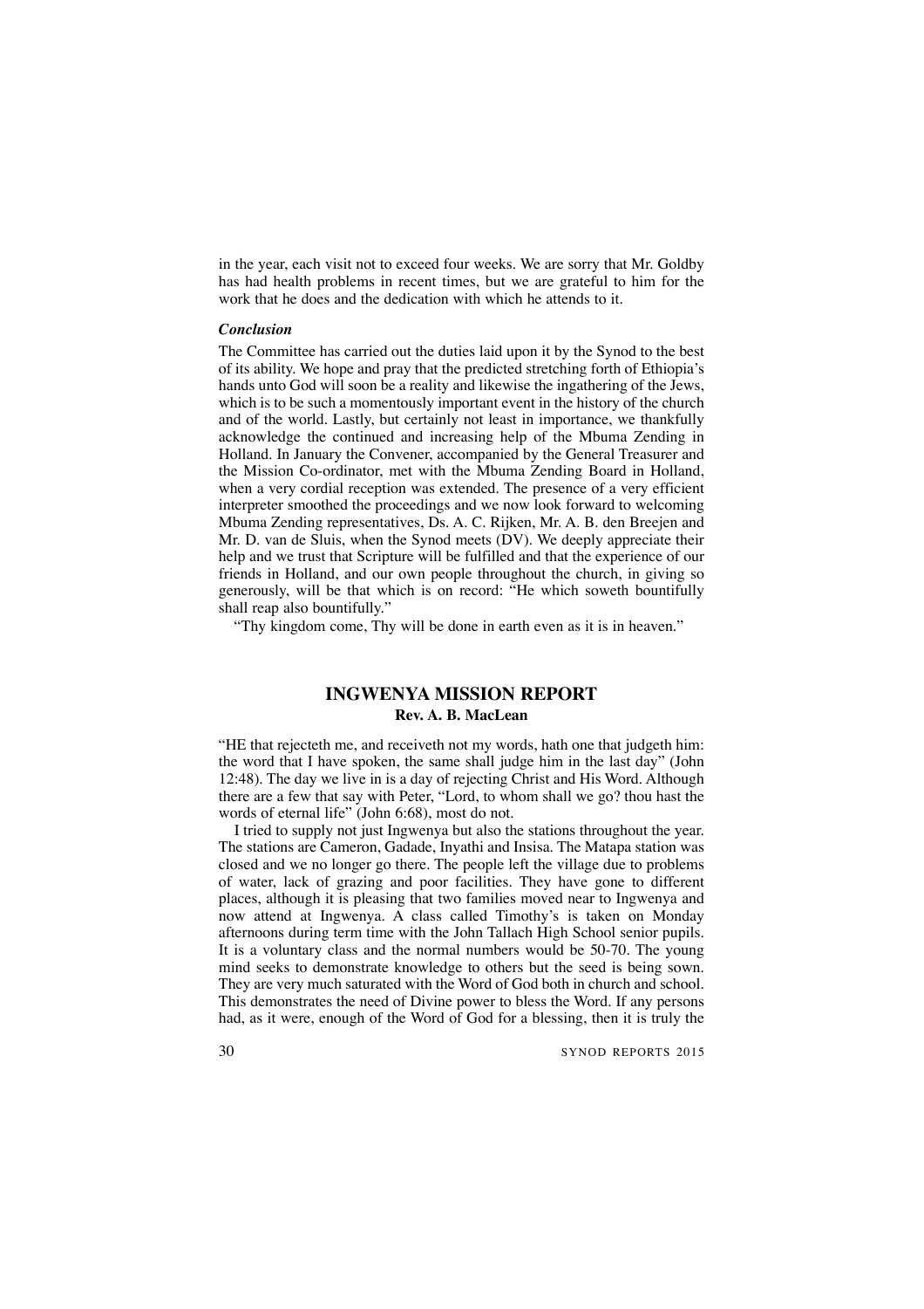in the year, each visit not to exceed four weeks. We are sorry that Mr. Goldby has had health problems in recent times, but we are grateful to him for the work that he does and the dedication with which he attends to it.

### *Conclusion*

The Committee has carried out the duties laid upon it by the Synod to the best of its ability. We hope and pray that the predicted stretching forth of Ethiopia's hands unto God will soon be a reality and likewise the ingathering of the Jews, which is to be such a momentously important event in the history of the church and of the world. Lastly, but certainly not least in importance, we thankfully acknowledge the continued and increasing help of the Mbuma Zending in Holland. In January the Convener, accompanied by the General Treasurer and the Mission Co-ordinator, met with the Mbuma Zending Board in Holland, when a very cordial reception was extended. The presence of a very efficient interpreter smoothed the proceedings and we now look forward to welcoming Mbuma Zending representatives, Ds. A. C. Rijken, Mr. A. B. den Breejen and Mr. D. van de Sluis, when the Synod meets (DV). We deeply appreciate their help and we trust that Scripture will be fulfilled and that the experience of our friends in Holland, and our own people throughout the church, in giving so generously, will be that which is on record: "He which soweth bountifully shall reap also bountifully."

"Thy kingdom come, Thy will be done in earth even as it is in heaven."

## INGWENYA MISSION REPORT

**Rev. A. B. MacLean**

"HE that rejecteth me, and receiveth not my words, hath one that judgeth him: the word that I have spoken, the same shall judge him in the last day" (John 12:48). The day we live in is a day of rejecting Christ and His Word. Although there are a few that say with Peter, "Lord, to whom shall we go? thou hast the words of eternal life" (John 6:68), most do not.

I tried to supply not just Ingwenya but also the stations throughout the year. The stations are Cameron, Gadade, Inyathi and Insisa. The Matapa station was closed and we no longer go there. The people left the village due to problems of water, lack of grazing and poor facilities. They have gone to different places, although it is pleasing that two families moved near to Ingwenya and now attend at Ingwenya. A class called Timothy's is taken on Monday afternoons during term time with the John Tallach High School senior pupils. It is a voluntary class and the normal numbers would be 50-70. The young mind seeks to demonstrate knowledge to others but the seed is being sown. They are very much saturated with the Word of God both in church and school. This demonstrates the need of Divine power to bless the Word. If any persons had, as it were, enough of the Word of God for a blessing, then it is truly the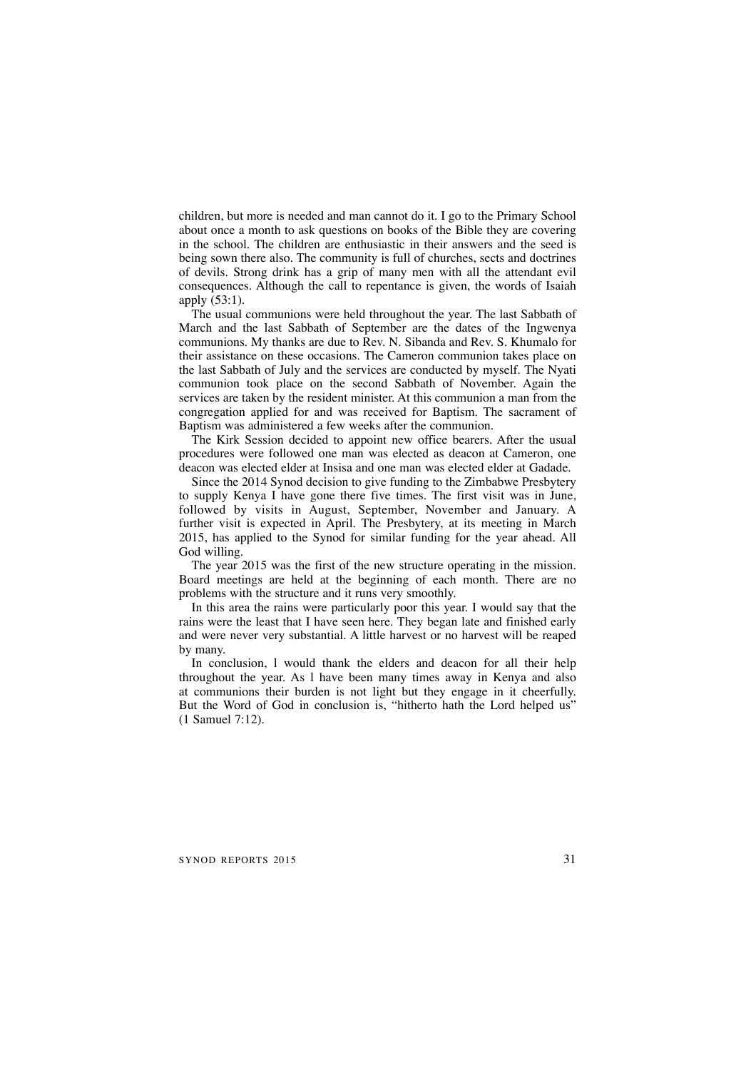children, but more is needed and man cannot do it. I go to the Primary School about once a month to ask questions on books of the Bible they are covering in the school. The children are enthusiastic in their answers and the seed is being sown there also. The community is full of churches, sects and doctrines of devils. Strong drink has a grip of many men with all the attendant evil consequences. Although the call to repentance is given, the words of Isaiah apply (53:1).

The usual communions were held throughout the year. The last Sabbath of March and the last Sabbath of September are the dates of the Ingwenya communions. My thanks are due to Rev. N. Sibanda and Rev. S. Khumalo for their assistance on these occasions. The Cameron communion takes place on the last Sabbath of July and the services are conducted by myself. The Nyati communion took place on the second Sabbath of November. Again the services are taken by the resident minister. At this communion a man from the congregation applied for and was received for Baptism. The sacrament of Baptism was administered a few weeks after the communion.

The Kirk Session decided to appoint new office bearers. After the usual procedures were followed one man was elected as deacon at Cameron, one deacon was elected elder at Insisa and one man was elected elder at Gadade.

Since the 2014 Synod decision to give funding to the Zimbabwe Presbytery to supply Kenya I have gone there five times. The first visit was in June, followed by visits in August, September, November and January. A further visit is expected in April. The Presbytery, at its meeting in March 2015, has applied to the Synod for similar funding for the year ahead. All God willing.

The year 2015 was the first of the new structure operating in the mission. Board meetings are held at the beginning of each month. There are no problems with the structure and it runs very smoothly.

In this area the rains were particularly poor this year. I would say that the rains were the least that I have seen here. They began late and finished early and were never very substantial. A little harvest or no harvest will be reaped by many.

In conclusion, I would thank the elders and deacon for all their help throughout the year. As I have been many times away in Kenya and also at communions their burden is not light but they engage in it cheerfully. But the Word of God in conclusion is, "hitherto hath the Lord helped us" (1 Samuel 7:12).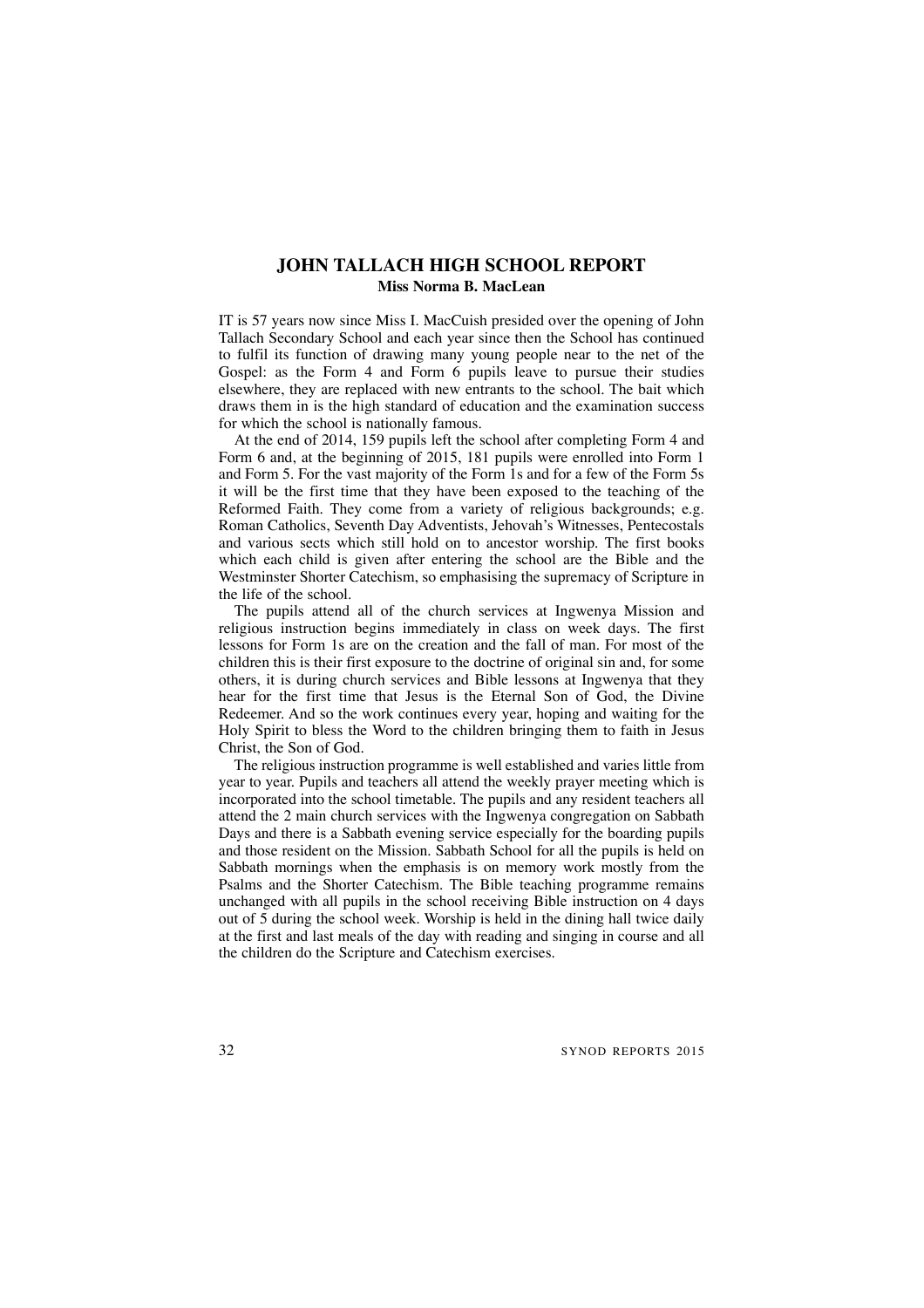## JOHN TALLACH HIGH SCHOOL REPORT

**Miss Norma B. MacLean**

IT is 57 years now since Miss I. MacCuish presided over the opening of John Tallach Secondary School and each year since then the School has continued to fulfil its function of drawing many young people near to the net of the Gospel: as the Form 4 and Form 6 pupils leave to pursue their studies elsewhere, they are replaced with new entrants to the school. The bait which draws them in is the high standard of education and the examination success for which the school is nationally famous.

At the end of 2014, 159 pupils left the school after completing Form 4 and Form 6 and, at the beginning of 2015, 181 pupils were enrolled into Form 1 and Form 5. For the vast majority of the Form 1s and for a few of the Form 5s it will be the first time that they have been exposed to the teaching of the Reformed Faith. They come from a variety of religious backgrounds; e.g. Roman Catholics, Seventh Day Adventists, Jehovah's Witnesses, Pentecostals and various sects which still hold on to ancestor worship. The first books which each child is given after entering the school are the Bible and the Westminster Shorter Catechism, so emphasising the supremacy of Scripture in the life of the school.

The pupils attend all of the church services at Ingwenya Mission and religious instruction begins immediately in class on week days. The first lessons for Form 1s are on the creation and the fall of man. For most of the children this is their first exposure to the doctrine of original sin and, for some others, it is during church services and Bible lessons at Ingwenya that they hear for the first time that Jesus is the Eternal Son of God, the Divine Redeemer. And so the work continues every year, hoping and waiting for the Holy Spirit to bless the Word to the children bringing them to faith in Jesus Christ, the Son of God.

The religious instruction programme is well established and varies little from year to year. Pupils and teachers all attend the weekly prayer meeting which is incorporated into the school timetable. The pupils and any resident teachers all attend the 2 main church services with the Ingwenya congregation on Sabbath Days and there is a Sabbath evening service especially for the boarding pupils and those resident on the Mission. Sabbath School for all the pupils is held on Sabbath mornings when the emphasis is on memory work mostly from the Psalms and the Shorter Catechism. The Bible teaching programme remains unchanged with all pupils in the school receiving Bible instruction on 4 days out of 5 during the school week. Worship is held in the dining hall twice daily at the first and last meals of the day with reading and singing in course and all the children do the Scripture and Catechism exercises.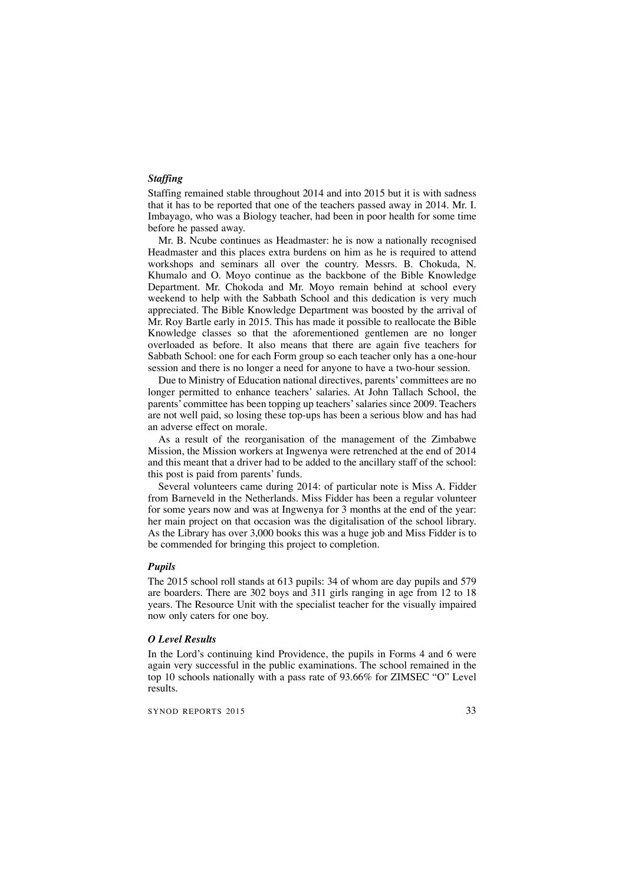### *Staffing*

Staffing remained stable throughout 2014 and into 2015 but it is with sadness that it has to be reported that one of the teachers passed away in 2014. Mr. I. Imbayago, who was a Biology teacher, had been in poor health for some time before he passed away.

Mr. B. Ncube continues as Headmaster: he is now a nationally recognised Headmaster and this places extra burdens on him as he is required to attend workshops and seminars all over the country. Messrs. B. Chokuda, N. Khumalo and O. Moyo continue as the backbone of the Bible Knowledge Department. Mr. Chokoda and Mr. Moyo remain behind at school every weekend to help with the Sabbath School and this dedication is very much appreciated. The Bible Knowledge Department was boosted by the arrival of Mr. Roy Bartle early in 2015. This has made it possible to reallocate the Bible Knowledge classes so that the aforementioned gentlemen are no longer overloaded as before. It also means that there are again five teachers for Sabbath School: one for each Form group so each teacher only has a one-hour session and there is no longer a need for anyone to have a two-hour session.

Due to Ministry of Education national directives, parents' committees are no longer permitted to enhance teachers' salaries. At John Tallach School, the parents' committee has been topping up teachers' salaries since 2009. Teachers are not well paid, so losing these top-ups has been a serious blow and has had an adverse effect on morale.

As a result of the reorganisation of the management of the Zimbabwe Mission, the Mission workers at Ingwenya were retrenched at the end of 2014 and this meant that a driver had to be added to the ancillary staff of the school: this post is paid from parents' funds.

Several volunteers came during 2014: of particular note is Miss A. Fidder from Barneveld in the Netherlands. Miss Fidder has been a regular volunteer for some years now and was at Ingwenya for 3 months at the end of the year: her main project on that occasion was the digitalisation of the school library. As the Library has over 3,000 books this was a huge job and Miss Fidder is to be commended for bringing this project to completion.

### *Pupils*

The 2015 school roll stands at 613 pupils: 34 of whom are day pupils and 579 are boarders. There are 302 boys and 311 girls ranging in age from 12 to 18 years. The Resource Unit with the specialist teacher for the visually impaired now only caters for one boy.

### *O Level Results*

In the Lord's continuing kind Providence, the pupils in Forms 4 and 6 were again very successful in the public examinations. The school remained in the top 10 schools nationally with a pass rate of 93.66% for ZIMSEC "O" Level results.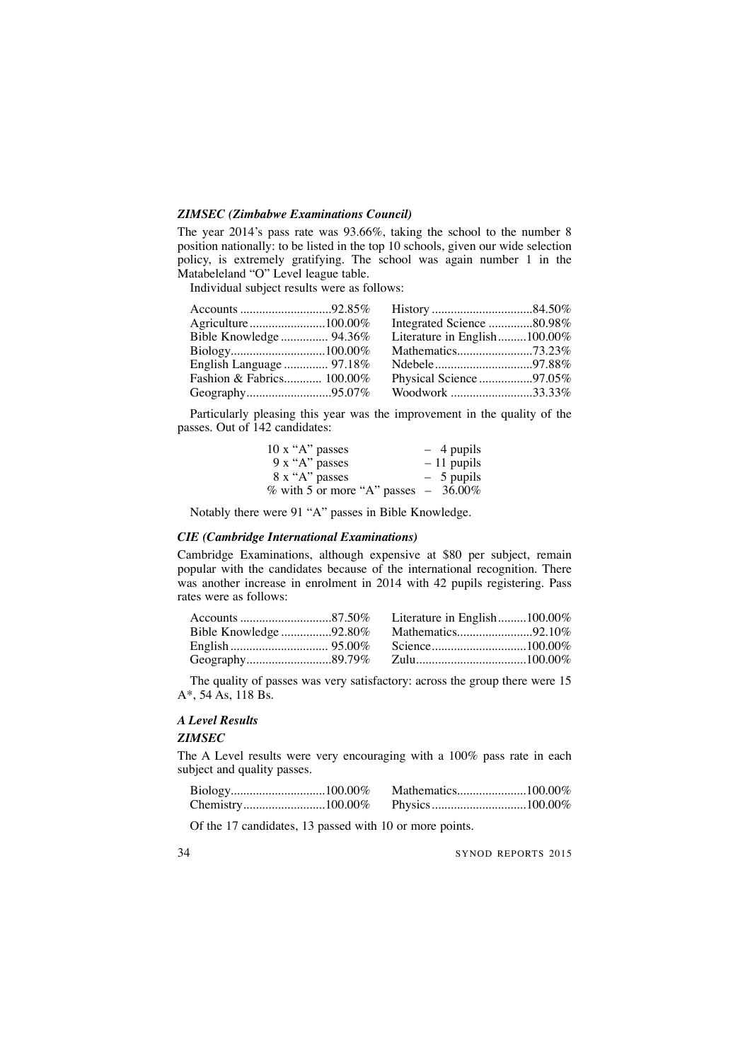### *ZIMSEC (Zimbabwe Examinations Council)*

The year 2014's pass rate was 93.66%, taking the school to the number 8 position nationally: to be listed in the top 10 schools, given our wide selection policy, is extremely gratifying. The school was again number 1 in the Matabeleland "O" Level league table.

Individual subject results were as follows:

| Subject | Pass rate | Subject | Pass rate |
|---|---|---|---|
| Accounts | 92.85% | History | 84.50% |
| Agriculture | 100.00% | Integrated Science | 80.98% |
| Bible Knowledge | 94.36% | Literature in English | 100.00% |
| Biology | 100.00% | Mathematics | 73.23% |
| English Language | 97.18% | Ndebele | 97.88% |
| Fashion & Fabrics | 100.00% | Physical Science | 97.05% |
| Geography | 95.07% | Woodwork | 33.33% |

Particularly pleasing this year was the improvement in the quality of the passes. Out of 142 candidates:

| | |
|---|---|
| 10 x "A" passes | – 4 pupils |
| 9 x "A" passes | – 11 pupils |
| 8 x "A" passes | – 5 pupils |
| % with 5 or more "A" passes | – 36.00% |

Notably there were 91 "A" passes in Bible Knowledge.

### *CIE (Cambridge International Examinations)*

Cambridge Examinations, although expensive at $80 per subject, remain popular with the candidates because of the international recognition. There was another increase in enrolment in 2014 with 42 pupils registering. Pass rates were as follows:

| Subject | Pass rate | Subject | Pass rate |
|---|---|---|---|
| Accounts | 87.50% | Literature in English | 100.00% |
| Bible Knowledge | 92.80% | Mathematics | 92.10% |
| English | 95.00% | Science | 100.00% |
| Geography | 89.79% | Zulu | 100.00% |

The quality of passes was very satisfactory: across the group there were 15 A*, 54 As, 118 Bs.

### *A Level Results*

### *ZIMSEC*

The A Level results were very encouraging with a 100% pass rate in each subject and quality passes.

| Subject | Pass rate | Subject | Pass rate |
|---|---|---|---|
| Biology | 100.00% | Mathematics | 100.00% |
| Chemistry | 100.00% | Physics | 100.00% |

Of the 17 candidates, 13 passed with 10 or more points.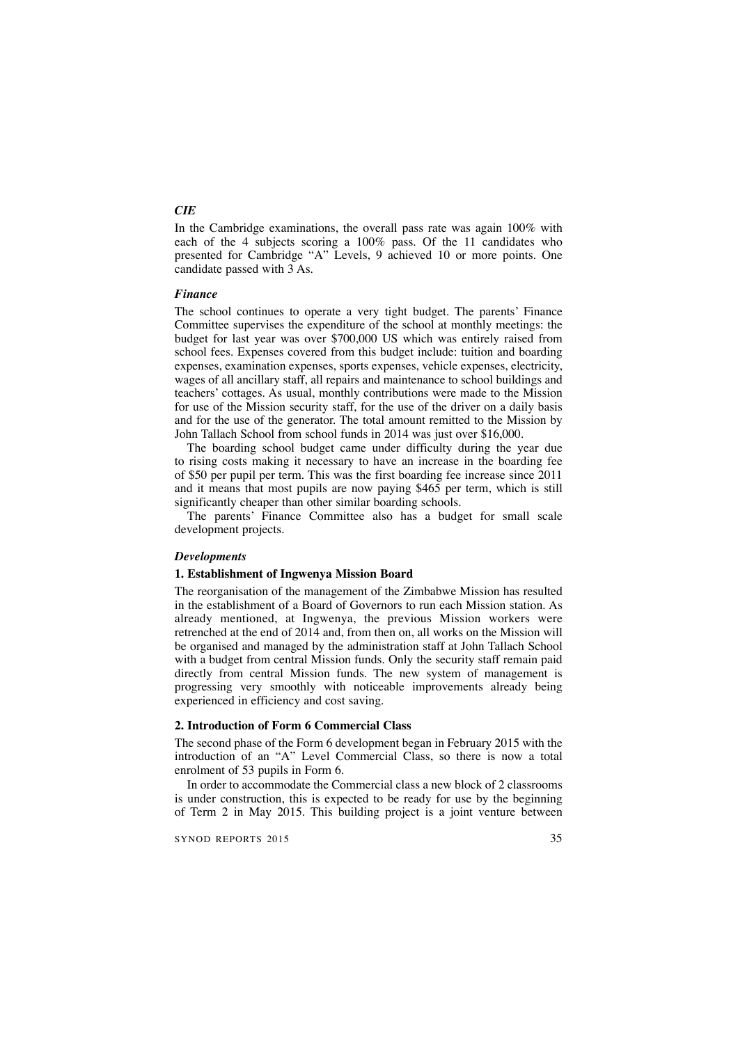### *CIE*

In the Cambridge examinations, the overall pass rate was again 100% with each of the 4 subjects scoring a 100% pass. Of the 11 candidates who presented for Cambridge "A" Levels, 9 achieved 10 or more points. One candidate passed with 3 As.

### *Finance*

The school continues to operate a very tight budget. The parents' Finance Committee supervises the expenditure of the school at monthly meetings: the budget for last year was over $700,000 US which was entirely raised from school fees. Expenses covered from this budget include: tuition and boarding expenses, examination expenses, sports expenses, vehicle expenses, electricity, wages of all ancillary staff, all repairs and maintenance to school buildings and teachers' cottages. As usual, monthly contributions were made to the Mission for use of the Mission security staff, for the use of the driver on a daily basis and for the use of the generator. The total amount remitted to the Mission by John Tallach School from school funds in 2014 was just over $16,000.

The boarding school budget came under difficulty during the year due to rising costs making it necessary to have an increase in the boarding fee of $50 per pupil per term. This was the first boarding fee increase since 2011 and it means that most pupils are now paying $465 per term, which is still significantly cheaper than other similar boarding schools.

The parents' Finance Committee also has a budget for small scale development projects.

### *Developments*

#### 1. Establishment of Ingwenya Mission Board

The reorganisation of the management of the Zimbabwe Mission has resulted in the establishment of a Board of Governors to run each Mission station. As already mentioned, at Ingwenya, the previous Mission workers were retrenched at the end of 2014 and, from then on, all works on the Mission will be organised and managed by the administration staff at John Tallach School with a budget from central Mission funds. Only the security staff remain paid directly from central Mission funds. The new system of management is progressing very smoothly with noticeable improvements already being experienced in efficiency and cost saving.

#### 2. Introduction of Form 6 Commercial Class

The second phase of the Form 6 development began in February 2015 with the introduction of an "A" Level Commercial Class, so there is now a total enrolment of 53 pupils in Form 6.

In order to accommodate the Commercial class a new block of 2 classrooms is under construction, this is expected to be ready for use by the beginning of Term 2 in May 2015. This building project is a joint venture between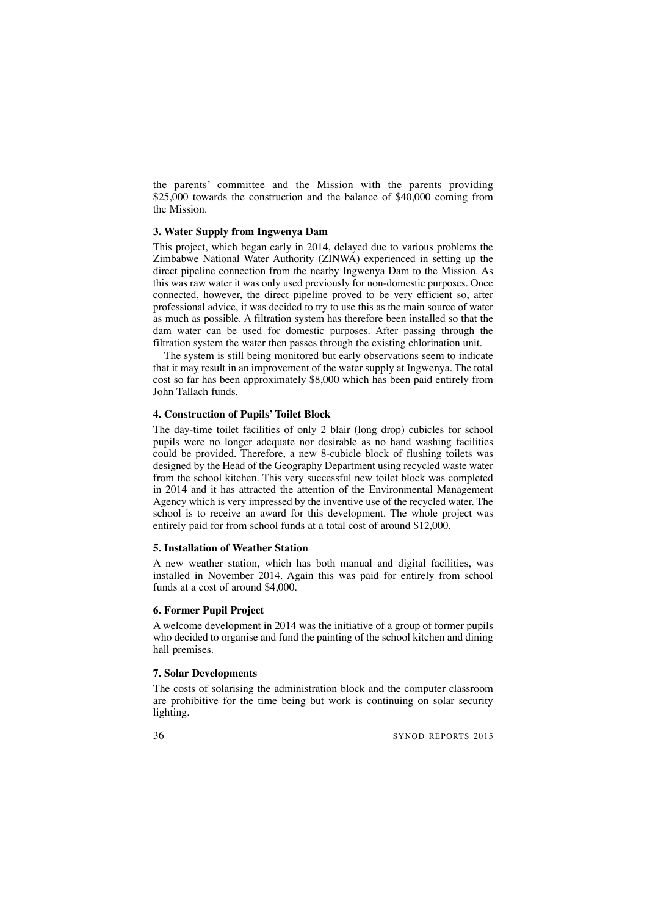the parents' committee and the Mission with the parents providing $25,000 towards the construction and the balance of $40,000 coming from the Mission.

### 3. Water Supply from Ingwenya Dam

This project, which began early in 2014, delayed due to various problems the Zimbabwe National Water Authority (ZINWA) experienced in setting up the direct pipeline connection from the nearby Ingwenya Dam to the Mission. As this was raw water it was only used previously for non-domestic purposes. Once connected, however, the direct pipeline proved to be very efficient so, after professional advice, it was decided to try to use this as the main source of water as much as possible. A filtration system has therefore been installed so that the dam water can be used for domestic purposes. After passing through the filtration system the water then passes through the existing chlorination unit.

The system is still being monitored but early observations seem to indicate that it may result in an improvement of the water supply at Ingwenya. The total cost so far has been approximately $8,000 which has been paid entirely from John Tallach funds.

### 4. Construction of Pupils' Toilet Block

The day-time toilet facilities of only 2 blair (long drop) cubicles for school pupils were no longer adequate nor desirable as no hand washing facilities could be provided. Therefore, a new 8-cubicle block of flushing toilets was designed by the Head of the Geography Department using recycled waste water from the school kitchen. This very successful new toilet block was completed in 2014 and it has attracted the attention of the Environmental Management Agency which is very impressed by the inventive use of the recycled water. The school is to receive an award for this development. The whole project was entirely paid for from school funds at a total cost of around $12,000.

### 5. Installation of Weather Station

A new weather station, which has both manual and digital facilities, was installed in November 2014. Again this was paid for entirely from school funds at a cost of around $4,000.

### 6. Former Pupil Project

A welcome development in 2014 was the initiative of a group of former pupils who decided to organise and fund the painting of the school kitchen and dining hall premises.

### 7. Solar Developments

The costs of solarising the administration block and the computer classroom are prohibitive for the time being but work is continuing on solar security lighting.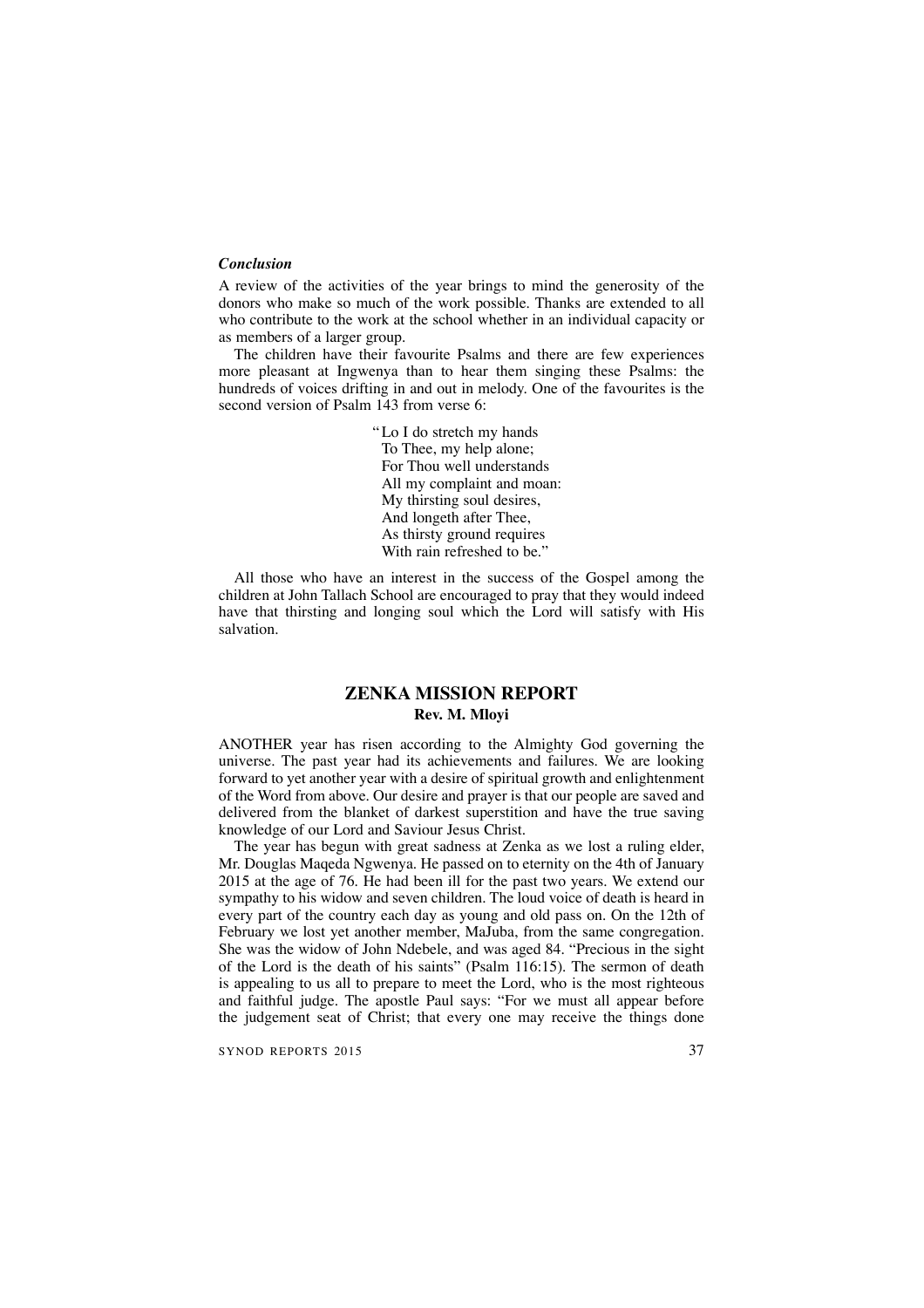### *Conclusion*

A review of the activities of the year brings to mind the generosity of the donors who make so much of the work possible. Thanks are extended to all who contribute to the work at the school whether in an individual capacity or as members of a larger group.

The children have their favourite Psalms and there are few experiences more pleasant at Ingwenya than to hear them singing these Psalms: the hundreds of voices drifting in and out in melody. One of the favourites is the second version of Psalm 143 from verse 6:

> "Lo I do stretch my hands
> To Thee, my help alone;
> For Thou well understands
> All my complaint and moan:
> My thirsting soul desires,
> And longeth after Thee,
> As thirsty ground requires
> With rain refreshed to be."

All those who have an interest in the success of the Gospel among the children at John Tallach School are encouraged to pray that they would indeed have that thirsting and longing soul which the Lord will satisfy with His salvation.

## ZENKA MISSION REPORT

**Rev. M. Mloyi**

ANOTHER year has risen according to the Almighty God governing the universe. The past year had its achievements and failures. We are looking forward to yet another year with a desire of spiritual growth and enlightenment of the Word from above. Our desire and prayer is that our people are saved and delivered from the blanket of darkest superstition and have the true saving knowledge of our Lord and Saviour Jesus Christ.

The year has begun with great sadness at Zenka as we lost a ruling elder, Mr. Douglas Maqeda Ngwenya. He passed on to eternity on the 4th of January 2015 at the age of 76. He had been ill for the past two years. We extend our sympathy to his widow and seven children. The loud voice of death is heard in every part of the country each day as young and old pass on. On the 12th of February we lost yet another member, MaJuba, from the same congregation. She was the widow of John Ndebele, and was aged 84. "Precious in the sight of the Lord is the death of his saints" (Psalm 116:15). The sermon of death is appealing to us all to prepare to meet the Lord, who is the most righteous and faithful judge. The apostle Paul says: "For we must all appear before the judgement seat of Christ; that every one may receive the things done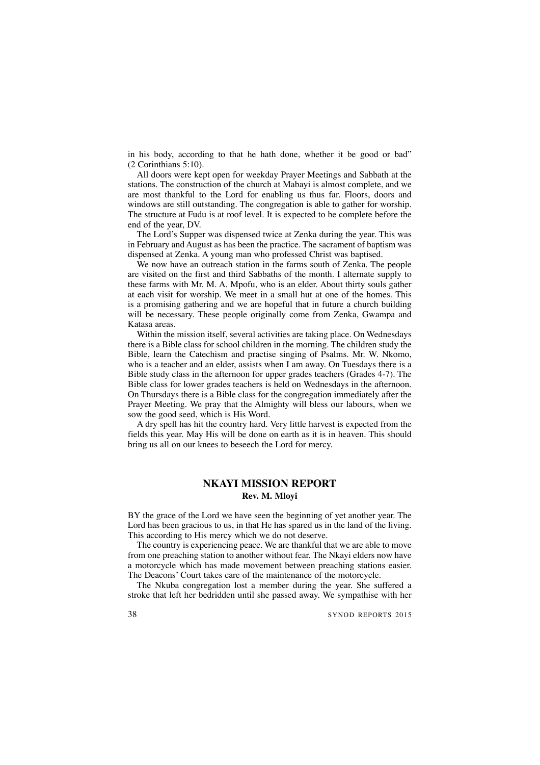in his body, according to that he hath done, whether it be good or bad" (2 Corinthians 5:10).

All doors were kept open for weekday Prayer Meetings and Sabbath at the stations. The construction of the church at Mabayi is almost complete, and we are most thankful to the Lord for enabling us thus far. Floors, doors and windows are still outstanding. The congregation is able to gather for worship. The structure at Fudu is at roof level. It is expected to be complete before the end of the year, DV.

The Lord's Supper was dispensed twice at Zenka during the year. This was in February and August as has been the practice. The sacrament of baptism was dispensed at Zenka. A young man who professed Christ was baptised.

We now have an outreach station in the farms south of Zenka. The people are visited on the first and third Sabbaths of the month. I alternate supply to these farms with Mr. M. A. Mpofu, who is an elder. About thirty souls gather at each visit for worship. We meet in a small hut at one of the homes. This is a promising gathering and we are hopeful that in future a church building will be necessary. These people originally come from Zenka, Gwampa and Katasa areas.

Within the mission itself, several activities are taking place. On Wednesdays there is a Bible class for school children in the morning. The children study the Bible, learn the Catechism and practise singing of Psalms. Mr. W. Nkomo, who is a teacher and an elder, assists when I am away. On Tuesdays there is a Bible study class in the afternoon for upper grades teachers (Grades 4-7). The Bible class for lower grades teachers is held on Wednesdays in the afternoon. On Thursdays there is a Bible class for the congregation immediately after the Prayer Meeting. We pray that the Almighty will bless our labours, when we sow the good seed, which is His Word.

A dry spell has hit the country hard. Very little harvest is expected from the fields this year. May His will be done on earth as it is in heaven. This should bring us all on our knees to beseech the Lord for mercy.

## NKAYI MISSION REPORT

**Rev. M. Mloyi**

BY the grace of the Lord we have seen the beginning of yet another year. The Lord has been gracious to us, in that He has spared us in the land of the living. This according to His mercy which we do not deserve.

The country is experiencing peace. We are thankful that we are able to move from one preaching station to another without fear. The Nkayi elders now have a motorcycle which has made movement between preaching stations easier. The Deacons' Court takes care of the maintenance of the motorcycle.

The Nkuba congregation lost a member during the year. She suffered a stroke that left her bedridden until she passed away. We sympathise with her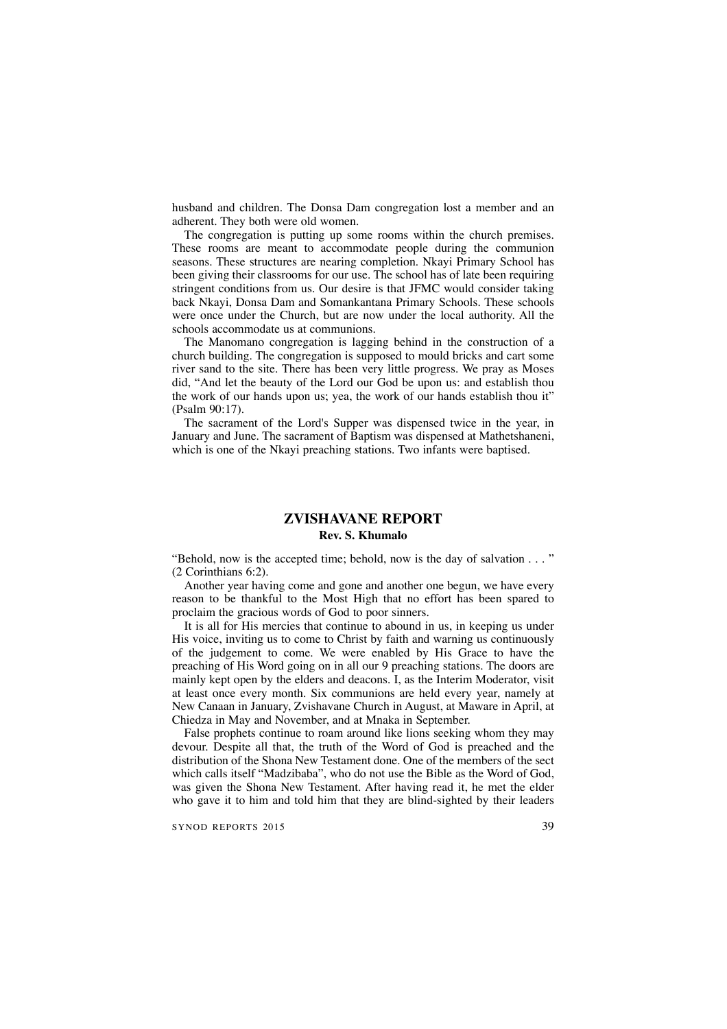husband and children. The Donsa Dam congregation lost a member and an adherent. They both were old women.

The congregation is putting up some rooms within the church premises. These rooms are meant to accommodate people during the communion seasons. These structures are nearing completion. Nkayi Primary School has been giving their classrooms for our use. The school has of late been requiring stringent conditions from us. Our desire is that JFMC would consider taking back Nkayi, Donsa Dam and Somankantana Primary Schools. These schools were once under the Church, but are now under the local authority. All the schools accommodate us at communions.

The Manomano congregation is lagging behind in the construction of a church building. The congregation is supposed to mould bricks and cart some river sand to the site. There has been very little progress. We pray as Moses did, "And let the beauty of the Lord our God be upon us: and establish thou the work of our hands upon us; yea, the work of our hands establish thou it" (Psalm 90:17).

The sacrament of the Lord's Supper was dispensed twice in the year, in January and June. The sacrament of Baptism was dispensed at Mathetshaneni, which is one of the Nkayi preaching stations. Two infants were baptised.

## ZVISHAVANE REPORT

**Rev. S. Khumalo**

"Behold, now is the accepted time; behold, now is the day of salvation . . . " (2 Corinthians 6:2).

Another year having come and gone and another one begun, we have every reason to be thankful to the Most High that no effort has been spared to proclaim the gracious words of God to poor sinners.

It is all for His mercies that continue to abound in us, in keeping us under His voice, inviting us to come to Christ by faith and warning us continuously of the judgement to come. We were enabled by His Grace to have the preaching of His Word going on in all our 9 preaching stations. The doors are mainly kept open by the elders and deacons. I, as the Interim Moderator, visit at least once every month. Six communions are held every year, namely at New Canaan in January, Zvishavane Church in August, at Maware in April, at Chiedza in May and November, and at Mnaka in September.

False prophets continue to roam around like lions seeking whom they may devour. Despite all that, the truth of the Word of God is preached and the distribution of the Shona New Testament done. One of the members of the sect which calls itself "Madzibaba", who do not use the Bible as the Word of God, was given the Shona New Testament. After having read it, he met the elder who gave it to him and told him that they are blind-sighted by their leaders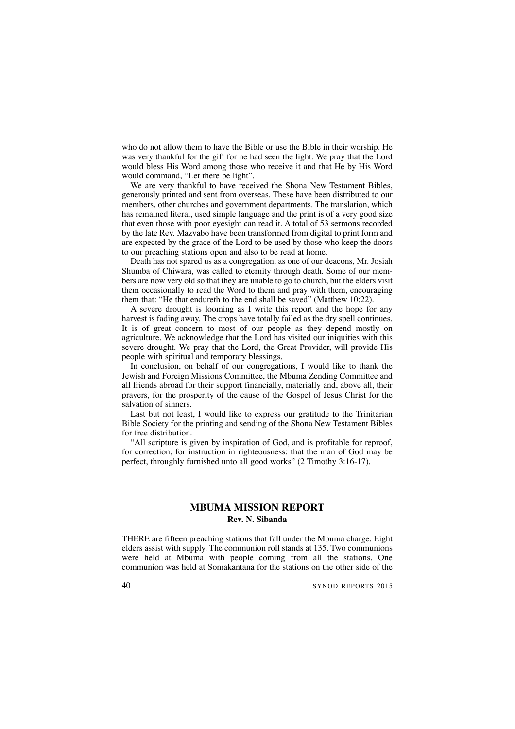who do not allow them to have the Bible or use the Bible in their worship. He was very thankful for the gift for he had seen the light. We pray that the Lord would bless His Word among those who receive it and that He by His Word would command, "Let there be light".

We are very thankful to have received the Shona New Testament Bibles, generously printed and sent from overseas. These have been distributed to our members, other churches and government departments. The translation, which has remained literal, used simple language and the print is of a very good size that even those with poor eyesight can read it. A total of 53 sermons recorded by the late Rev. Mazvabo have been transformed from digital to print form and are expected by the grace of the Lord to be used by those who keep the doors to our preaching stations open and also to be read at home.

Death has not spared us as a congregation, as one of our deacons, Mr. Josiah Shumba of Chiwara, was called to eternity through death. Some of our members are now very old so that they are unable to go to church, but the elders visit them occasionally to read the Word to them and pray with them, encouraging them that: "He that endureth to the end shall be saved" (Matthew 10:22).

A severe drought is looming as I write this report and the hope for any harvest is fading away. The crops have totally failed as the dry spell continues. It is of great concern to most of our people as they depend mostly on agriculture. We acknowledge that the Lord has visited our iniquities with this severe drought. We pray that the Lord, the Great Provider, will provide His people with spiritual and temporary blessings.

In conclusion, on behalf of our congregations, I would like to thank the Jewish and Foreign Missions Committee, the Mbuma Zending Committee and all friends abroad for their support financially, materially and, above all, their prayers, for the prosperity of the cause of the Gospel of Jesus Christ for the salvation of sinners.

Last but not least, I would like to express our gratitude to the Trinitarian Bible Society for the printing and sending of the Shona New Testament Bibles for free distribution.

"All scripture is given by inspiration of God, and is profitable for reproof, for correction, for instruction in righteousness: that the man of God may be perfect, throughly furnished unto all good works" (2 Timothy 3:16-17).

## MBUMA MISSION REPORT

**Rev. N. Sibanda**

THERE are fifteen preaching stations that fall under the Mbuma charge. Eight elders assist with supply. The communion roll stands at 135. Two communions were held at Mbuma with people coming from all the stations. One communion was held at Somakantana for the stations on the other side of the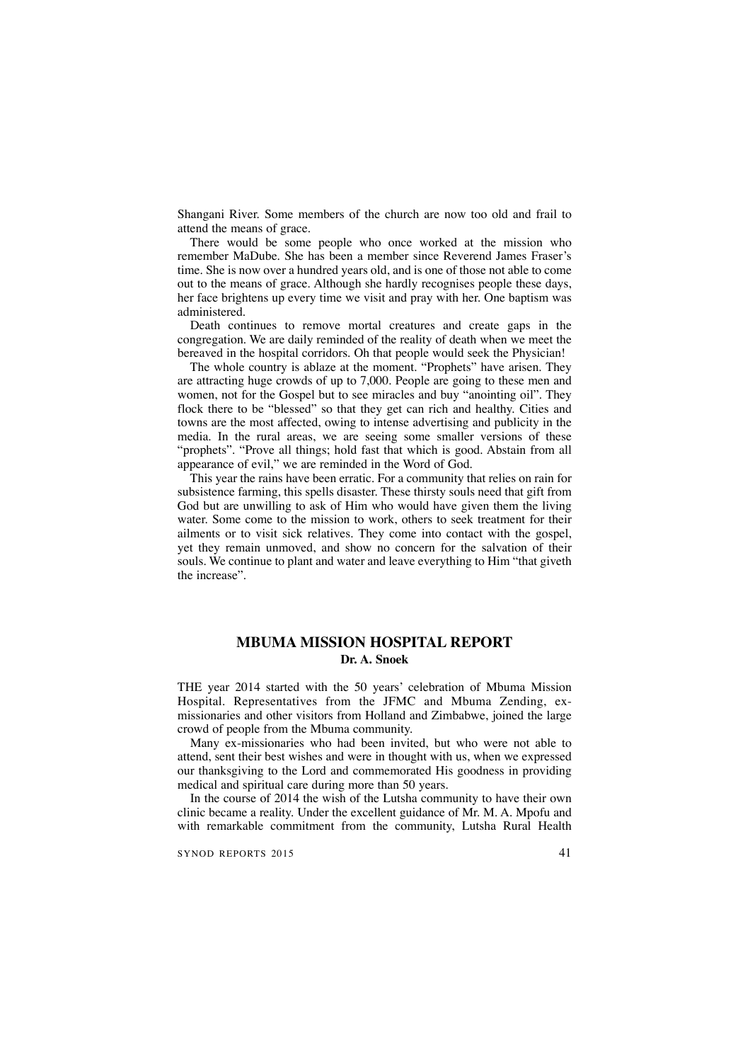Shangani River. Some members of the church are now too old and frail to attend the means of grace.

There would be some people who once worked at the mission who remember MaDube. She has been a member since Reverend James Fraser's time. She is now over a hundred years old, and is one of those not able to come out to the means of grace. Although she hardly recognises people these days, her face brightens up every time we visit and pray with her. One baptism was administered.

Death continues to remove mortal creatures and create gaps in the congregation. We are daily reminded of the reality of death when we meet the bereaved in the hospital corridors. Oh that people would seek the Physician!

The whole country is ablaze at the moment. "Prophets" have arisen. They are attracting huge crowds of up to 7,000. People are going to these men and women, not for the Gospel but to see miracles and buy "anointing oil". They flock there to be "blessed" so that they get can rich and healthy. Cities and towns are the most affected, owing to intense advertising and publicity in the media. In the rural areas, we are seeing some smaller versions of these "prophets". "Prove all things; hold fast that which is good. Abstain from all appearance of evil," we are reminded in the Word of God.

This year the rains have been erratic. For a community that relies on rain for subsistence farming, this spells disaster. These thirsty souls need that gift from God but are unwilling to ask of Him who would have given them the living water. Some come to the mission to work, others to seek treatment for their ailments or to visit sick relatives. They come into contact with the gospel, yet they remain unmoved, and show no concern for the salvation of their souls. We continue to plant and water and leave everything to Him "that giveth the increase".

## MBUMA MISSION HOSPITAL REPORT

**Dr. A. Snoek**

THE year 2014 started with the 50 years' celebration of Mbuma Mission Hospital. Representatives from the JFMC and Mbuma Zending, ex-missionaries and other visitors from Holland and Zimbabwe, joined the large crowd of people from the Mbuma community.

Many ex-missionaries who had been invited, but who were not able to attend, sent their best wishes and were in thought with us, when we expressed our thanksgiving to the Lord and commemorated His goodness in providing medical and spiritual care during more than 50 years.

In the course of 2014 the wish of the Lutsha community to have their own clinic became a reality. Under the excellent guidance of Mr. M. A. Mpofu and with remarkable commitment from the community, Lutsha Rural Health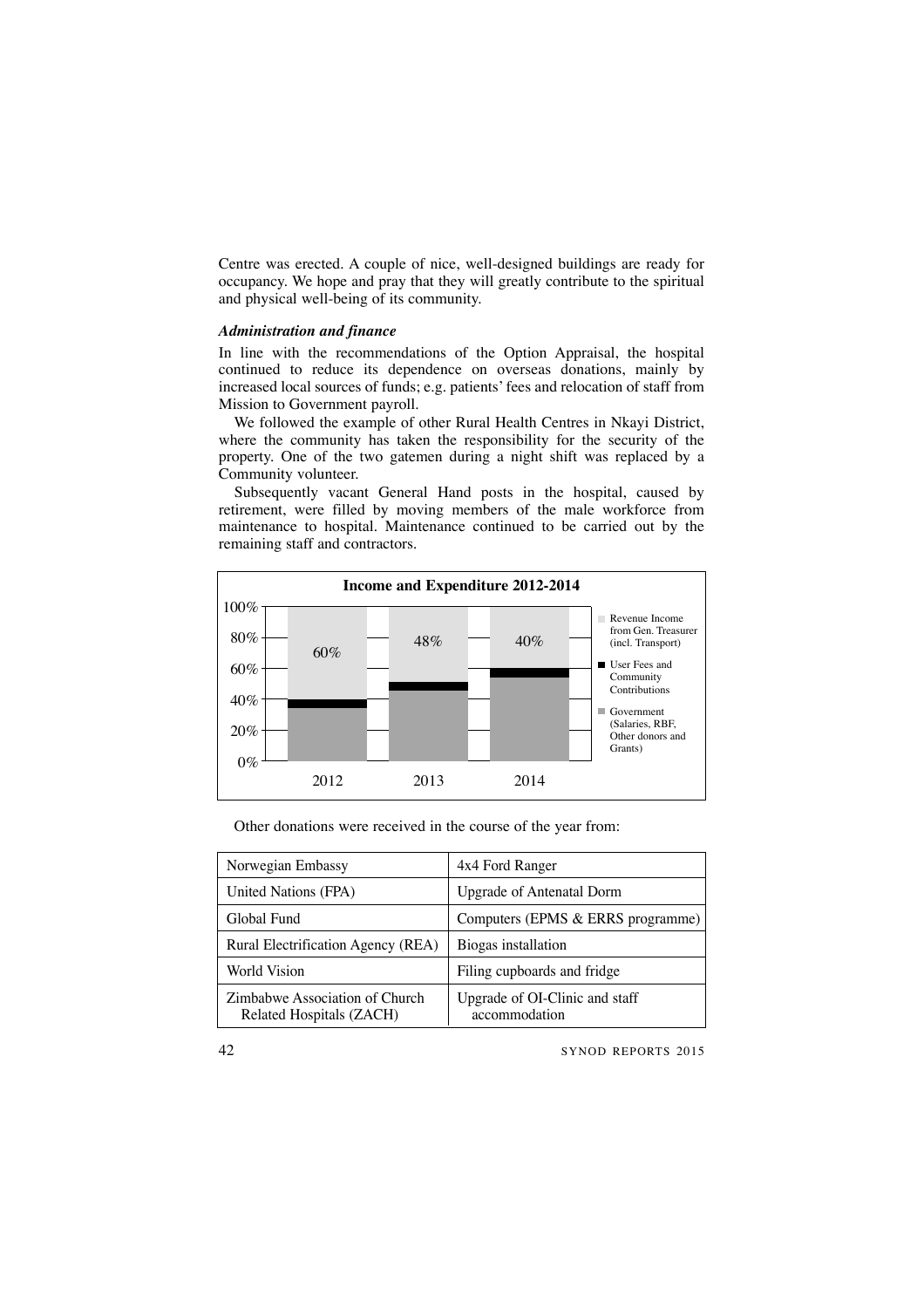Centre was erected. A couple of nice, well-designed buildings are ready for occupancy. We hope and pray that they will greatly contribute to the spiritual and physical well-being of its community.

***Administration and finance***

In line with the recommendations of the Option Appraisal, the hospital continued to reduce its dependence on overseas donations, mainly by increased local sources of funds; e.g. patients' fees and relocation of staff from Mission to Government payroll.

We followed the example of other Rural Health Centres in Nkayi District, where the community has taken the responsibility for the security of the property. One of the two gatemen during a night shift was replaced by a Community volunteer.

Subsequently vacant General Hand posts in the hospital, caused by retirement, were filled by moving members of the male workforce from maintenance to hospital. Maintenance continued to be carried out by the remaining staff and contractors.

**Income and Expenditure 2012-2014**

| | 2012 | 2013 | 2014 |
|---|---|---|---|
| Revenue Income from Gen. Treasurer (incl. Transport) | 60% | 48% | 40% |

Legend: Revenue Income from Gen. Treasurer (incl. Transport); User Fees and Community Contributions; Government (Salaries, RBF, Other donors and Grants)

Other donations were received in the course of the year from:

| | |
|---|---|
| Norwegian Embassy | 4x4 Ford Ranger |
| United Nations (FPA) | Upgrade of Antenatal Dorm |
| Global Fund | Computers (EPMS & ERRS programme) |
| Rural Electrification Agency (REA) | Biogas installation |
| World Vision | Filing cupboards and fridge |
| Zimbabwe Association of Church Related Hospitals (ZACH) | Upgrade of OI-Clinic and staff accommodation |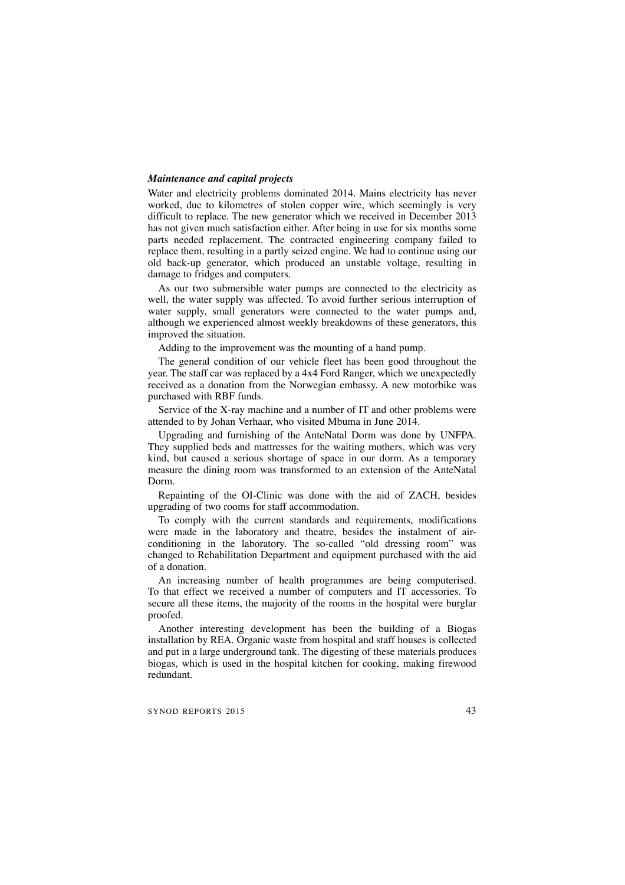***Maintenance and capital projects***

Water and electricity problems dominated 2014. Mains electricity has never worked, due to kilometres of stolen copper wire, which seemingly is very difficult to replace. The new generator which we received in December 2013 has not given much satisfaction either. After being in use for six months some parts needed replacement. The contracted engineering company failed to replace them, resulting in a partly seized engine. We had to continue using our old back-up generator, which produced an unstable voltage, resulting in damage to fridges and computers.

As our two submersible water pumps are connected to the electricity as well, the water supply was affected. To avoid further serious interruption of water supply, small generators were connected to the water pumps and, although we experienced almost weekly breakdowns of these generators, this improved the situation.

Adding to the improvement was the mounting of a hand pump.

The general condition of our vehicle fleet has been good throughout the year. The staff car was replaced by a 4x4 Ford Ranger, which we unexpectedly received as a donation from the Norwegian embassy. A new motorbike was purchased with RBF funds.

Service of the X-ray machine and a number of IT and other problems were attended to by Johan Verhaar, who visited Mbuma in June 2014.

Upgrading and furnishing of the AnteNatal Dorm was done by UNFPA. They supplied beds and mattresses for the waiting mothers, which was very kind, but caused a serious shortage of space in our dorm. As a temporary measure the dining room was transformed to an extension of the AnteNatal Dorm.

Repainting of the OI-Clinic was done with the aid of ZACH, besides upgrading of two rooms for staff accommodation.

To comply with the current standards and requirements, modifications were made in the laboratory and theatre, besides the instalment of air-conditioning in the laboratory. The so-called "old dressing room" was changed to Rehabilitation Department and equipment purchased with the aid of a donation.

An increasing number of health programmes are being computerised. To that effect we received a number of computers and IT accessories. To secure all these items, the majority of the rooms in the hospital were burglar proofed.

Another interesting development has been the building of a Biogas installation by REA. Organic waste from hospital and staff houses is collected and put in a large underground tank. The digesting of these materials produces biogas, which is used in the hospital kitchen for cooking, making firewood redundant.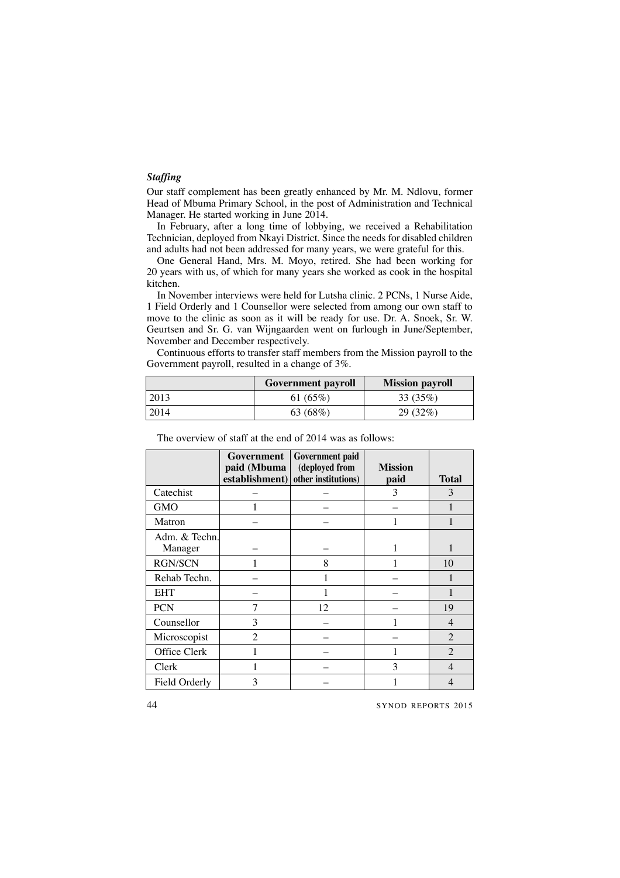### *Staffing*

Our staff complement has been greatly enhanced by Mr. M. Ndlovu, former Head of Mbuma Primary School, in the post of Administration and Technical Manager. He started working in June 2014.

In February, after a long time of lobbying, we received a Rehabilitation Technician, deployed from Nkayi District. Since the needs for disabled children and adults had not been addressed for many years, we were grateful for this.

One General Hand, Mrs. M. Moyo, retired. She had been working for 20 years with us, of which for many years she worked as cook in the hospital kitchen.

In November interviews were held for Lutsha clinic. 2 PCNs, 1 Nurse Aide, 1 Field Orderly and 1 Counsellor were selected from among our own staff to move to the clinic as soon as it will be ready for use. Dr. A. Snoek, Sr. W. Geurtsen and Sr. G. van Wijngaarden went on furlough in June/September, November and December respectively.

Continuous efforts to transfer staff members from the Mission payroll to the Government payroll, resulted in a change of 3%.

| | Government payroll | Mission payroll |
|---|---|---|
| 2013 | 61 (65%) | 33 (35%) |
| 2014 | 63 (68%) | 29 (32%) |

The overview of staff at the end of 2014 was as follows:

| | Government paid (Mbuma establishment) | Government paid (deployed from other institutions) | Mission paid | Total |
|---|---|---|---|---|
| Catechist | – | – | 3 | 3 |
| GMO | 1 | – | – | 1 |
| Matron | – | – | 1 | 1 |
| Adm. & Techn. Manager | – | – | 1 | 1 |
| RGN/SCN | 1 | 8 | 1 | 10 |
| Rehab Techn. | – | 1 | – | 1 |
| EHT | – | 1 | – | 1 |
| PCN | 7 | 12 | – | 19 |
| Counsellor | 3 | – | 1 | 4 |
| Microscopist | 2 | – | – | 2 |
| Office Clerk | 1 | – | 1 | 2 |
| Clerk | 1 | – | 3 | 4 |
| Field Orderly | 3 | – | 1 | 4 |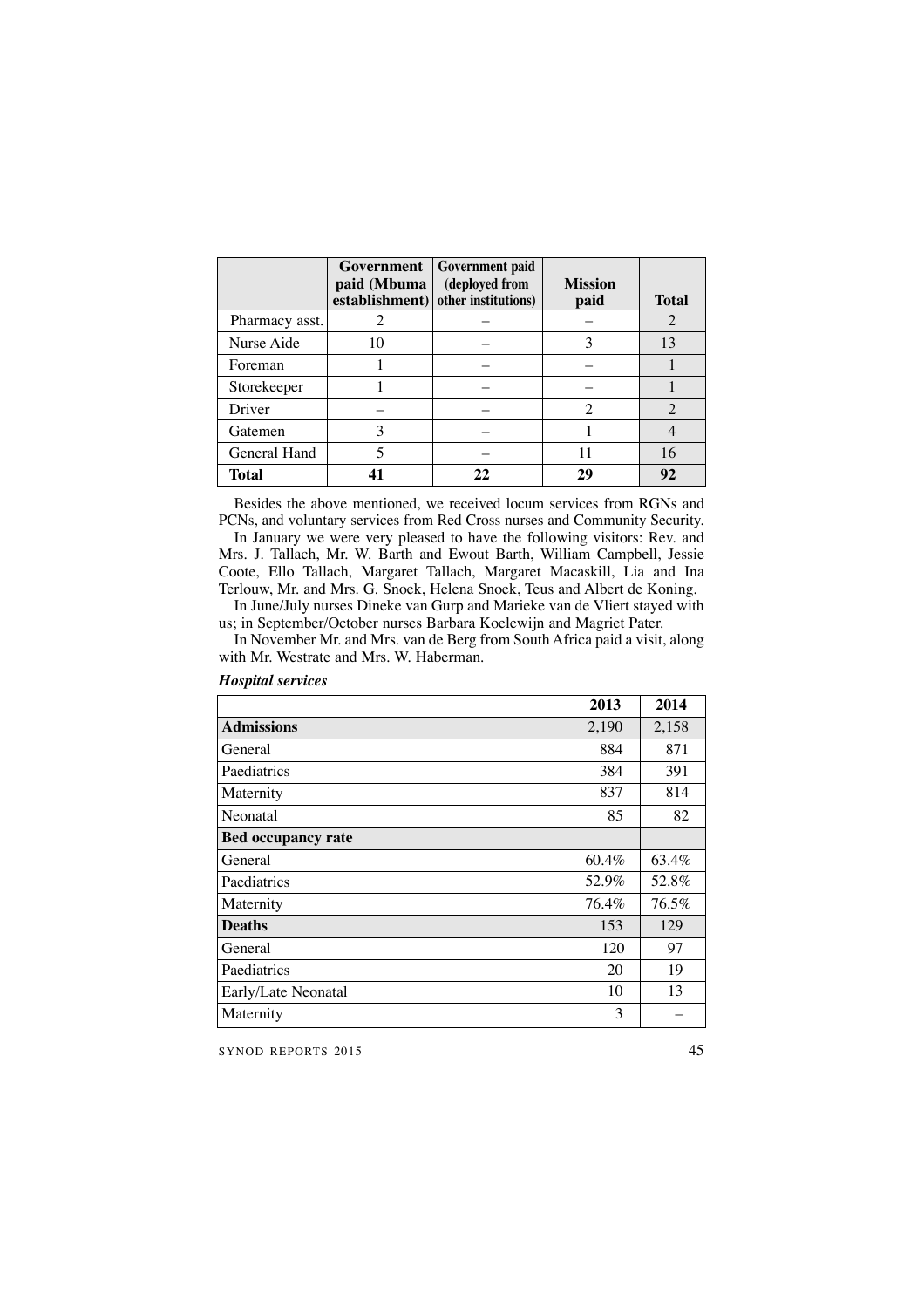| | Government paid (Mbuma establishment) | Government paid (deployed from other institutions) | Mission paid | Total |
|---|---|---|---|---|
| Pharmacy asst. | 2 | – | – | 2 |
| Nurse Aide | 10 | – | 3 | 13 |
| Foreman | 1 | – | – | 1 |
| Storekeeper | 1 | – | – | 1 |
| Driver | – | – | 2 | 2 |
| Gatemen | 3 | – | 1 | 4 |
| General Hand | 5 | – | 11 | 16 |
| **Total** | **41** | **22** | **29** | **92** |

Besides the above mentioned, we received locum services from RGNs and PCNs, and voluntary services from Red Cross nurses and Community Security.

In January we were very pleased to have the following visitors: Rev. and Mrs. J. Tallach, Mr. W. Barth and Ewout Barth, William Campbell, Jessie Coote, Ello Tallach, Margaret Tallach, Margaret Macaskill, Lia and Ina Terlouw, Mr. and Mrs. G. Snoek, Helena Snoek, Teus and Albert de Koning.

In June/July nurses Dineke van Gurp and Marieke van de Vliert stayed with us; in September/October nurses Barbara Koelewijn and Magriet Pater.

In November Mr. and Mrs. van de Berg from South Africa paid a visit, along with Mr. Westrate and Mrs. W. Haberman.

***Hospital services***

| | 2013 | 2014 |
|---|---|---|
| **Admissions** | 2,190 | 2,158 |
| General | 884 | 871 |
| Paediatrics | 384 | 391 |
| Maternity | 837 | 814 |
| Neonatal | 85 | 82 |
| **Bed occupancy rate** | | |
| General | 60.4% | 63.4% |
| Paediatrics | 52.9% | 52.8% |
| Maternity | 76.4% | 76.5% |
| **Deaths** | 153 | 129 |
| General | 120 | 97 |
| Paediatrics | 20 | 19 |
| Early/Late Neonatal | 10 | 13 |
| Maternity | 3 | – |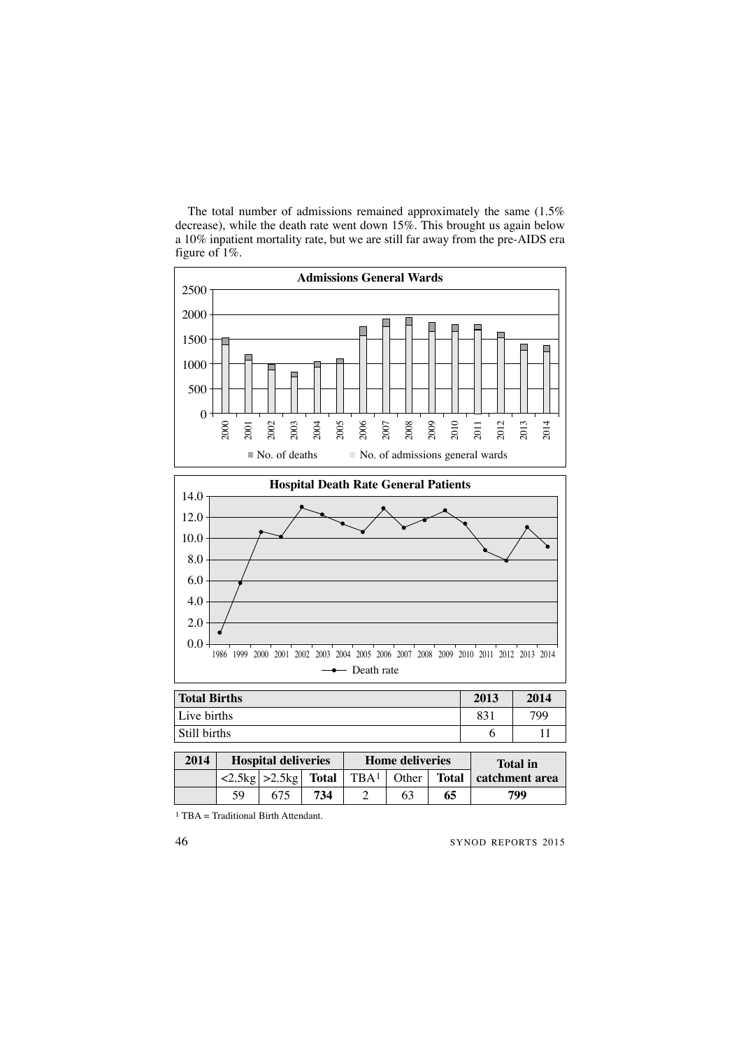The total number of admissions remained approximately the same (1.5% decrease), while the death rate went down 15%. This brought us again below a 10% inpatient mortality rate, but we are still far away from the pre-AIDS era figure of 1%.

| Total Births | 2013 | 2014 |
|---|---|---|
| Live births | 831 | 799 |
| Still births | 6 | 11 |

| 2014 | Hospital deliveries | | | Home deliveries | | | Total in catchment area |
|---|---|---|---|---|---|---|---|
| | <2.5kg | >2.5kg | **Total** | TBA[1] | Other | **Total** | |
| | 59 | 675 | **734** | 2 | 63 | **65** | **799** |

[1] TBA = Traditional Birth Attendant.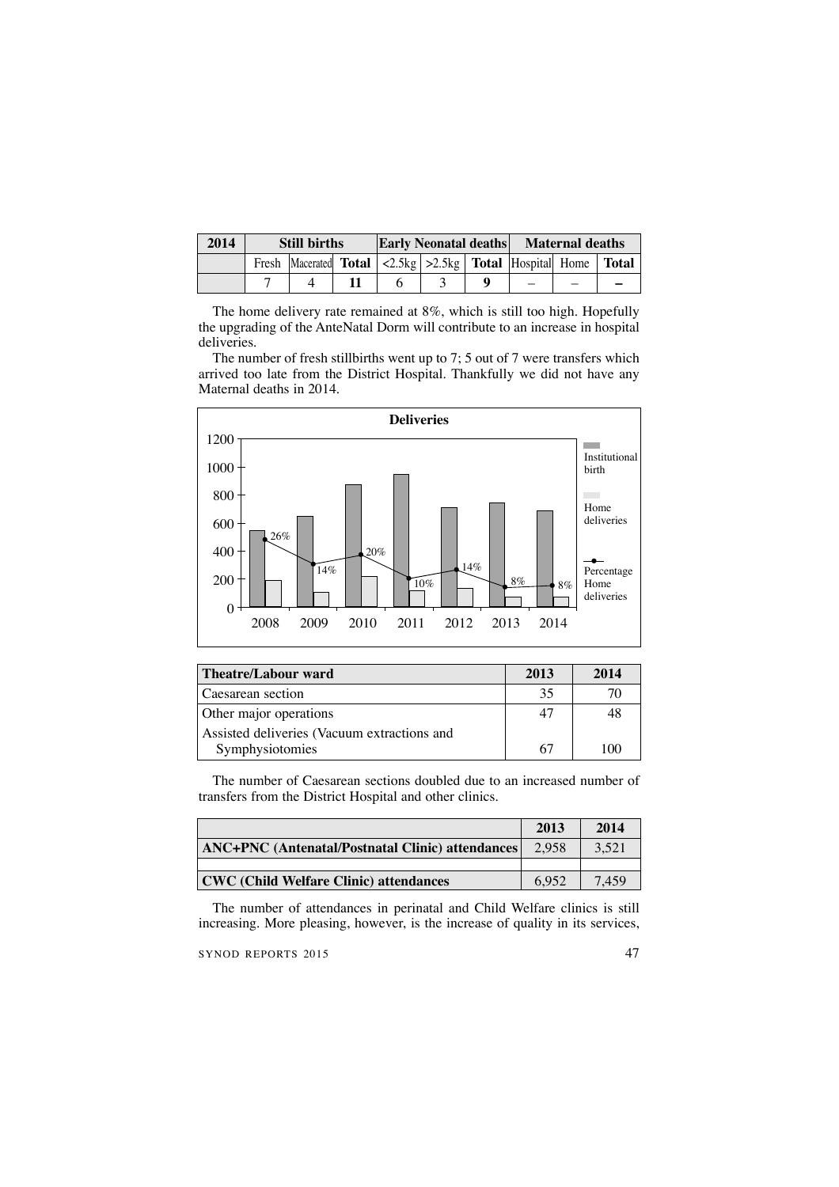| 2014 | Still births | | | Early Neonatal deaths | | | Maternal deaths | | |
|---|---|---|---|---|---|---|---|---|---|
| | Fresh | Macerated | **Total** | <2.5kg | >2.5kg | **Total** | Hospital | Home | **Total** |
| | 7 | 4 | **11** | 6 | 3 | **9** | – | – | **–** |

The home delivery rate remained at 8%, which is still too high. Hopefully the upgrading of the AnteNatal Dorm will contribute to an increase in hospital deliveries.

The number of fresh stillbirths went up to 7; 5 out of 7 were transfers which arrived too late from the District Hospital. Thankfully we did not have any Maternal deaths in 2014.

**Deliveries**

| Year | Percentage Home deliveries |
|---|---|
| 2008 | 26% |
| 2009 | 14% |
| 2010 | 20% |
| 2011 | 10% |
| 2012 | 14% |
| 2013 | 8% |
| 2014 | 8% |

Legend: Institutional birth; Home deliveries; Percentage Home deliveries

| Theatre/Labour ward | 2013 | 2014 |
|---|---|---|
| Caesarean section | 35 | 70 |
| Other major operations | 47 | 48 |
| Assisted deliveries (Vacuum extractions and Symphysiotomies | 67 | 100 |

The number of Caesarean sections doubled due to an increased number of transfers from the District Hospital and other clinics.

| | 2013 | 2014 |
|---|---|---|
| **ANC+PNC (Antenatal/Postnatal Clinic) attendances** | 2,958 | 3,521 |
| | | |
| **CWC (Child Welfare Clinic) attendances** | 6,952 | 7,459 |

The number of attendances in perinatal and Child Welfare clinics is still increasing. More pleasing, however, is the increase of quality in its services,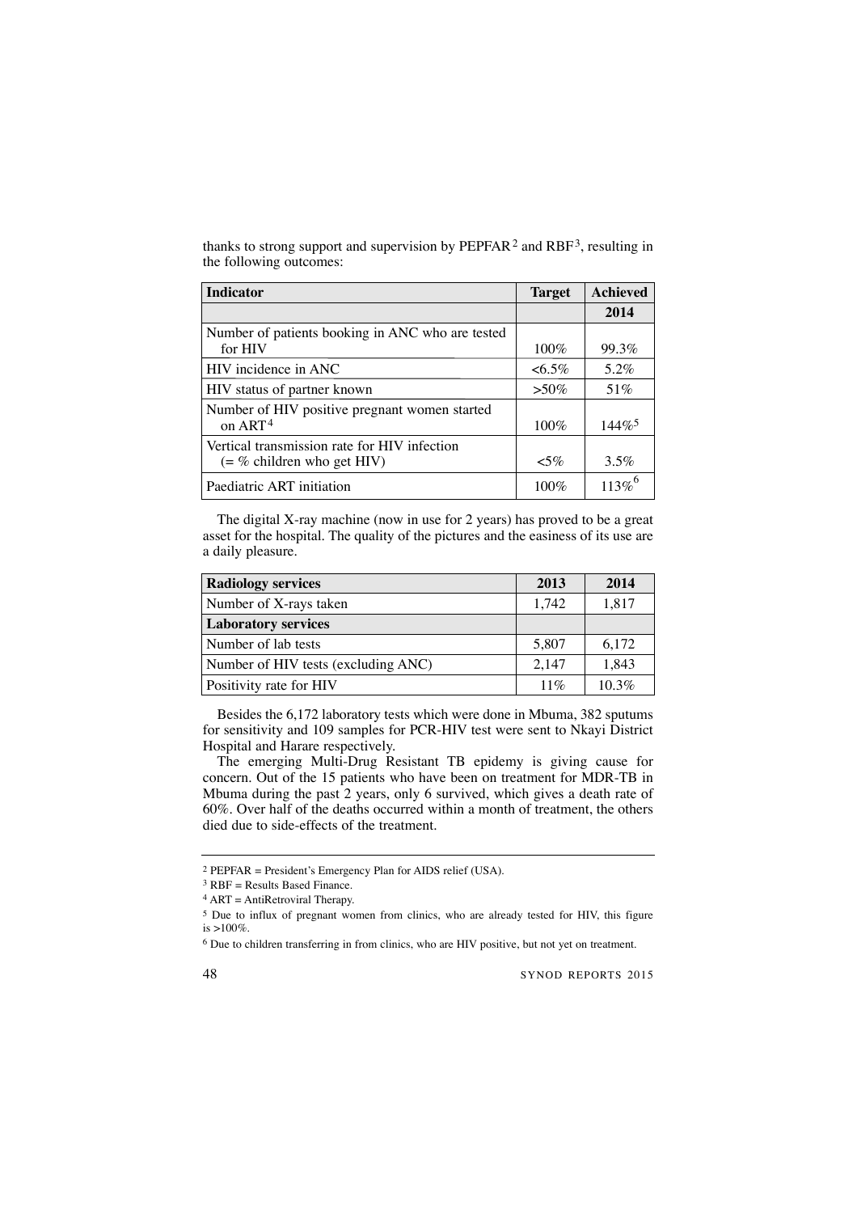thanks to strong support and supervision by PEPFAR[2] and RBF[3], resulting in the following outcomes:

| Indicator | Target | Achieved |
|---|---|---|
| | | 2014 |
| Number of patients booking in ANC who are tested for HIV | 100% | 99.3% |
| HIV incidence in ANC | <6.5% | 5.2% |
| HIV status of partner known | >50% | 51% |
| Number of HIV positive pregnant women started on ART[4] | 100% | 144%[5] |
| Vertical transmission rate for HIV infection (= % children who get HIV) | <5% | 3.5% |
| Paediatric ART initiation | 100% | 113%[6] |

The digital X-ray machine (now in use for 2 years) has proved to be a great asset for the hospital. The quality of the pictures and the easiness of its use are a daily pleasure.

| Radiology services | 2013 | 2014 |
|---|---|---|
| Number of X-rays taken | 1,742 | 1,817 |
| **Laboratory services** | | |
| Number of lab tests | 5,807 | 6,172 |
| Number of HIV tests (excluding ANC) | 2,147 | 1,843 |
| Positivity rate for HIV | 11% | 10.3% |

Besides the 6,172 laboratory tests which were done in Mbuma, 382 sputums for sensitivity and 109 samples for PCR-HIV test were sent to Nkayi District Hospital and Harare respectively.

The emerging Multi-Drug Resistant TB epidemy is giving cause for concern. Out of the 15 patients who have been on treatment for MDR-TB in Mbuma during the past 2 years, only 6 survived, which gives a death rate of 60%. Over half of the deaths occurred within a month of treatment, the others died due to side-effects of the treatment.

---

[2] PEPFAR = President's Emergency Plan for AIDS relief (USA).

[3] RBF = Results Based Finance.

[4] ART = AntiRetroviral Therapy.

[5] Due to influx of pregnant women from clinics, who are already tested for HIV, this figure is >100%.

[6] Due to children transferring in from clinics, who are HIV positive, but not yet on treatment.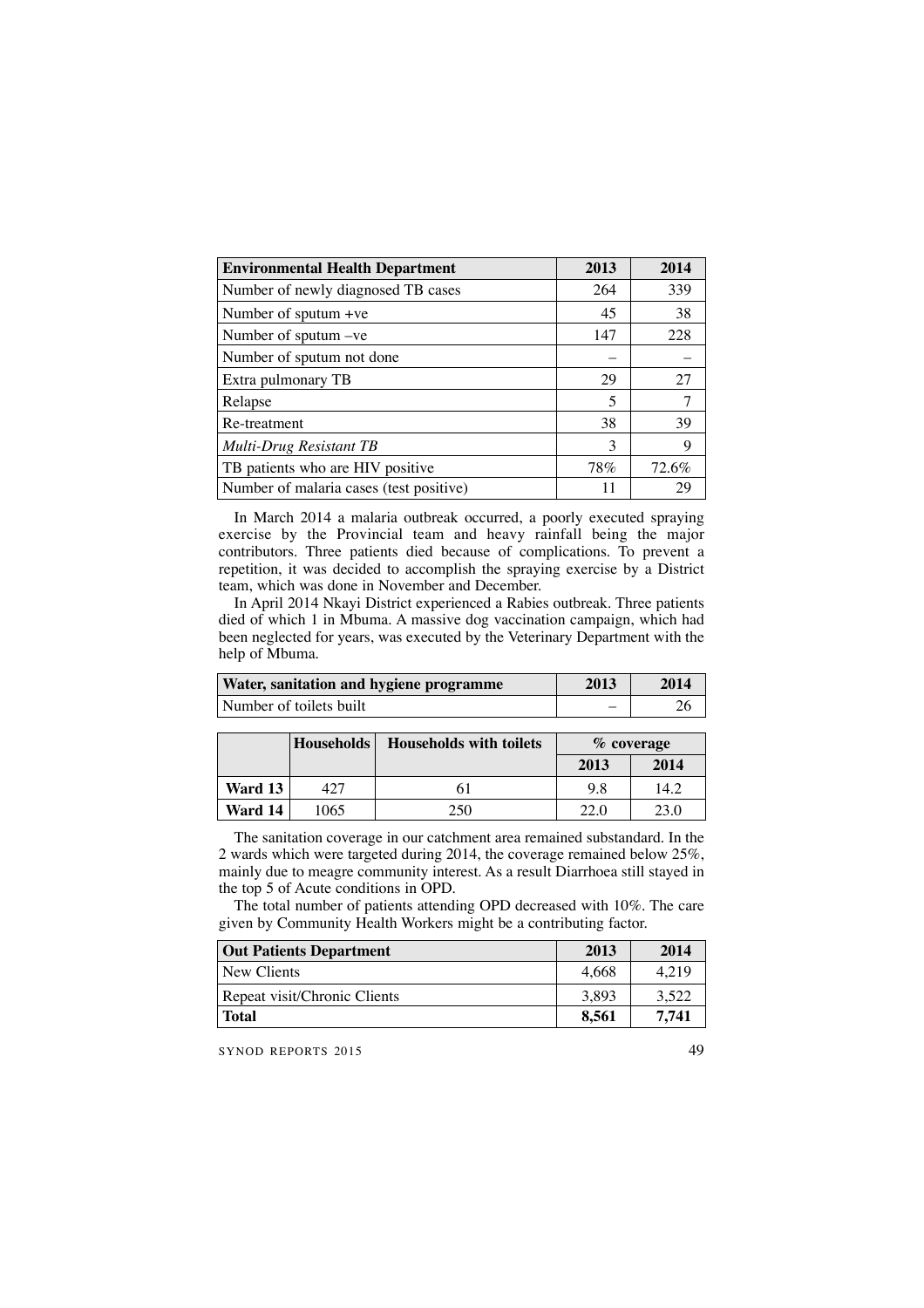| Environmental Health Department | 2013 | 2014 |
|---|---|---|
| Number of newly diagnosed TB cases | 264 | 339 |
| Number of sputum +ve | 45 | 38 |
| Number of sputum –ve | 147 | 228 |
| Number of sputum not done | – | – |
| Extra pulmonary TB | 29 | 27 |
| Relapse | 5 | 7 |
| Re-treatment | 38 | 39 |
| *Multi-Drug Resistant TB* | 3 | 9 |
| TB patients who are HIV positive | 78% | 72.6% |
| Number of malaria cases (test positive) | 11 | 29 |

In March 2014 a malaria outbreak occurred, a poorly executed spraying exercise by the Provincial team and heavy rainfall being the major contributors. Three patients died because of complications. To prevent a repetition, it was decided to accomplish the spraying exercise by a District team, which was done in November and December.

In April 2014 Nkayi District experienced a Rabies outbreak. Three patients died of which 1 in Mbuma. A massive dog vaccination campaign, which had been neglected for years, was executed by the Veterinary Department with the help of Mbuma.

| Water, sanitation and hygiene programme | 2013 | 2014 |
|---|---|---|
| Number of toilets built | – | 26 |

| | Households | Households with toilets | % coverage | |
|---|---|---|---|---|
| | | | 2013 | 2014 |
| **Ward 13** | 427 | 61 | 9.8 | 14.2 |
| **Ward 14** | 1065 | 250 | 22.0 | 23.0 |

The sanitation coverage in our catchment area remained substandard. In the 2 wards which were targeted during 2014, the coverage remained below 25%, mainly due to meagre community interest. As a result Diarrhoea still stayed in the top 5 of Acute conditions in OPD.

The total number of patients attending OPD decreased with 10%. The care given by Community Health Workers might be a contributing factor.

| Out Patients Department | 2013 | 2014 |
|---|---|---|
| New Clients | 4,668 | 4,219 |
| Repeat visit/Chronic Clients | 3,893 | 3,522 |
| **Total** | **8,561** | **7,741** |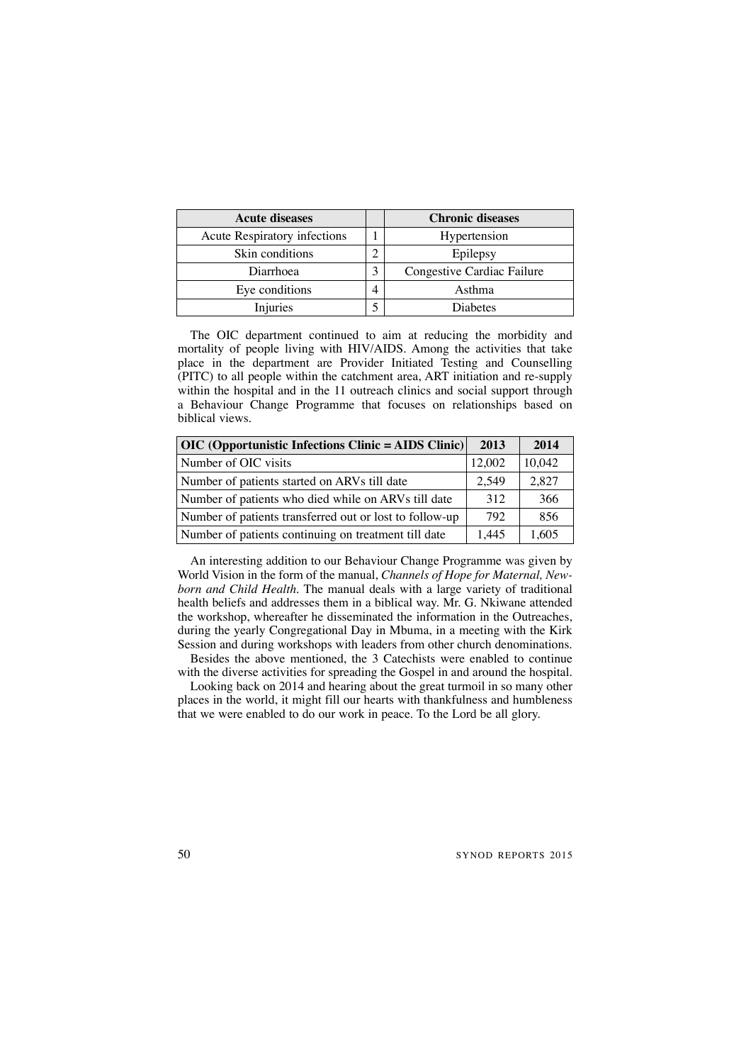| Acute diseases | | Chronic diseases |
|---|---|---|
| Acute Respiratory infections | 1 | Hypertension |
| Skin conditions | 2 | Epilepsy |
| Diarrhoea | 3 | Congestive Cardiac Failure |
| Eye conditions | 4 | Asthma |
| Injuries | 5 | Diabetes |

The OIC department continued to aim at reducing the morbidity and mortality of people living with HIV/AIDS. Among the activities that take place in the department are Provider Initiated Testing and Counselling (PITC) to all people within the catchment area, ART initiation and re-supply within the hospital and in the 11 outreach clinics and social support through a Behaviour Change Programme that focuses on relationships based on biblical views.

| OIC (Opportunistic Infections Clinic = AIDS Clinic) | 2013 | 2014 |
|---|---|---|
| Number of OIC visits | 12,002 | 10,042 |
| Number of patients started on ARVs till date | 2,549 | 2,827 |
| Number of patients who died while on ARVs till date | 312 | 366 |
| Number of patients transferred out or lost to follow-up | 792 | 856 |
| Number of patients continuing on treatment till date | 1,445 | 1,605 |

An interesting addition to our Behaviour Change Programme was given by World Vision in the form of the manual, *Channels of Hope for Maternal, New-born and Child Health*. The manual deals with a large variety of traditional health beliefs and addresses them in a biblical way. Mr. G. Nkiwane attended the workshop, whereafter he disseminated the information in the Outreaches, during the yearly Congregational Day in Mbuma, in a meeting with the Kirk Session and during workshops with leaders from other church denominations.

Besides the above mentioned, the 3 Catechists were enabled to continue with the diverse activities for spreading the Gospel in and around the hospital.

Looking back on 2014 and hearing about the great turmoil in so many other places in the world, it might fill our hearts with thankfulness and humbleness that we were enabled to do our work in peace. To the Lord be all glory.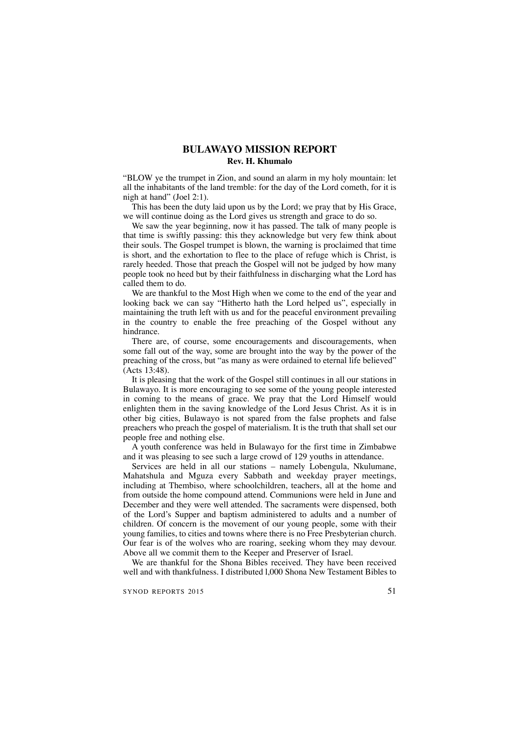# BULAWAYO MISSION REPORT

**Rev. H. Khumalo**

"BLOW ye the trumpet in Zion, and sound an alarm in my holy mountain: let all the inhabitants of the land tremble: for the day of the Lord cometh, for it is nigh at hand" (Joel 2:1).

This has been the duty laid upon us by the Lord; we pray that by His Grace, we will continue doing as the Lord gives us strength and grace to do so.

We saw the year beginning, now it has passed. The talk of many people is that time is swiftly passing: this they acknowledge but very few think about their souls. The Gospel trumpet is blown, the warning is proclaimed that time is short, and the exhortation to flee to the place of refuge which is Christ, is rarely heeded. Those that preach the Gospel will not be judged by how many people took no heed but by their faithfulness in discharging what the Lord has called them to do.

We are thankful to the Most High when we come to the end of the year and looking back we can say "Hitherto hath the Lord helped us", especially in maintaining the truth left with us and for the peaceful environment prevailing in the country to enable the free preaching of the Gospel without any hindrance.

There are, of course, some encouragements and discouragements, when some fall out of the way, some are brought into the way by the power of the preaching of the cross, but "as many as were ordained to eternal life believed" (Acts 13:48).

It is pleasing that the work of the Gospel still continues in all our stations in Bulawayo. It is more encouraging to see some of the young people interested in coming to the means of grace. We pray that the Lord Himself would enlighten them in the saving knowledge of the Lord Jesus Christ. As it is in other big cities, Bulawayo is not spared from the false prophets and false preachers who preach the gospel of materialism. It is the truth that shall set our people free and nothing else.

A youth conference was held in Bulawayo for the first time in Zimbabwe and it was pleasing to see such a large crowd of 129 youths in attendance.

Services are held in all our stations – namely Lobengula, Nkulumane, Mahatshula and Mguza every Sabbath and weekday prayer meetings, including at Thembiso, where schoolchildren, teachers, all at the home and from outside the home compound attend. Communions were held in June and December and they were well attended. The sacraments were dispensed, both of the Lord's Supper and baptism administered to adults and a number of children. Of concern is the movement of our young people, some with their young families, to cities and towns where there is no Free Presbyterian church. Our fear is of the wolves who are roaring, seeking whom they may devour. Above all we commit them to the Keeper and Preserver of Israel.

We are thankful for the Shona Bibles received. They have been received well and with thankfulness. I distributed l,000 Shona New Testament Bibles to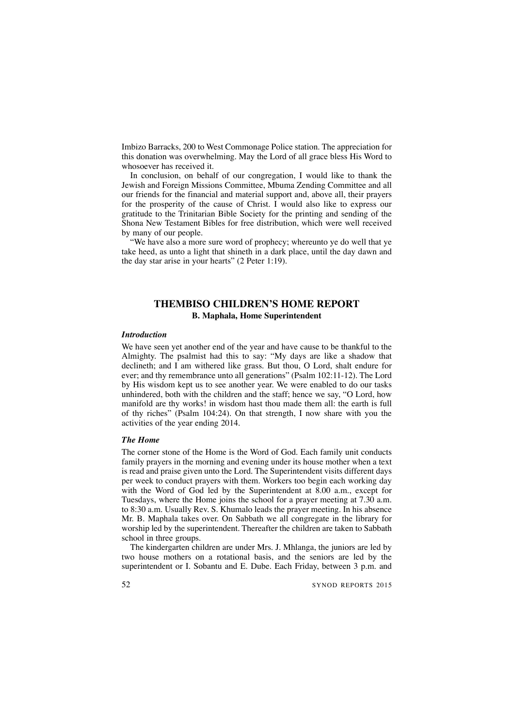Imbizo Barracks, 200 to West Commonage Police station. The appreciation for this donation was overwhelming. May the Lord of all grace bless His Word to whosoever has received it.

In conclusion, on behalf of our congregation, I would like to thank the Jewish and Foreign Missions Committee, Mbuma Zending Committee and all our friends for the financial and material support and, above all, their prayers for the prosperity of the cause of Christ. I would also like to express our gratitude to the Trinitarian Bible Society for the printing and sending of the Shona New Testament Bibles for free distribution, which were well received by many of our people.

"We have also a more sure word of prophecy; whereunto ye do well that ye take heed, as unto a light that shineth in a dark place, until the day dawn and the day star arise in your hearts" (2 Peter 1:19).

## THEMBISO CHILDREN'S HOME REPORT

**B. Maphala, Home Superintendent**

### *Introduction*

We have seen yet another end of the year and have cause to be thankful to the Almighty. The psalmist had this to say: "My days are like a shadow that declineth; and I am withered like grass. But thou, O Lord, shalt endure for ever; and thy remembrance unto all generations" (Psalm 102:11-12). The Lord by His wisdom kept us to see another year. We were enabled to do our tasks unhindered, both with the children and the staff; hence we say, "O Lord, how manifold are thy works! in wisdom hast thou made them all: the earth is full of thy riches" (Psalm 104:24). On that strength, I now share with you the activities of the year ending 2014.

### *The Home*

The corner stone of the Home is the Word of God. Each family unit conducts family prayers in the morning and evening under its house mother when a text is read and praise given unto the Lord. The Superintendent visits different days per week to conduct prayers with them. Workers too begin each working day with the Word of God led by the Superintendent at 8.00 a.m., except for Tuesdays, where the Home joins the school for a prayer meeting at 7.30 a.m. to 8:30 a.m. Usually Rev. S. Khumalo leads the prayer meeting. In his absence Mr. B. Maphala takes over. On Sabbath we all congregate in the library for worship led by the superintendent. Thereafter the children are taken to Sabbath school in three groups.

The kindergarten children are under Mrs. J. Mhlanga, the juniors are led by two house mothers on a rotational basis, and the seniors are led by the superintendent or I. Sobantu and E. Dube. Each Friday, between 3 p.m. and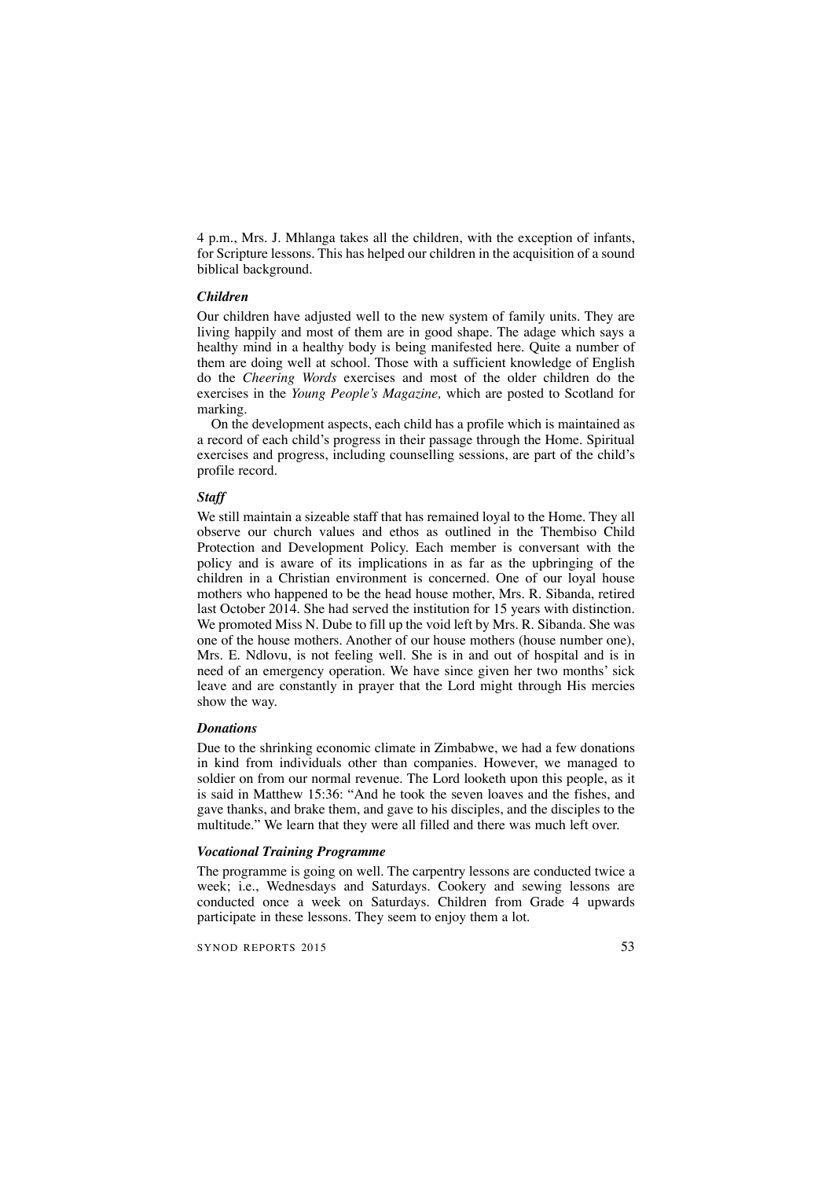4 p.m., Mrs. J. Mhlanga takes all the children, with the exception of infants, for Scripture lessons. This has helped our children in the acquisition of a sound biblical background.

### *Children*

Our children have adjusted well to the new system of family units. They are living happily and most of them are in good shape. The adage which says a healthy mind in a healthy body is being manifested here. Quite a number of them are doing well at school. Those with a sufficient knowledge of English do the *Cheering Words* exercises and most of the older children do the exercises in the *Young People's Magazine,* which are posted to Scotland for marking.

On the development aspects, each child has a profile which is maintained as a record of each child's progress in their passage through the Home. Spiritual exercises and progress, including counselling sessions, are part of the child's profile record.

### *Staff*

We still maintain a sizeable staff that has remained loyal to the Home. They all observe our church values and ethos as outlined in the Thembiso Child Protection and Development Policy. Each member is conversant with the policy and is aware of its implications in as far as the upbringing of the children in a Christian environment is concerned. One of our loyal house mothers who happened to be the head house mother, Mrs. R. Sibanda, retired last October 2014. She had served the institution for 15 years with distinction. We promoted Miss N. Dube to fill up the void left by Mrs. R. Sibanda. She was one of the house mothers. Another of our house mothers (house number one), Mrs. E. Ndlovu, is not feeling well. She is in and out of hospital and is in need of an emergency operation. We have since given her two months' sick leave and are constantly in prayer that the Lord might through His mercies show the way.

### *Donations*

Due to the shrinking economic climate in Zimbabwe, we had a few donations in kind from individuals other than companies. However, we managed to soldier on from our normal revenue. The Lord looketh upon this people, as it is said in Matthew 15:36: "And he took the seven loaves and the fishes, and gave thanks, and brake them, and gave to his disciples, and the disciples to the multitude." We learn that they were all filled and there was much left over.

### *Vocational Training Programme*

The programme is going on well. The carpentry lessons are conducted twice a week; i.e., Wednesdays and Saturdays. Cookery and sewing lessons are conducted once a week on Saturdays. Children from Grade 4 upwards participate in these lessons. They seem to enjoy them a lot.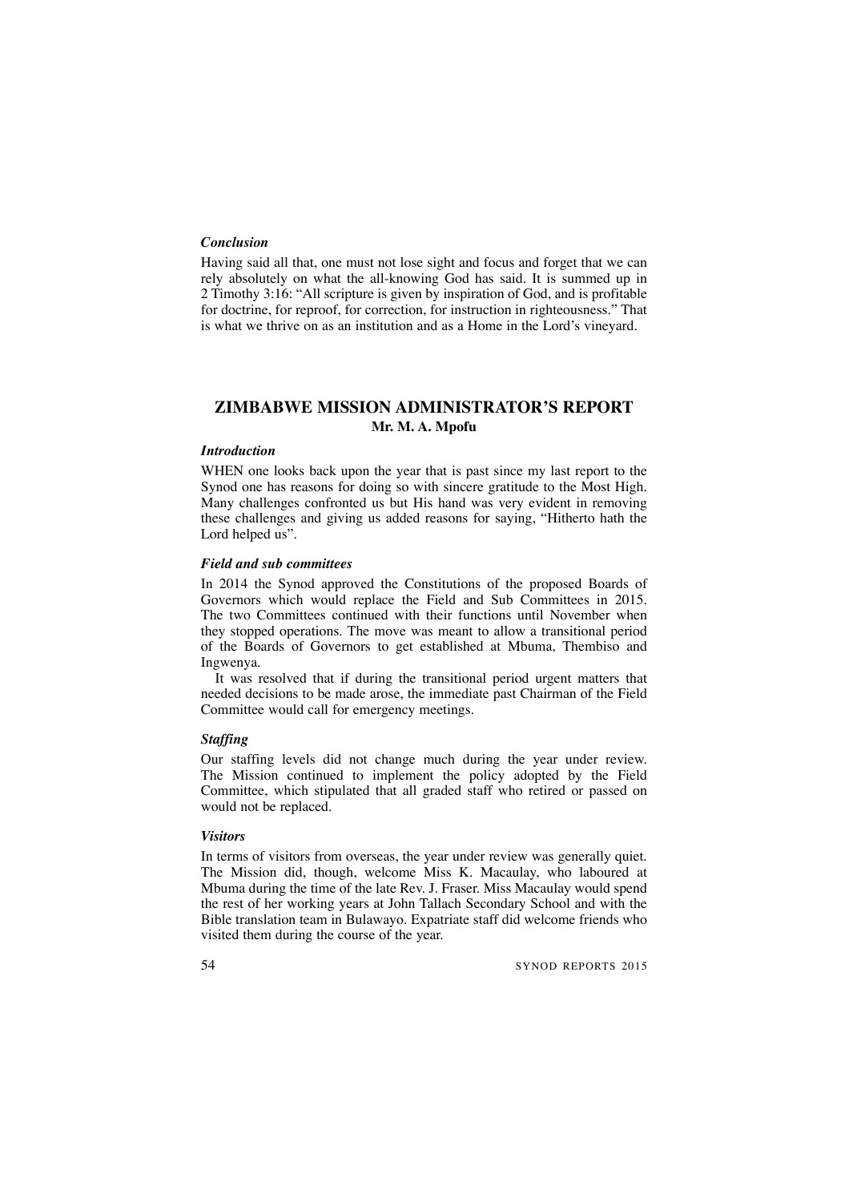### *Conclusion*

Having said all that, one must not lose sight and focus and forget that we can rely absolutely on what the all-knowing God has said. It is summed up in 2 Timothy 3:16: "All scripture is given by inspiration of God, and is profitable for doctrine, for reproof, for correction, for instruction in righteousness." That is what we thrive on as an institution and as a Home in the Lord's vineyard.

## ZIMBABWE MISSION ADMINISTRATOR'S REPORT

**Mr. M. A. Mpofu**

### *Introduction*

WHEN one looks back upon the year that is past since my last report to the Synod one has reasons for doing so with sincere gratitude to the Most High. Many challenges confronted us but His hand was very evident in removing these challenges and giving us added reasons for saying, "Hitherto hath the Lord helped us".

### *Field and sub committees*

In 2014 the Synod approved the Constitutions of the proposed Boards of Governors which would replace the Field and Sub Committees in 2015. The two Committees continued with their functions until November when they stopped operations. The move was meant to allow a transitional period of the Boards of Governors to get established at Mbuma, Thembiso and Ingwenya.

It was resolved that if during the transitional period urgent matters that needed decisions to be made arose, the immediate past Chairman of the Field Committee would call for emergency meetings.

### *Staffing*

Our staffing levels did not change much during the year under review. The Mission continued to implement the policy adopted by the Field Committee, which stipulated that all graded staff who retired or passed on would not be replaced.

### *Visitors*

In terms of visitors from overseas, the year under review was generally quiet. The Mission did, though, welcome Miss K. Macaulay, who laboured at Mbuma during the time of the late Rev. J. Fraser. Miss Macaulay would spend the rest of her working years at John Tallach Secondary School and with the Bible translation team in Bulawayo. Expatriate staff did welcome friends who visited them during the course of the year.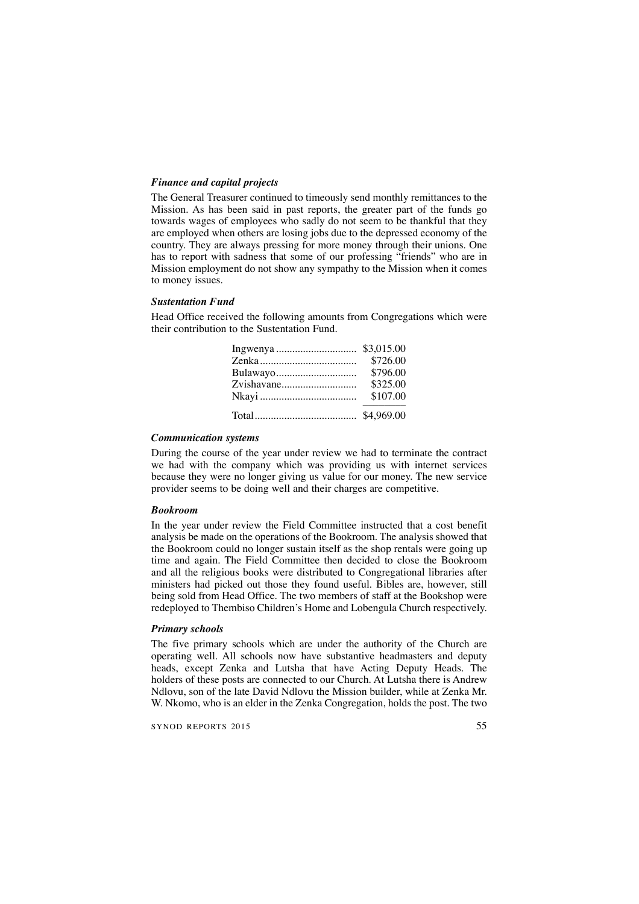### *Finance and capital projects*

The General Treasurer continued to timeously send monthly remittances to the Mission. As has been said in past reports, the greater part of the funds go towards wages of employees who sadly do not seem to be thankful that they are employed when others are losing jobs due to the depressed economy of the country. They are always pressing for more money through their unions. One has to report with sadness that some of our professing "friends" who are in Mission employment do not show any sympathy to the Mission when it comes to money issues.

### *Sustentation Fund*

Head Office received the following amounts from Congregations which were their contribution to the Sustentation Fund.

| Congregation | Amount |
|---|---|
| Ingwenya | $3,015.00 |
| Zenka | $726.00 |
| Bulawayo | $796.00 |
| Zvishavane | $325.00 |
| Nkayi | $107.00 |
| Total | $4,969.00 |

### *Communication systems*

During the course of the year under review we had to terminate the contract we had with the company which was providing us with internet services because they were no longer giving us value for our money. The new service provider seems to be doing well and their charges are competitive.

### *Bookroom*

In the year under review the Field Committee instructed that a cost benefit analysis be made on the operations of the Bookroom. The analysis showed that the Bookroom could no longer sustain itself as the shop rentals were going up time and again. The Field Committee then decided to close the Bookroom and all the religious books were distributed to Congregational libraries after ministers had picked out those they found useful. Bibles are, however, still being sold from Head Office. The two members of staff at the Bookshop were redeployed to Thembiso Children's Home and Lobengula Church respectively.

### *Primary schools*

The five primary schools which are under the authority of the Church are operating well. All schools now have substantive headmasters and deputy heads, except Zenka and Lutsha that have Acting Deputy Heads. The holders of these posts are connected to our Church. At Lutsha there is Andrew Ndlovu, son of the late David Ndlovu the Mission builder, while at Zenka Mr. W. Nkomo, who is an elder in the Zenka Congregation, holds the post. The two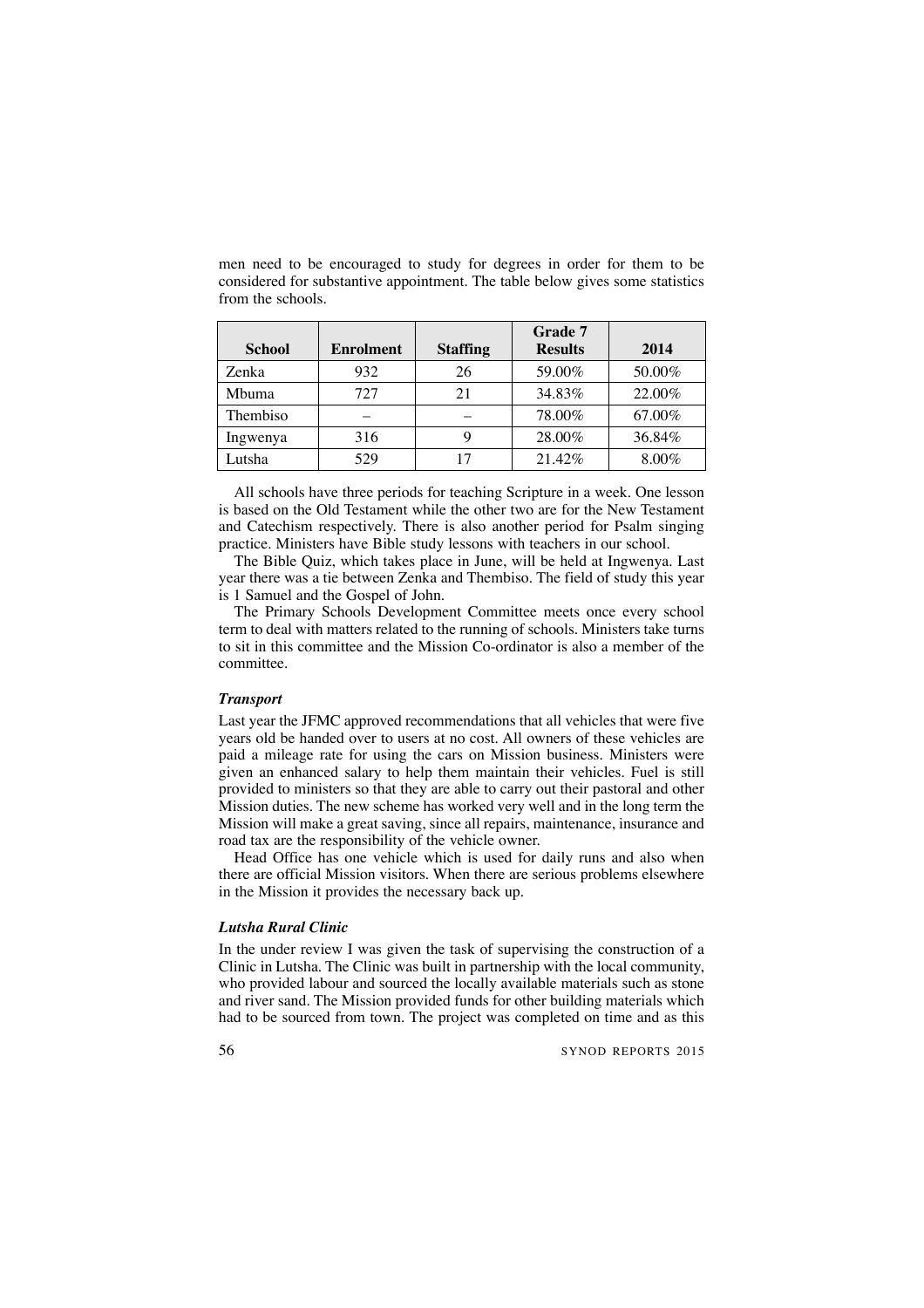men need to be encouraged to study for degrees in order for them to be considered for substantive appointment. The table below gives some statistics from the schools.

| School | Enrolment | Staffing | Grade 7 Results | 2014 |
|---|---|---|---|---|
| Zenka | 932 | 26 | 59.00% | 50.00% |
| Mbuma | 727 | 21 | 34.83% | 22.00% |
| Thembiso | – | – | 78.00% | 67.00% |
| Ingwenya | 316 | 9 | 28.00% | 36.84% |
| Lutsha | 529 | 17 | 21.42% | 8.00% |

All schools have three periods for teaching Scripture in a week. One lesson is based on the Old Testament while the other two are for the New Testament and Catechism respectively. There is also another period for Psalm singing practice. Ministers have Bible study lessons with teachers in our school.

The Bible Quiz, which takes place in June, will be held at Ingwenya. Last year there was a tie between Zenka and Thembiso. The field of study this year is 1 Samuel and the Gospel of John.

The Primary Schools Development Committee meets once every school term to deal with matters related to the running of schools. Ministers take turns to sit in this committee and the Mission Co-ordinator is also a member of the committee.

### *Transport*

Last year the JFMC approved recommendations that all vehicles that were five years old be handed over to users at no cost. All owners of these vehicles are paid a mileage rate for using the cars on Mission business. Ministers were given an enhanced salary to help them maintain their vehicles. Fuel is still provided to ministers so that they are able to carry out their pastoral and other Mission duties. The new scheme has worked very well and in the long term the Mission will make a great saving, since all repairs, maintenance, insurance and road tax are the responsibility of the vehicle owner.

Head Office has one vehicle which is used for daily runs and also when there are official Mission visitors. When there are serious problems elsewhere in the Mission it provides the necessary back up.

### *Lutsha Rural Clinic*

In the under review I was given the task of supervising the construction of a Clinic in Lutsha. The Clinic was built in partnership with the local community, who provided labour and sourced the locally available materials such as stone and river sand. The Mission provided funds for other building materials which had to be sourced from town. The project was completed on time and as this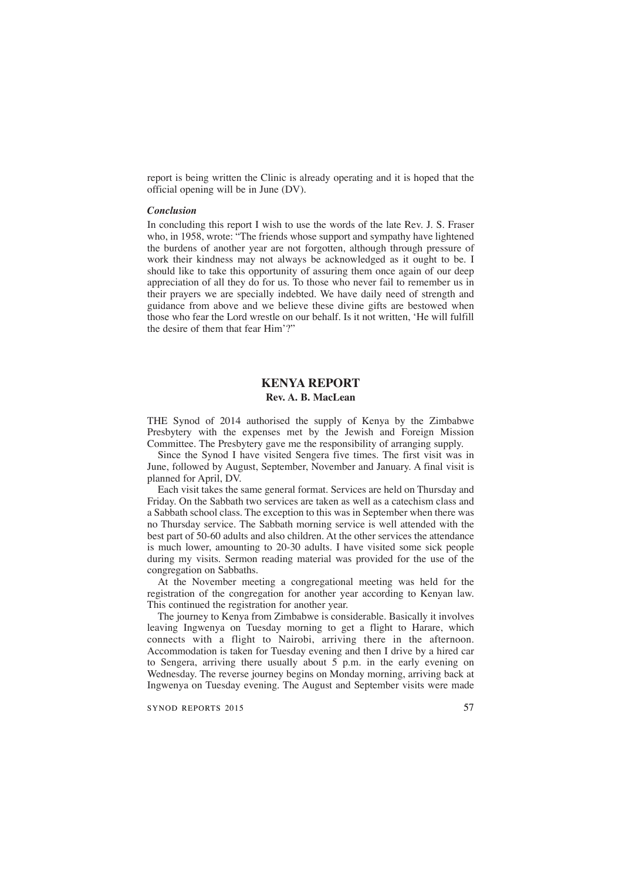report is being written the Clinic is already operating and it is hoped that the official opening will be in June (DV).

### *Conclusion*

In concluding this report I wish to use the words of the late Rev. J. S. Fraser who, in 1958, wrote: "The friends whose support and sympathy have lightened the burdens of another year are not forgotten, although through pressure of work their kindness may not always be acknowledged as it ought to be. I should like to take this opportunity of assuring them once again of our deep appreciation of all they do for us. To those who never fail to remember us in their prayers we are specially indebted. We have daily need of strength and guidance from above and we believe these divine gifts are bestowed when those who fear the Lord wrestle on our behalf. Is it not written, 'He will fulfill the desire of them that fear Him'?"

## KENYA REPORT

**Rev. A. B. MacLean**

THE Synod of 2014 authorised the supply of Kenya by the Zimbabwe Presbytery with the expenses met by the Jewish and Foreign Mission Committee. The Presbytery gave me the responsibility of arranging supply.

Since the Synod I have visited Sengera five times. The first visit was in June, followed by August, September, November and January. A final visit is planned for April, DV.

Each visit takes the same general format. Services are held on Thursday and Friday. On the Sabbath two services are taken as well as a catechism class and a Sabbath school class. The exception to this was in September when there was no Thursday service. The Sabbath morning service is well attended with the best part of 50-60 adults and also children. At the other services the attendance is much lower, amounting to 20-30 adults. I have visited some sick people during my visits. Sermon reading material was provided for the use of the congregation on Sabbaths.

At the November meeting a congregational meeting was held for the registration of the congregation for another year according to Kenyan law. This continued the registration for another year.

The journey to Kenya from Zimbabwe is considerable. Basically it involves leaving Ingwenya on Tuesday morning to get a flight to Harare, which connects with a flight to Nairobi, arriving there in the afternoon. Accommodation is taken for Tuesday evening and then I drive by a hired car to Sengera, arriving there usually about 5 p.m. in the early evening on Wednesday. The reverse journey begins on Monday morning, arriving back at Ingwenya on Tuesday evening. The August and September visits were made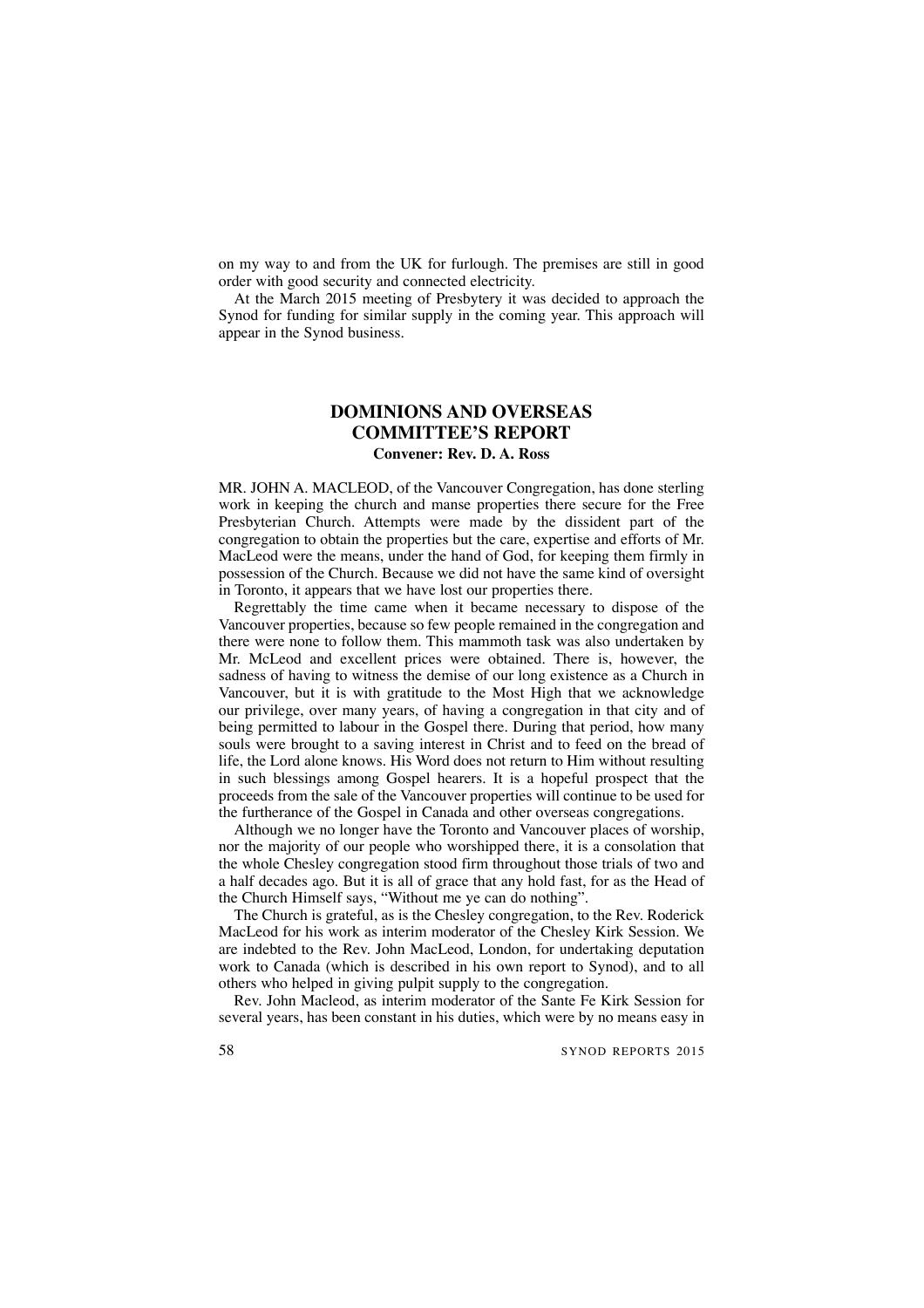on my way to and from the UK for furlough. The premises are still in good order with good security and connected electricity.

At the March 2015 meeting of Presbytery it was decided to approach the Synod for funding for similar supply in the coming year. This approach will appear in the Synod business.

## DOMINIONS AND OVERSEAS COMMITTEE'S REPORT

**Convener: Rev. D. A. Ross**

MR. JOHN A. MACLEOD, of the Vancouver Congregation, has done sterling work in keeping the church and manse properties there secure for the Free Presbyterian Church. Attempts were made by the dissident part of the congregation to obtain the properties but the care, expertise and efforts of Mr. MacLeod were the means, under the hand of God, for keeping them firmly in possession of the Church. Because we did not have the same kind of oversight in Toronto, it appears that we have lost our properties there.

Regrettably the time came when it became necessary to dispose of the Vancouver properties, because so few people remained in the congregation and there were none to follow them. This mammoth task was also undertaken by Mr. McLeod and excellent prices were obtained. There is, however, the sadness of having to witness the demise of our long existence as a Church in Vancouver, but it is with gratitude to the Most High that we acknowledge our privilege, over many years, of having a congregation in that city and of being permitted to labour in the Gospel there. During that period, how many souls were brought to a saving interest in Christ and to feed on the bread of life, the Lord alone knows. His Word does not return to Him without resulting in such blessings among Gospel hearers. It is a hopeful prospect that the proceeds from the sale of the Vancouver properties will continue to be used for the furtherance of the Gospel in Canada and other overseas congregations.

Although we no longer have the Toronto and Vancouver places of worship, nor the majority of our people who worshipped there, it is a consolation that the whole Chesley congregation stood firm throughout those trials of two and a half decades ago. But it is all of grace that any hold fast, for as the Head of the Church Himself says, "Without me ye can do nothing".

The Church is grateful, as is the Chesley congregation, to the Rev. Roderick MacLeod for his work as interim moderator of the Chesley Kirk Session. We are indebted to the Rev. John MacLeod, London, for undertaking deputation work to Canada (which is described in his own report to Synod), and to all others who helped in giving pulpit supply to the congregation.

Rev. John Macleod, as interim moderator of the Sante Fe Kirk Session for several years, has been constant in his duties, which were by no means easy in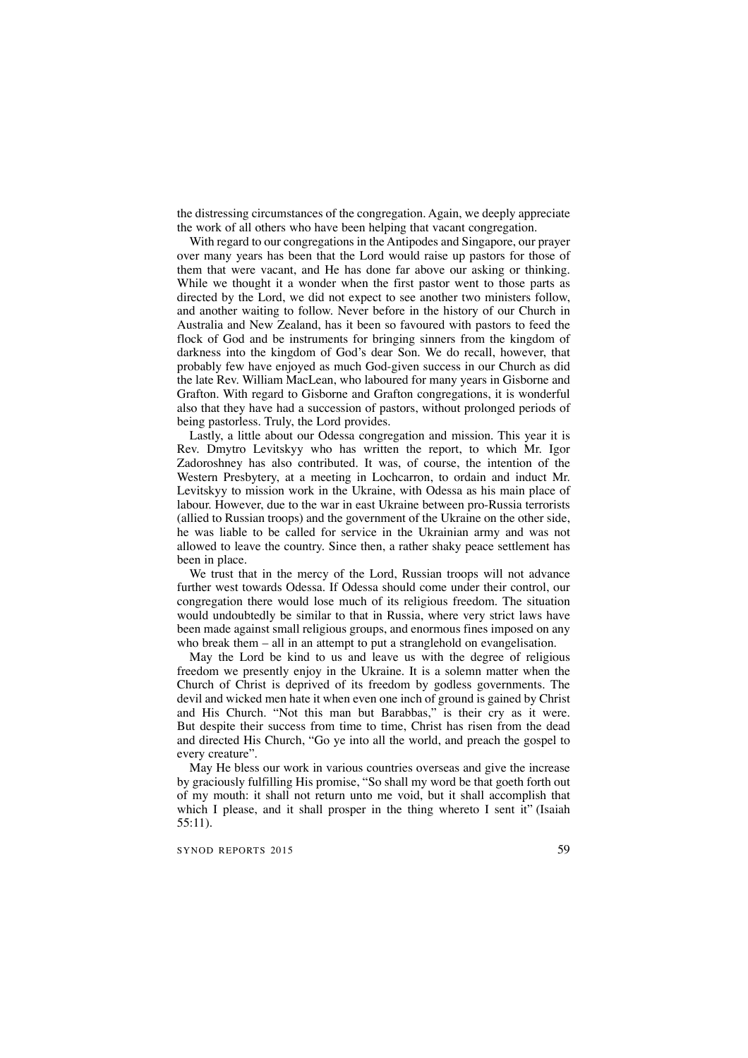the distressing circumstances of the congregation. Again, we deeply appreciate the work of all others who have been helping that vacant congregation.

With regard to our congregations in the Antipodes and Singapore, our prayer over many years has been that the Lord would raise up pastors for those of them that were vacant, and He has done far above our asking or thinking. While we thought it a wonder when the first pastor went to those parts as directed by the Lord, we did not expect to see another two ministers follow, and another waiting to follow. Never before in the history of our Church in Australia and New Zealand, has it been so favoured with pastors to feed the flock of God and be instruments for bringing sinners from the kingdom of darkness into the kingdom of God's dear Son. We do recall, however, that probably few have enjoyed as much God-given success in our Church as did the late Rev. William MacLean, who laboured for many years in Gisborne and Grafton. With regard to Gisborne and Grafton congregations, it is wonderful also that they have had a succession of pastors, without prolonged periods of being pastorless. Truly, the Lord provides.

Lastly, a little about our Odessa congregation and mission. This year it is Rev. Dmytro Levitskyy who has written the report, to which Mr. Igor Zadoroshney has also contributed. It was, of course, the intention of the Western Presbytery, at a meeting in Lochcarron, to ordain and induct Mr. Levitskyy to mission work in the Ukraine, with Odessa as his main place of labour. However, due to the war in east Ukraine between pro-Russia terrorists (allied to Russian troops) and the government of the Ukraine on the other side, he was liable to be called for service in the Ukrainian army and was not allowed to leave the country. Since then, a rather shaky peace settlement has been in place.

We trust that in the mercy of the Lord, Russian troops will not advance further west towards Odessa. If Odessa should come under their control, our congregation there would lose much of its religious freedom. The situation would undoubtedly be similar to that in Russia, where very strict laws have been made against small religious groups, and enormous fines imposed on any who break them – all in an attempt to put a stranglehold on evangelisation.

May the Lord be kind to us and leave us with the degree of religious freedom we presently enjoy in the Ukraine. It is a solemn matter when the Church of Christ is deprived of its freedom by godless governments. The devil and wicked men hate it when even one inch of ground is gained by Christ and His Church. "Not this man but Barabbas," is their cry as it were. But despite their success from time to time, Christ has risen from the dead and directed His Church, "Go ye into all the world, and preach the gospel to every creature".

May He bless our work in various countries overseas and give the increase by graciously fulfilling His promise, "So shall my word be that goeth forth out of my mouth: it shall not return unto me void, but it shall accomplish that which I please, and it shall prosper in the thing whereto I sent it" (Isaiah 55:11).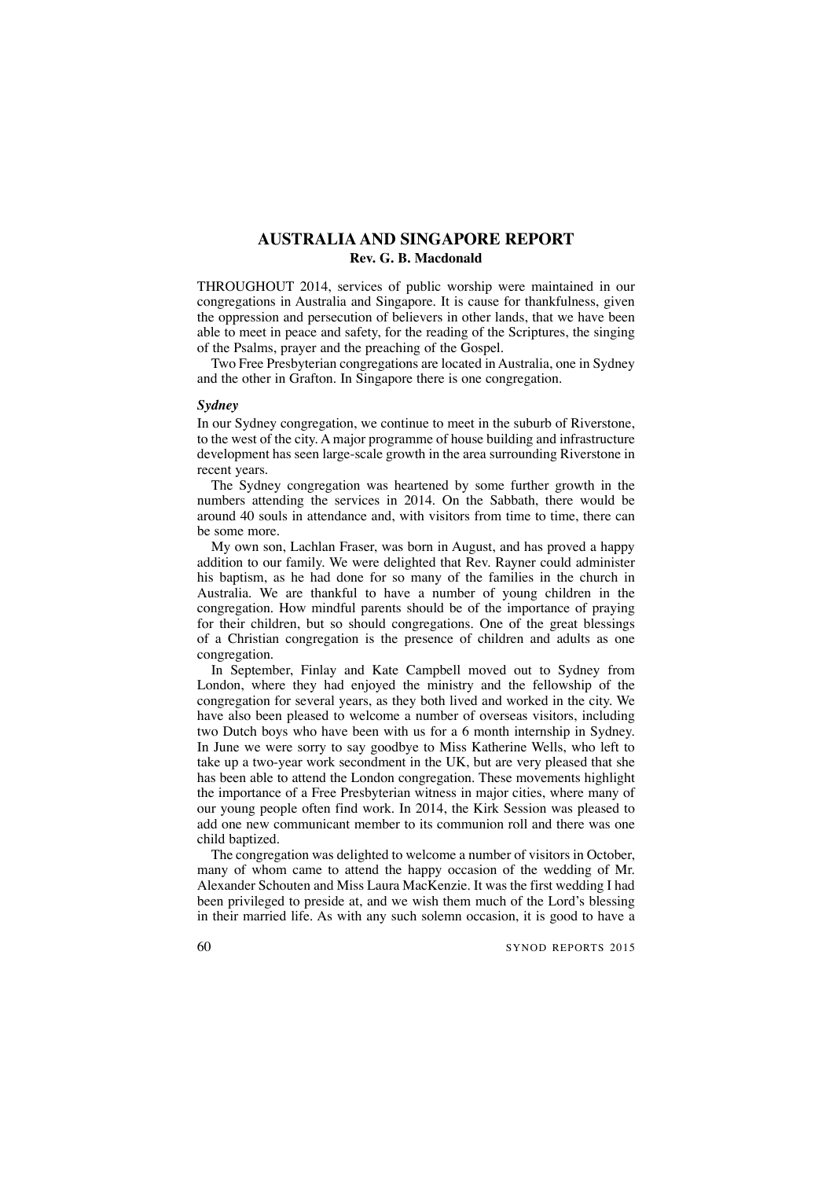## AUSTRALIA AND SINGAPORE REPORT

**Rev. G. B. Macdonald**

THROUGHOUT 2014, services of public worship were maintained in our congregations in Australia and Singapore. It is cause for thankfulness, given the oppression and persecution of believers in other lands, that we have been able to meet in peace and safety, for the reading of the Scriptures, the singing of the Psalms, prayer and the preaching of the Gospel.

Two Free Presbyterian congregations are located in Australia, one in Sydney and the other in Grafton. In Singapore there is one congregation.

### *Sydney*

In our Sydney congregation, we continue to meet in the suburb of Riverstone, to the west of the city. A major programme of house building and infrastructure development has seen large-scale growth in the area surrounding Riverstone in recent years.

The Sydney congregation was heartened by some further growth in the numbers attending the services in 2014. On the Sabbath, there would be around 40 souls in attendance and, with visitors from time to time, there can be some more.

My own son, Lachlan Fraser, was born in August, and has proved a happy addition to our family. We were delighted that Rev. Rayner could administer his baptism, as he had done for so many of the families in the church in Australia. We are thankful to have a number of young children in the congregation. How mindful parents should be of the importance of praying for their children, but so should congregations. One of the great blessings of a Christian congregation is the presence of children and adults as one congregation.

In September, Finlay and Kate Campbell moved out to Sydney from London, where they had enjoyed the ministry and the fellowship of the congregation for several years, as they both lived and worked in the city. We have also been pleased to welcome a number of overseas visitors, including two Dutch boys who have been with us for a 6 month internship in Sydney. In June we were sorry to say goodbye to Miss Katherine Wells, who left to take up a two-year work secondment in the UK, but are very pleased that she has been able to attend the London congregation. These movements highlight the importance of a Free Presbyterian witness in major cities, where many of our young people often find work. In 2014, the Kirk Session was pleased to add one new communicant member to its communion roll and there was one child baptized.

The congregation was delighted to welcome a number of visitors in October, many of whom came to attend the happy occasion of the wedding of Mr. Alexander Schouten and Miss Laura MacKenzie. It was the first wedding I had been privileged to preside at, and we wish them much of the Lord's blessing in their married life. As with any such solemn occasion, it is good to have a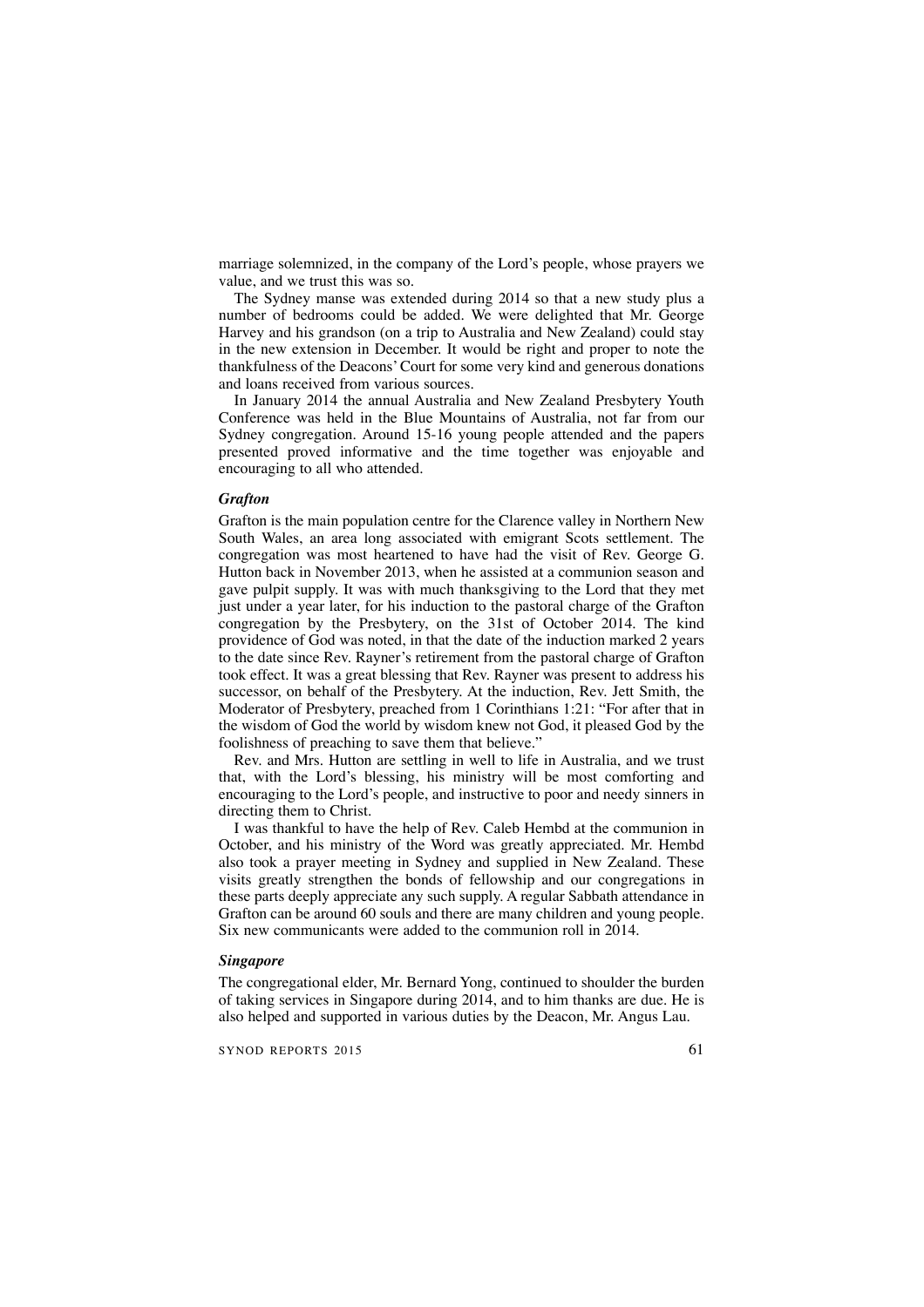marriage solemnized, in the company of the Lord's people, whose prayers we value, and we trust this was so.

The Sydney manse was extended during 2014 so that a new study plus a number of bedrooms could be added. We were delighted that Mr. George Harvey and his grandson (on a trip to Australia and New Zealand) could stay in the new extension in December. It would be right and proper to note the thankfulness of the Deacons' Court for some very kind and generous donations and loans received from various sources.

In January 2014 the annual Australia and New Zealand Presbytery Youth Conference was held in the Blue Mountains of Australia, not far from our Sydney congregation. Around 15-16 young people attended and the papers presented proved informative and the time together was enjoyable and encouraging to all who attended.

### *Grafton*

Grafton is the main population centre for the Clarence valley in Northern New South Wales, an area long associated with emigrant Scots settlement. The congregation was most heartened to have had the visit of Rev. George G. Hutton back in November 2013, when he assisted at a communion season and gave pulpit supply. It was with much thanksgiving to the Lord that they met just under a year later, for his induction to the pastoral charge of the Grafton congregation by the Presbytery, on the 31st of October 2014. The kind providence of God was noted, in that the date of the induction marked 2 years to the date since Rev. Rayner's retirement from the pastoral charge of Grafton took effect. It was a great blessing that Rev. Rayner was present to address his successor, on behalf of the Presbytery. At the induction, Rev. Jett Smith, the Moderator of Presbytery, preached from 1 Corinthians 1:21: "For after that in the wisdom of God the world by wisdom knew not God, it pleased God by the foolishness of preaching to save them that believe."

Rev. and Mrs. Hutton are settling in well to life in Australia, and we trust that, with the Lord's blessing, his ministry will be most comforting and encouraging to the Lord's people, and instructive to poor and needy sinners in directing them to Christ.

I was thankful to have the help of Rev. Caleb Hembd at the communion in October, and his ministry of the Word was greatly appreciated. Mr. Hembd also took a prayer meeting in Sydney and supplied in New Zealand. These visits greatly strengthen the bonds of fellowship and our congregations in these parts deeply appreciate any such supply. A regular Sabbath attendance in Grafton can be around 60 souls and there are many children and young people. Six new communicants were added to the communion roll in 2014.

### *Singapore*

The congregational elder, Mr. Bernard Yong, continued to shoulder the burden of taking services in Singapore during 2014, and to him thanks are due. He is also helped and supported in various duties by the Deacon, Mr. Angus Lau.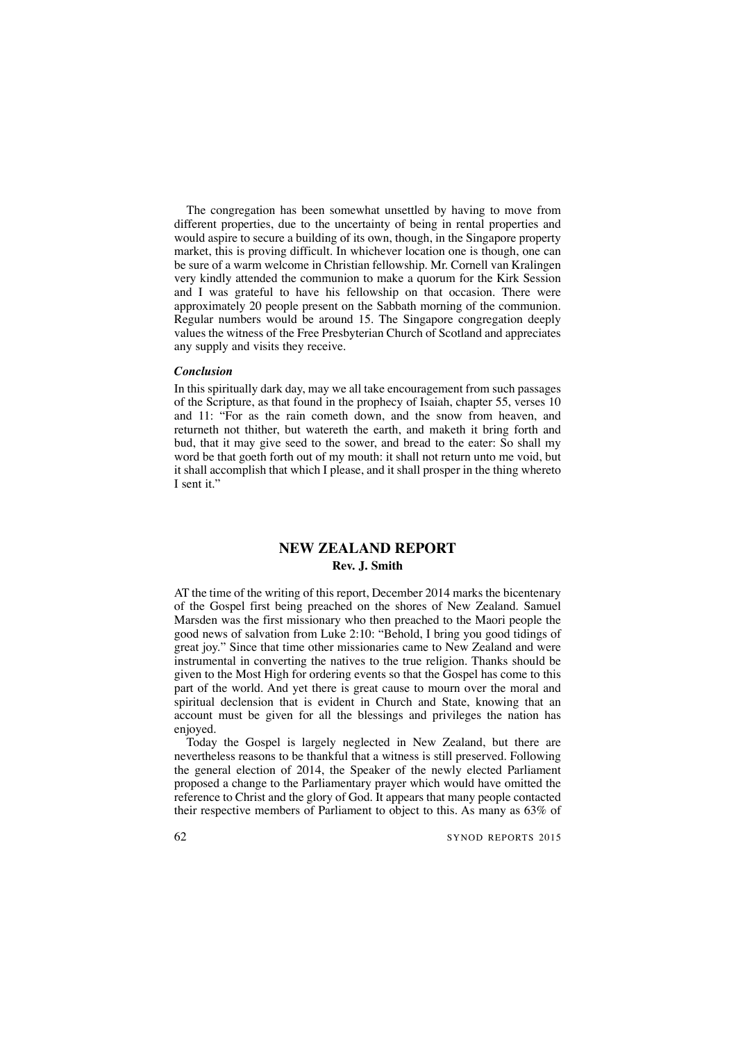The congregation has been somewhat unsettled by having to move from different properties, due to the uncertainty of being in rental properties and would aspire to secure a building of its own, though, in the Singapore property market, this is proving difficult. In whichever location one is though, one can be sure of a warm welcome in Christian fellowship. Mr. Cornell van Kralingen very kindly attended the communion to make a quorum for the Kirk Session and I was grateful to have his fellowship on that occasion. There were approximately 20 people present on the Sabbath morning of the communion. Regular numbers would be around 15. The Singapore congregation deeply values the witness of the Free Presbyterian Church of Scotland and appreciates any supply and visits they receive.

***Conclusion***

In this spiritually dark day, may we all take encouragement from such passages of the Scripture, as that found in the prophecy of Isaiah, chapter 55, verses 10 and 11: "For as the rain cometh down, and the snow from heaven, and returneth not thither, but watereth the earth, and maketh it bring forth and bud, that it may give seed to the sower, and bread to the eater: So shall my word be that goeth forth out of my mouth: it shall not return unto me void, but it shall accomplish that which I please, and it shall prosper in the thing whereto I sent it."

## NEW ZEALAND REPORT

**Rev. J. Smith**

AT the time of the writing of this report, December 2014 marks the bicentenary of the Gospel first being preached on the shores of New Zealand. Samuel Marsden was the first missionary who then preached to the Maori people the good news of salvation from Luke 2:10: "Behold, I bring you good tidings of great joy." Since that time other missionaries came to New Zealand and were instrumental in converting the natives to the true religion. Thanks should be given to the Most High for ordering events so that the Gospel has come to this part of the world. And yet there is great cause to mourn over the moral and spiritual declension that is evident in Church and State, knowing that an account must be given for all the blessings and privileges the nation has enjoyed.

Today the Gospel is largely neglected in New Zealand, but there are nevertheless reasons to be thankful that a witness is still preserved. Following the general election of 2014, the Speaker of the newly elected Parliament proposed a change to the Parliamentary prayer which would have omitted the reference to Christ and the glory of God. It appears that many people contacted their respective members of Parliament to object to this. As many as 63% of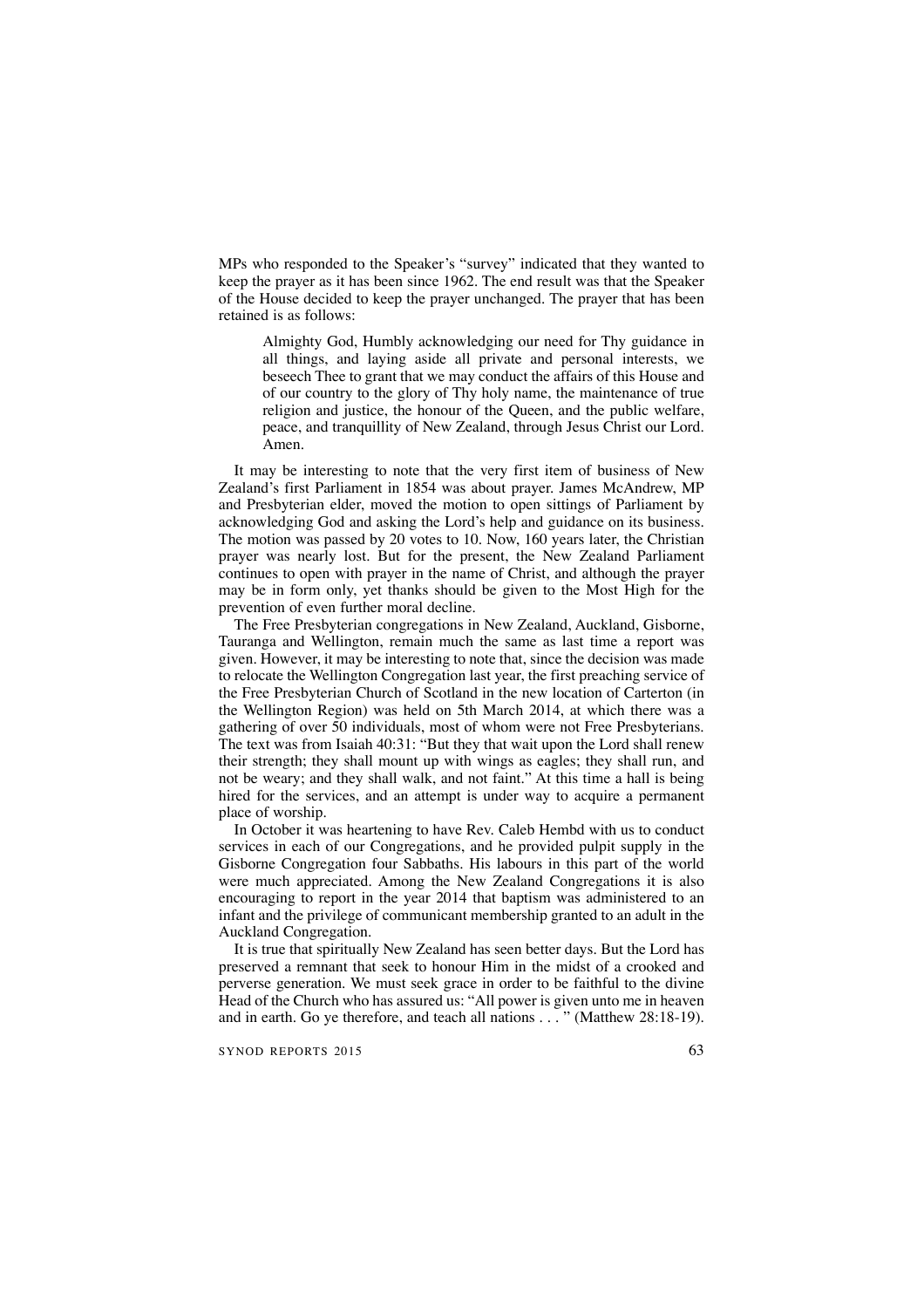MPs who responded to the Speaker's "survey" indicated that they wanted to keep the prayer as it has been since 1962. The end result was that the Speaker of the House decided to keep the prayer unchanged. The prayer that has been retained is as follows:

> Almighty God, Humbly acknowledging our need for Thy guidance in all things, and laying aside all private and personal interests, we beseech Thee to grant that we may conduct the affairs of this House and of our country to the glory of Thy holy name, the maintenance of true religion and justice, the honour of the Queen, and the public welfare, peace, and tranquillity of New Zealand, through Jesus Christ our Lord. Amen.

It may be interesting to note that the very first item of business of New Zealand's first Parliament in 1854 was about prayer. James McAndrew, MP and Presbyterian elder, moved the motion to open sittings of Parliament by acknowledging God and asking the Lord's help and guidance on its business. The motion was passed by 20 votes to 10. Now, 160 years later, the Christian prayer was nearly lost. But for the present, the New Zealand Parliament continues to open with prayer in the name of Christ, and although the prayer may be in form only, yet thanks should be given to the Most High for the prevention of even further moral decline.

The Free Presbyterian congregations in New Zealand, Auckland, Gisborne, Tauranga and Wellington, remain much the same as last time a report was given. However, it may be interesting to note that, since the decision was made to relocate the Wellington Congregation last year, the first preaching service of the Free Presbyterian Church of Scotland in the new location of Carterton (in the Wellington Region) was held on 5th March 2014, at which there was a gathering of over 50 individuals, most of whom were not Free Presbyterians. The text was from Isaiah 40:31: "But they that wait upon the Lord shall renew their strength; they shall mount up with wings as eagles; they shall run, and not be weary; and they shall walk, and not faint." At this time a hall is being hired for the services, and an attempt is under way to acquire a permanent place of worship.

In October it was heartening to have Rev. Caleb Hembd with us to conduct services in each of our Congregations, and he provided pulpit supply in the Gisborne Congregation four Sabbaths. His labours in this part of the world were much appreciated. Among the New Zealand Congregations it is also encouraging to report in the year 2014 that baptism was administered to an infant and the privilege of communicant membership granted to an adult in the Auckland Congregation.

It is true that spiritually New Zealand has seen better days. But the Lord has preserved a remnant that seek to honour Him in the midst of a crooked and perverse generation. We must seek grace in order to be faithful to the divine Head of the Church who has assured us: "All power is given unto me in heaven and in earth. Go ye therefore, and teach all nations . . . " (Matthew 28:18-19).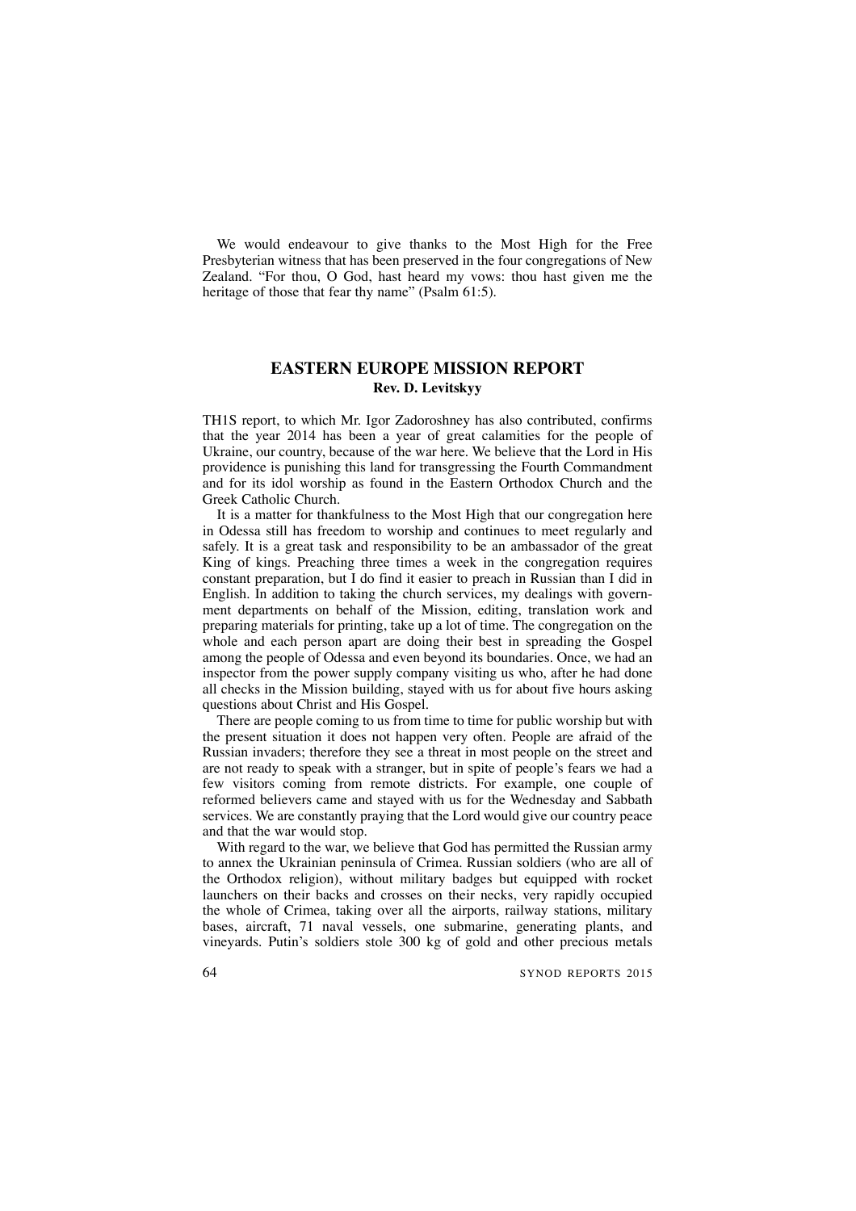We would endeavour to give thanks to the Most High for the Free Presbyterian witness that has been preserved in the four congregations of New Zealand. "For thou, O God, hast heard my vows: thou hast given me the heritage of those that fear thy name" (Psalm 61:5).

## EASTERN EUROPE MISSION REPORT

**Rev. D. Levitskyy**

TH1S report, to which Mr. Igor Zadoroshney has also contributed, confirms that the year 2014 has been a year of great calamities for the people of Ukraine, our country, because of the war here. We believe that the Lord in His providence is punishing this land for transgressing the Fourth Commandment and for its idol worship as found in the Eastern Orthodox Church and the Greek Catholic Church.

It is a matter for thankfulness to the Most High that our congregation here in Odessa still has freedom to worship and continues to meet regularly and safely. It is a great task and responsibility to be an ambassador of the great King of kings. Preaching three times a week in the congregation requires constant preparation, but I do find it easier to preach in Russian than I did in English. In addition to taking the church services, my dealings with government departments on behalf of the Mission, editing, translation work and preparing materials for printing, take up a lot of time. The congregation on the whole and each person apart are doing their best in spreading the Gospel among the people of Odessa and even beyond its boundaries. Once, we had an inspector from the power supply company visiting us who, after he had done all checks in the Mission building, stayed with us for about five hours asking questions about Christ and His Gospel.

There are people coming to us from time to time for public worship but with the present situation it does not happen very often. People are afraid of the Russian invaders; therefore they see a threat in most people on the street and are not ready to speak with a stranger, but in spite of people's fears we had a few visitors coming from remote districts. For example, one couple of reformed believers came and stayed with us for the Wednesday and Sabbath services. We are constantly praying that the Lord would give our country peace and that the war would stop.

With regard to the war, we believe that God has permitted the Russian army to annex the Ukrainian peninsula of Crimea. Russian soldiers (who are all of the Orthodox religion), without military badges but equipped with rocket launchers on their backs and crosses on their necks, very rapidly occupied the whole of Crimea, taking over all the airports, railway stations, military bases, aircraft, 71 naval vessels, one submarine, generating plants, and vineyards. Putin's soldiers stole 300 kg of gold and other precious metals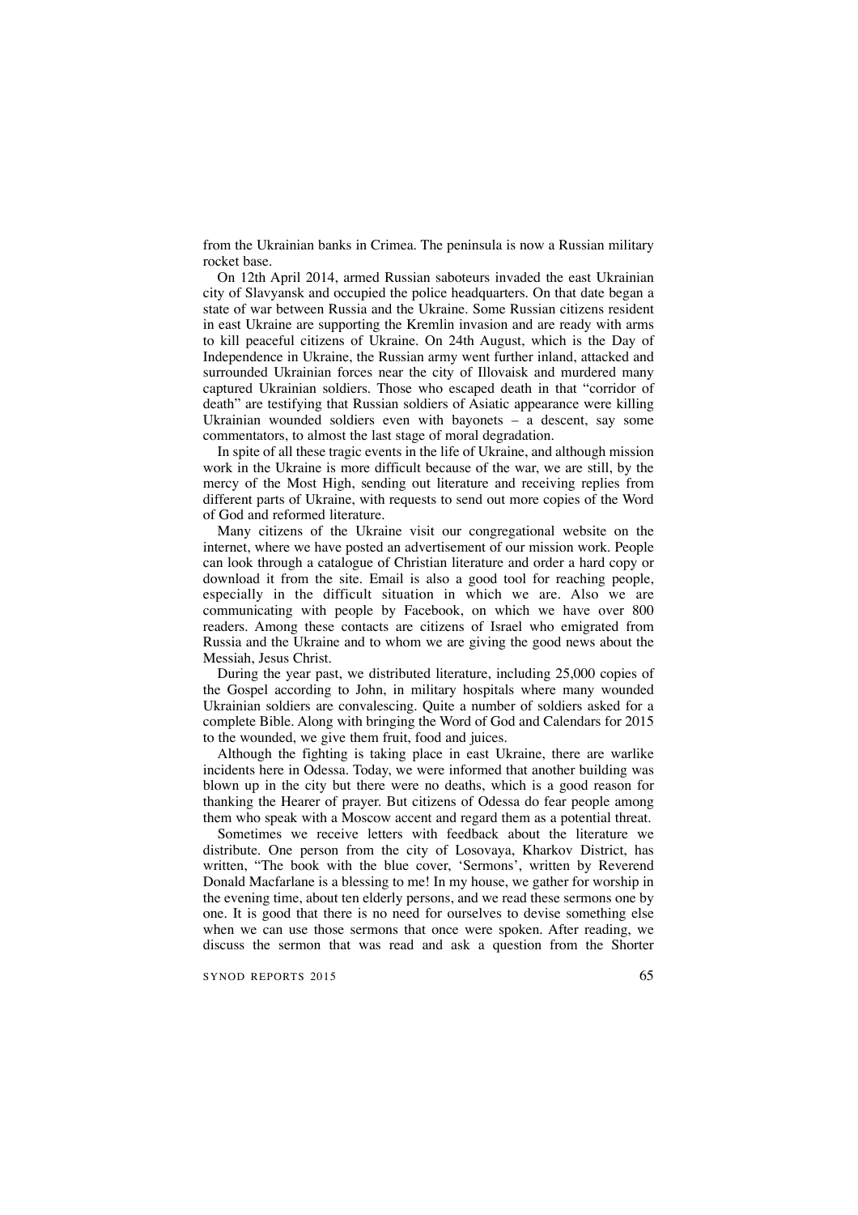from the Ukrainian banks in Crimea. The peninsula is now a Russian military rocket base.

On 12th April 2014, armed Russian saboteurs invaded the east Ukrainian city of Slavyansk and occupied the police headquarters. On that date began a state of war between Russia and the Ukraine. Some Russian citizens resident in east Ukraine are supporting the Kremlin invasion and are ready with arms to kill peaceful citizens of Ukraine. On 24th August, which is the Day of Independence in Ukraine, the Russian army went further inland, attacked and surrounded Ukrainian forces near the city of Illovaisk and murdered many captured Ukrainian soldiers. Those who escaped death in that "corridor of death" are testifying that Russian soldiers of Asiatic appearance were killing Ukrainian wounded soldiers even with bayonets – a descent, say some commentators, to almost the last stage of moral degradation.

In spite of all these tragic events in the life of Ukraine, and although mission work in the Ukraine is more difficult because of the war, we are still, by the mercy of the Most High, sending out literature and receiving replies from different parts of Ukraine, with requests to send out more copies of the Word of God and reformed literature.

Many citizens of the Ukraine visit our congregational website on the internet, where we have posted an advertisement of our mission work. People can look through a catalogue of Christian literature and order a hard copy or download it from the site. Email is also a good tool for reaching people, especially in the difficult situation in which we are. Also we are communicating with people by Facebook, on which we have over 800 readers. Among these contacts are citizens of Israel who emigrated from Russia and the Ukraine and to whom we are giving the good news about the Messiah, Jesus Christ.

During the year past, we distributed literature, including 25,000 copies of the Gospel according to John, in military hospitals where many wounded Ukrainian soldiers are convalescing. Quite a number of soldiers asked for a complete Bible. Along with bringing the Word of God and Calendars for 2015 to the wounded, we give them fruit, food and juices.

Although the fighting is taking place in east Ukraine, there are warlike incidents here in Odessa. Today, we were informed that another building was blown up in the city but there were no deaths, which is a good reason for thanking the Hearer of prayer. But citizens of Odessa do fear people among them who speak with a Moscow accent and regard them as a potential threat.

Sometimes we receive letters with feedback about the literature we distribute. One person from the city of Losovaya, Kharkov District, has written, "The book with the blue cover, 'Sermons', written by Reverend Donald Macfarlane is a blessing to me! In my house, we gather for worship in the evening time, about ten elderly persons, and we read these sermons one by one. It is good that there is no need for ourselves to devise something else when we can use those sermons that once were spoken. After reading, we discuss the sermon that was read and ask a question from the Shorter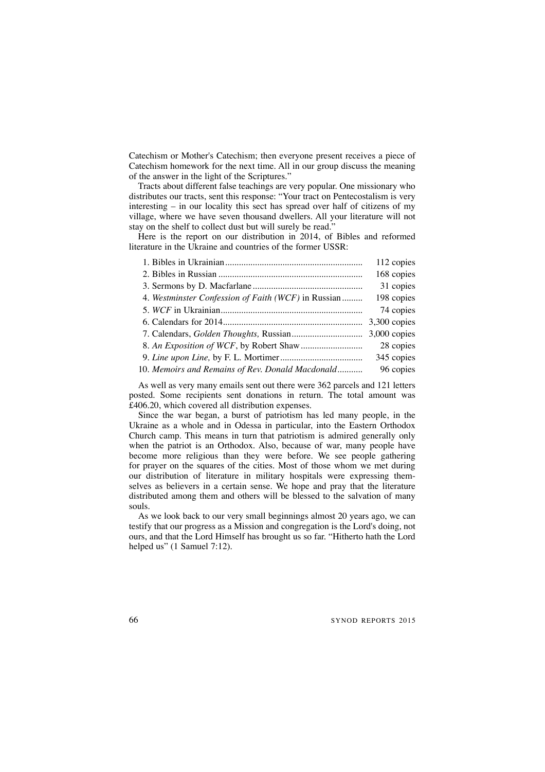Catechism or Mother's Catechism; then everyone present receives a piece of Catechism homework for the next time. All in our group discuss the meaning of the answer in the light of the Scriptures."

Tracts about different false teachings are very popular. One missionary who distributes our tracts, sent this response: "Your tract on Pentecostalism is very interesting – in our locality this sect has spread over half of citizens of my village, where we have seven thousand dwellers. All your literature will not stay on the shelf to collect dust but will surely be read."

Here is the report on our distribution in 2014, of Bibles and reformed literature in the Ukraine and countries of the former USSR:

| | |
|---|---|
| 1. Bibles in Ukrainian | 112 copies |
| 2. Bibles in Russian | 168 copies |
| 3. Sermons by D. Macfarlane | 31 copies |
| 4. *Westminster Confession of Faith (WCF)* in Russian | 198 copies |
| 5. *WCF* in Ukrainian | 74 copies |
| 6. Calendars for 2014 | 3,300 copies |
| 7. Calendars, *Golden Thoughts,* Russian | 3,000 copies |
| 8. *An Exposition of WCF*, by Robert Shaw | 28 copies |
| 9. *Line upon Line,* by F. L. Mortimer | 345 copies |
| 10. *Memoirs and Remains of Rev. Donald Macdonald* | 96 copies |

As well as very many emails sent out there were 362 parcels and 121 letters posted. Some recipients sent donations in return. The total amount was £406.20, which covered all distribution expenses.

Since the war began, a burst of patriotism has led many people, in the Ukraine as a whole and in Odessa in particular, into the Eastern Orthodox Church camp. This means in turn that patriotism is admired generally only when the patriot is an Orthodox. Also, because of war, many people have become more religious than they were before. We see people gathering for prayer on the squares of the cities. Most of those whom we met during our distribution of literature in military hospitals were expressing themselves as believers in a certain sense. We hope and pray that the literature distributed among them and others will be blessed to the salvation of many souls.

As we look back to our very small beginnings almost 20 years ago, we can testify that our progress as a Mission and congregation is the Lord's doing, not ours, and that the Lord Himself has brought us so far. "Hitherto hath the Lord helped us" (1 Samuel 7:12).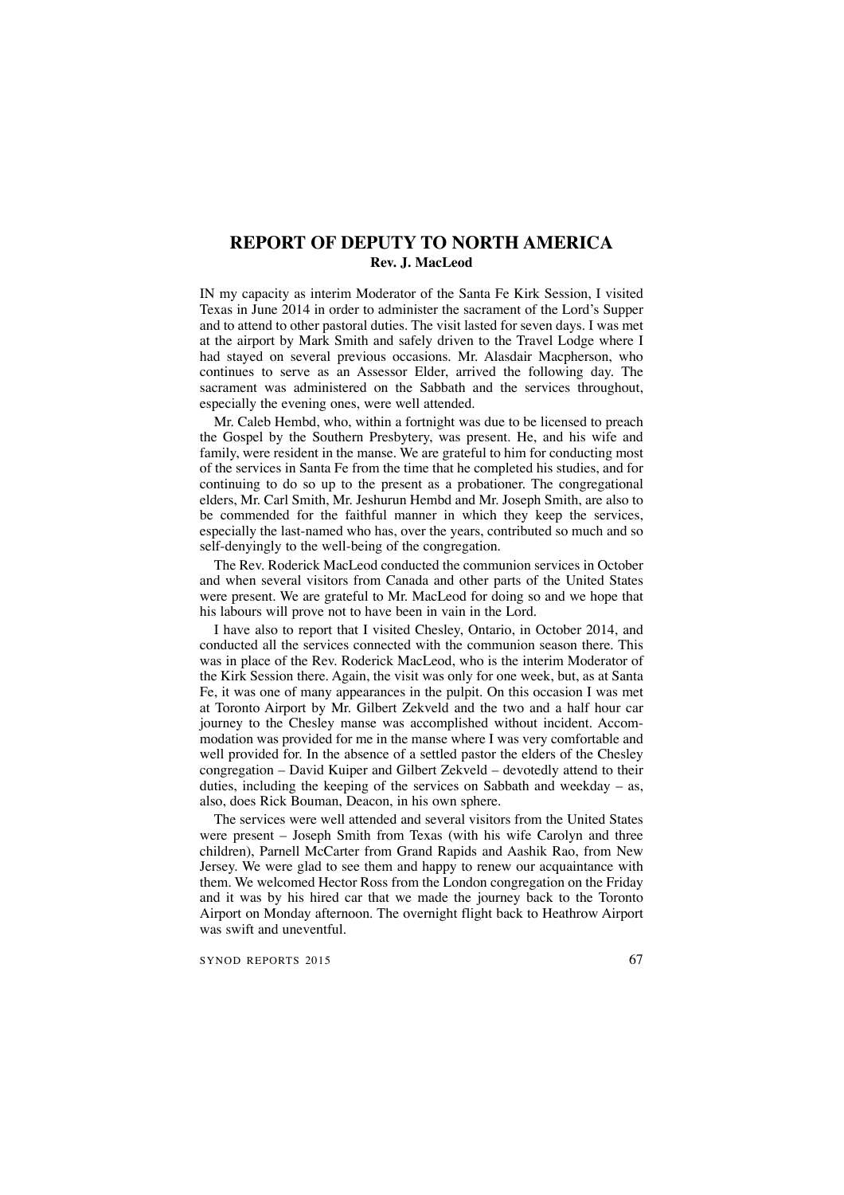## REPORT OF DEPUTY TO NORTH AMERICA

**Rev. J. MacLeod**

IN my capacity as interim Moderator of the Santa Fe Kirk Session, I visited Texas in June 2014 in order to administer the sacrament of the Lord's Supper and to attend to other pastoral duties. The visit lasted for seven days. I was met at the airport by Mark Smith and safely driven to the Travel Lodge where I had stayed on several previous occasions. Mr. Alasdair Macpherson, who continues to serve as an Assessor Elder, arrived the following day. The sacrament was administered on the Sabbath and the services throughout, especially the evening ones, were well attended.

Mr. Caleb Hembd, who, within a fortnight was due to be licensed to preach the Gospel by the Southern Presbytery, was present. He, and his wife and family, were resident in the manse. We are grateful to him for conducting most of the services in Santa Fe from the time that he completed his studies, and for continuing to do so up to the present as a probationer. The congregational elders, Mr. Carl Smith, Mr. Jeshurun Hembd and Mr. Joseph Smith, are also to be commended for the faithful manner in which they keep the services, especially the last-named who has, over the years, contributed so much and so self-denyingly to the well-being of the congregation.

The Rev. Roderick MacLeod conducted the communion services in October and when several visitors from Canada and other parts of the United States were present. We are grateful to Mr. MacLeod for doing so and we hope that his labours will prove not to have been in vain in the Lord.

I have also to report that I visited Chesley, Ontario, in October 2014, and conducted all the services connected with the communion season there. This was in place of the Rev. Roderick MacLeod, who is the interim Moderator of the Kirk Session there. Again, the visit was only for one week, but, as at Santa Fe, it was one of many appearances in the pulpit. On this occasion I was met at Toronto Airport by Mr. Gilbert Zekveld and the two and a half hour car journey to the Chesley manse was accomplished without incident. Accommodation was provided for me in the manse where I was very comfortable and well provided for. In the absence of a settled pastor the elders of the Chesley congregation – David Kuiper and Gilbert Zekveld – devotedly attend to their duties, including the keeping of the services on Sabbath and weekday – as, also, does Rick Bouman, Deacon, in his own sphere.

The services were well attended and several visitors from the United States were present – Joseph Smith from Texas (with his wife Carolyn and three children), Parnell McCarter from Grand Rapids and Aashik Rao, from New Jersey. We were glad to see them and happy to renew our acquaintance with them. We welcomed Hector Ross from the London congregation on the Friday and it was by his hired car that we made the journey back to the Toronto Airport on Monday afternoon. The overnight flight back to Heathrow Airport was swift and uneventful.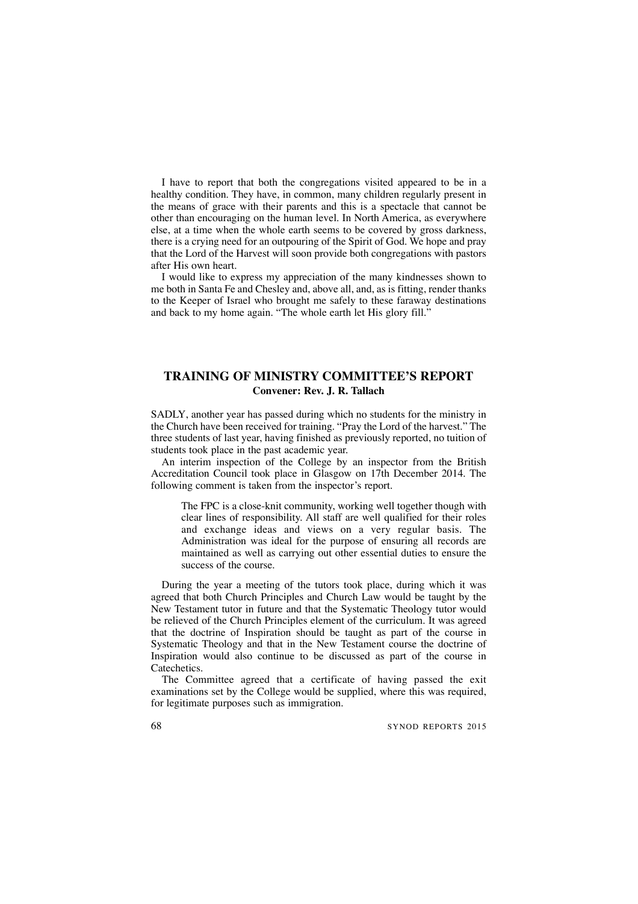I have to report that both the congregations visited appeared to be in a healthy condition. They have, in common, many children regularly present in the means of grace with their parents and this is a spectacle that cannot be other than encouraging on the human level. In North America, as everywhere else, at a time when the whole earth seems to be covered by gross darkness, there is a crying need for an outpouring of the Spirit of God. We hope and pray that the Lord of the Harvest will soon provide both congregations with pastors after His own heart.

I would like to express my appreciation of the many kindnesses shown to me both in Santa Fe and Chesley and, above all, and, as is fitting, render thanks to the Keeper of Israel who brought me safely to these faraway destinations and back to my home again. "The whole earth let His glory fill."

## TRAINING OF MINISTRY COMMITTEE'S REPORT

**Convener: Rev. J. R. Tallach**

SADLY, another year has passed during which no students for the ministry in the Church have been received for training. "Pray the Lord of the harvest." The three students of last year, having finished as previously reported, no tuition of students took place in the past academic year.

An interim inspection of the College by an inspector from the British Accreditation Council took place in Glasgow on 17th December 2014. The following comment is taken from the inspector's report.

> The FPC is a close-knit community, working well together though with clear lines of responsibility. All staff are well qualified for their roles and exchange ideas and views on a very regular basis. The Administration was ideal for the purpose of ensuring all records are maintained as well as carrying out other essential duties to ensure the success of the course.

During the year a meeting of the tutors took place, during which it was agreed that both Church Principles and Church Law would be taught by the New Testament tutor in future and that the Systematic Theology tutor would be relieved of the Church Principles element of the curriculum. It was agreed that the doctrine of Inspiration should be taught as part of the course in Systematic Theology and that in the New Testament course the doctrine of Inspiration would also continue to be discussed as part of the course in Catechetics.

The Committee agreed that a certificate of having passed the exit examinations set by the College would be supplied, where this was required, for legitimate purposes such as immigration.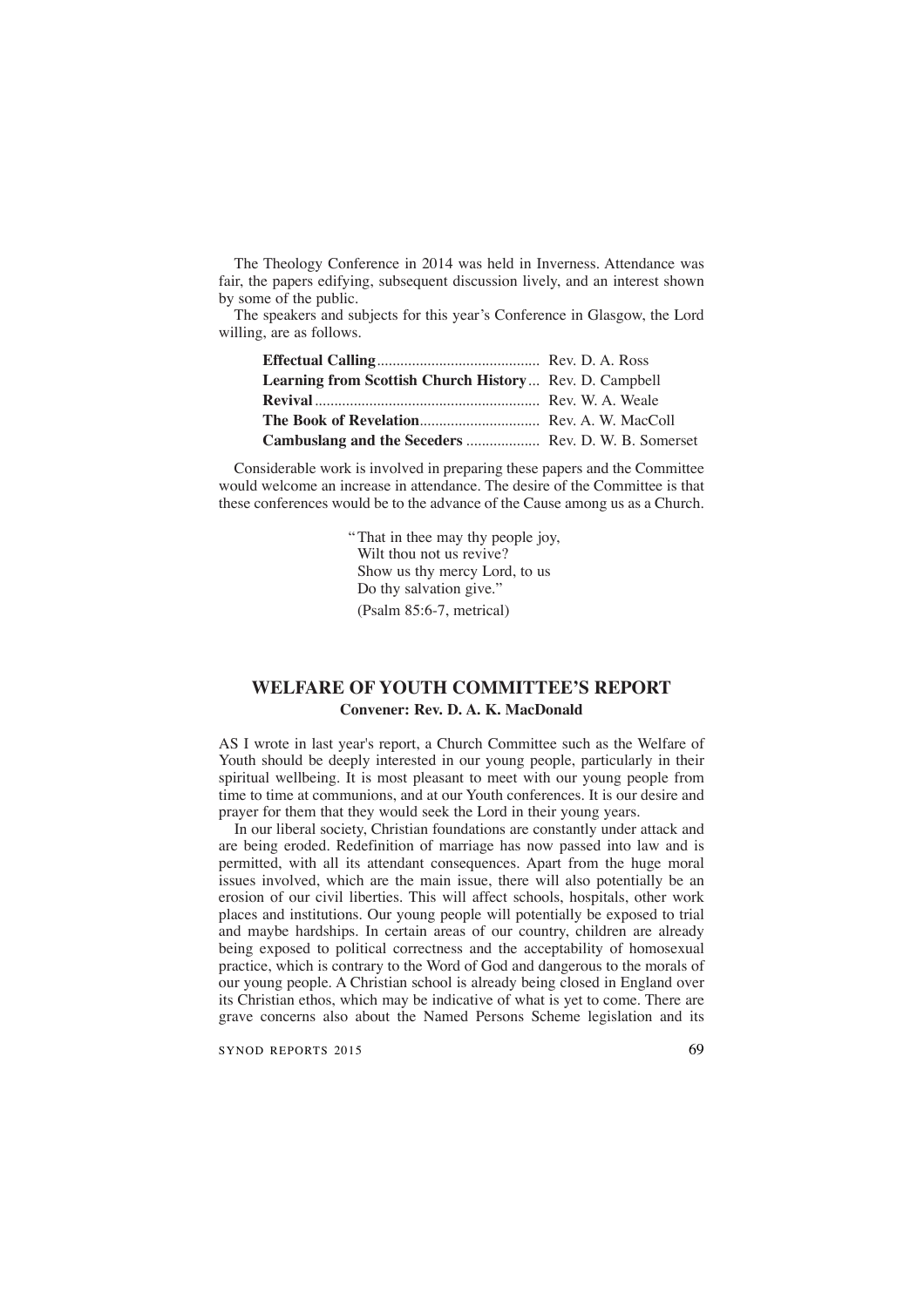The Theology Conference in 2014 was held in Inverness. Attendance was fair, the papers edifying, subsequent discussion lively, and an interest shown by some of the public.

The speakers and subjects for this year's Conference in Glasgow, the Lord willing, are as follows.

| | |
|---|---|
| **Effectual Calling** | Rev. D. A. Ross |
| **Learning from Scottish Church History** | Rev. D. Campbell |
| **Revival** | Rev. W. A. Weale |
| **The Book of Revelation** | Rev. A. W. MacColl |
| **Cambuslang and the Seceders** | Rev. D. W. B. Somerset |

Considerable work is involved in preparing these papers and the Committee would welcome an increase in attendance. The desire of the Committee is that these conferences would be to the advance of the Cause among us as a Church.

> "That in thee may thy people joy,
> Wilt thou not us revive?
> Show us thy mercy Lord, to us
> Do thy salvation give."
>
> (Psalm 85:6-7, metrical)

## WELFARE OF YOUTH COMMITTEE'S REPORT

**Convener: Rev. D. A. K. MacDonald**

AS I wrote in last year's report, a Church Committee such as the Welfare of Youth should be deeply interested in our young people, particularly in their spiritual wellbeing. It is most pleasant to meet with our young people from time to time at communions, and at our Youth conferences. It is our desire and prayer for them that they would seek the Lord in their young years.

In our liberal society, Christian foundations are constantly under attack and are being eroded. Redefinition of marriage has now passed into law and is permitted, with all its attendant consequences. Apart from the huge moral issues involved, which are the main issue, there will also potentially be an erosion of our civil liberties. This will affect schools, hospitals, other work places and institutions. Our young people will potentially be exposed to trial and maybe hardships. In certain areas of our country, children are already being exposed to political correctness and the acceptability of homosexual practice, which is contrary to the Word of God and dangerous to the morals of our young people. A Christian school is already being closed in England over its Christian ethos, which may be indicative of what is yet to come. There are grave concerns also about the Named Persons Scheme legislation and its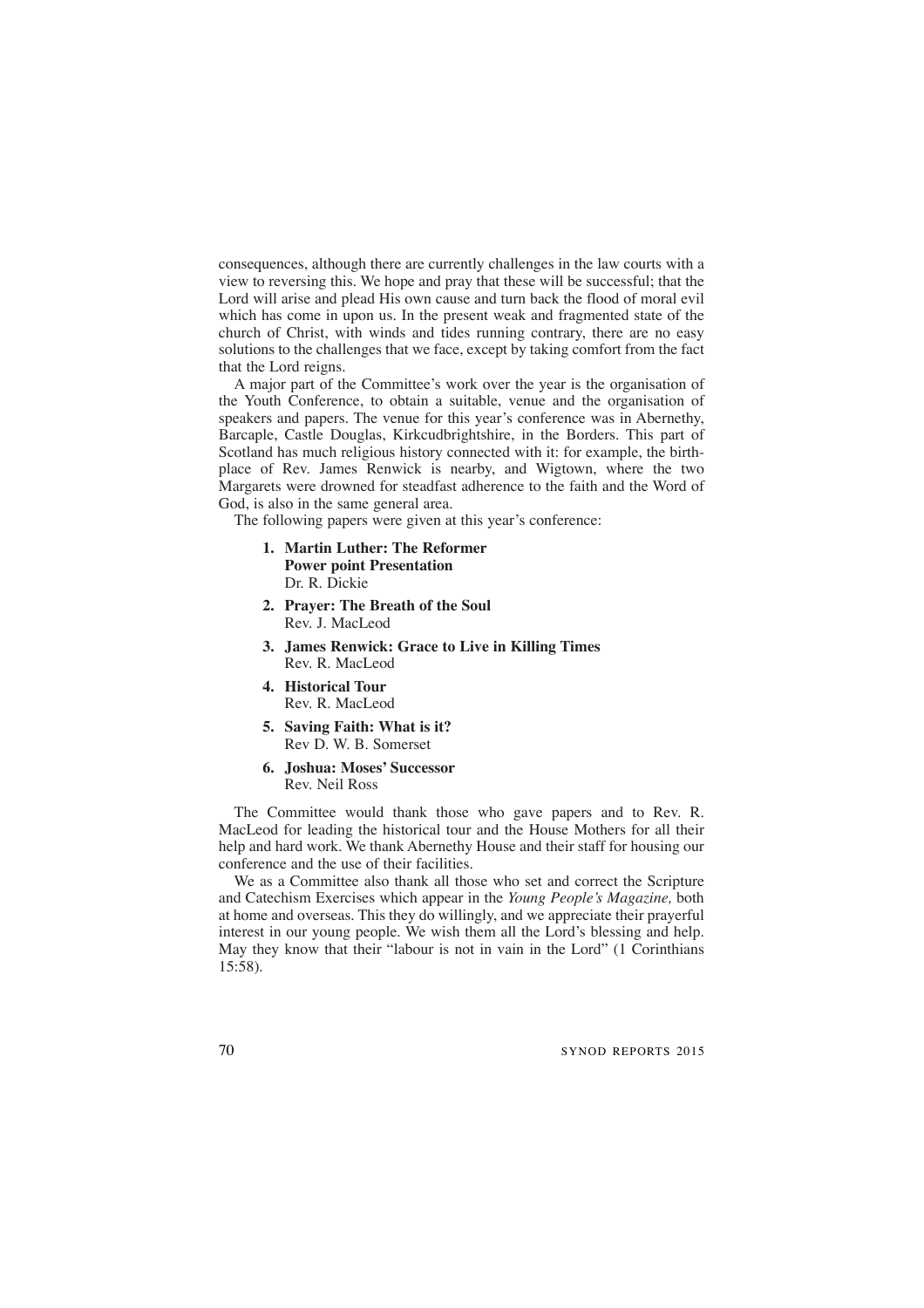consequences, although there are currently challenges in the law courts with a view to reversing this. We hope and pray that these will be successful; that the Lord will arise and plead His own cause and turn back the flood of moral evil which has come in upon us. In the present weak and fragmented state of the church of Christ, with winds and tides running contrary, there are no easy solutions to the challenges that we face, except by taking comfort from the fact that the Lord reigns.

A major part of the Committee's work over the year is the organisation of the Youth Conference, to obtain a suitable, venue and the organisation of speakers and papers. The venue for this year's conference was in Abernethy, Barcaple, Castle Douglas, Kirkcudbrightshire, in the Borders. This part of Scotland has much religious history connected with it: for example, the birthplace of Rev. James Renwick is nearby, and Wigtown, where the two Margarets were drowned for steadfast adherence to the faith and the Word of God, is also in the same general area.

The following papers were given at this year's conference:

1. **Martin Luther: The Reformer**
   **Power point Presentation**
   Dr. R. Dickie
2. **Prayer: The Breath of the Soul**
   Rev. J. MacLeod
3. **James Renwick: Grace to Live in Killing Times**
   Rev. R. MacLeod
4. **Historical Tour**
   Rev. R. MacLeod
5. **Saving Faith: What is it?**
   Rev D. W. B. Somerset
6. **Joshua: Moses' Successor**
   Rev. Neil Ross

The Committee would thank those who gave papers and to Rev. R. MacLeod for leading the historical tour and the House Mothers for all their help and hard work. We thank Abernethy House and their staff for housing our conference and the use of their facilities.

We as a Committee also thank all those who set and correct the Scripture and Catechism Exercises which appear in the *Young People's Magazine,* both at home and overseas. This they do willingly, and we appreciate their prayerful interest in our young people. We wish them all the Lord's blessing and help. May they know that their "labour is not in vain in the Lord" (1 Corinthians 15:58).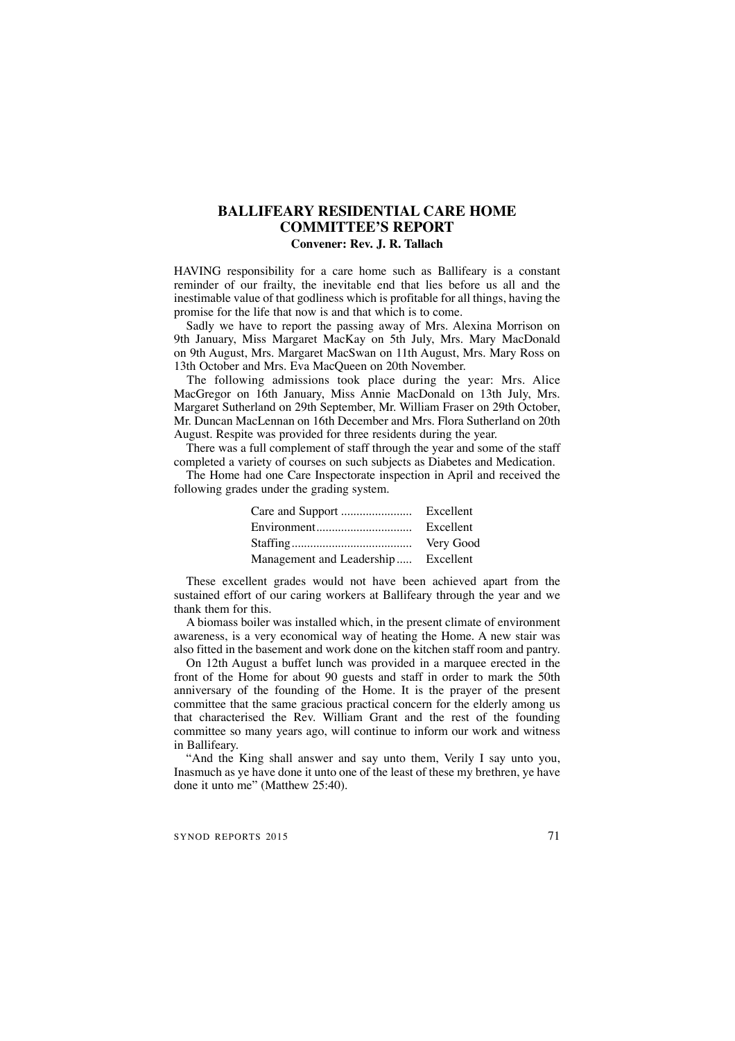# BALLIFEARY RESIDENTIAL CARE HOME COMMITTEE'S REPORT

**Convener: Rev. J. R. Tallach**

HAVING responsibility for a care home such as Ballifeary is a constant reminder of our frailty, the inevitable end that lies before us all and the inestimable value of that godliness which is profitable for all things, having the promise for the life that now is and that which is to come.

Sadly we have to report the passing away of Mrs. Alexina Morrison on 9th January, Miss Margaret MacKay on 5th July, Mrs. Mary MacDonald on 9th August, Mrs. Margaret MacSwan on 11th August, Mrs. Mary Ross on 13th October and Mrs. Eva MacQueen on 20th November.

The following admissions took place during the year: Mrs. Alice MacGregor on 16th January, Miss Annie MacDonald on 13th July, Mrs. Margaret Sutherland on 29th September, Mr. William Fraser on 29th October, Mr. Duncan MacLennan on 16th December and Mrs. Flora Sutherland on 20th August. Respite was provided for three residents during the year.

There was a full complement of staff through the year and some of the staff completed a variety of courses on such subjects as Diabetes and Medication.

The Home had one Care Inspectorate inspection in April and received the following grades under the grading system.

| | |
|---|---|
| Care and Support | Excellent |
| Environment | Excellent |
| Staffing | Very Good |
| Management and Leadership | Excellent |

These excellent grades would not have been achieved apart from the sustained effort of our caring workers at Ballifeary through the year and we thank them for this.

A biomass boiler was installed which, in the present climate of environment awareness, is a very economical way of heating the Home. A new stair was also fitted in the basement and work done on the kitchen staff room and pantry.

On 12th August a buffet lunch was provided in a marquee erected in the front of the Home for about 90 guests and staff in order to mark the 50th anniversary of the founding of the Home. It is the prayer of the present committee that the same gracious practical concern for the elderly among us that characterised the Rev. William Grant and the rest of the founding committee so many years ago, will continue to inform our work and witness in Ballifeary.

"And the King shall answer and say unto them, Verily I say unto you, Inasmuch as ye have done it unto one of the least of these my brethren, ye have done it unto me" (Matthew 25:40).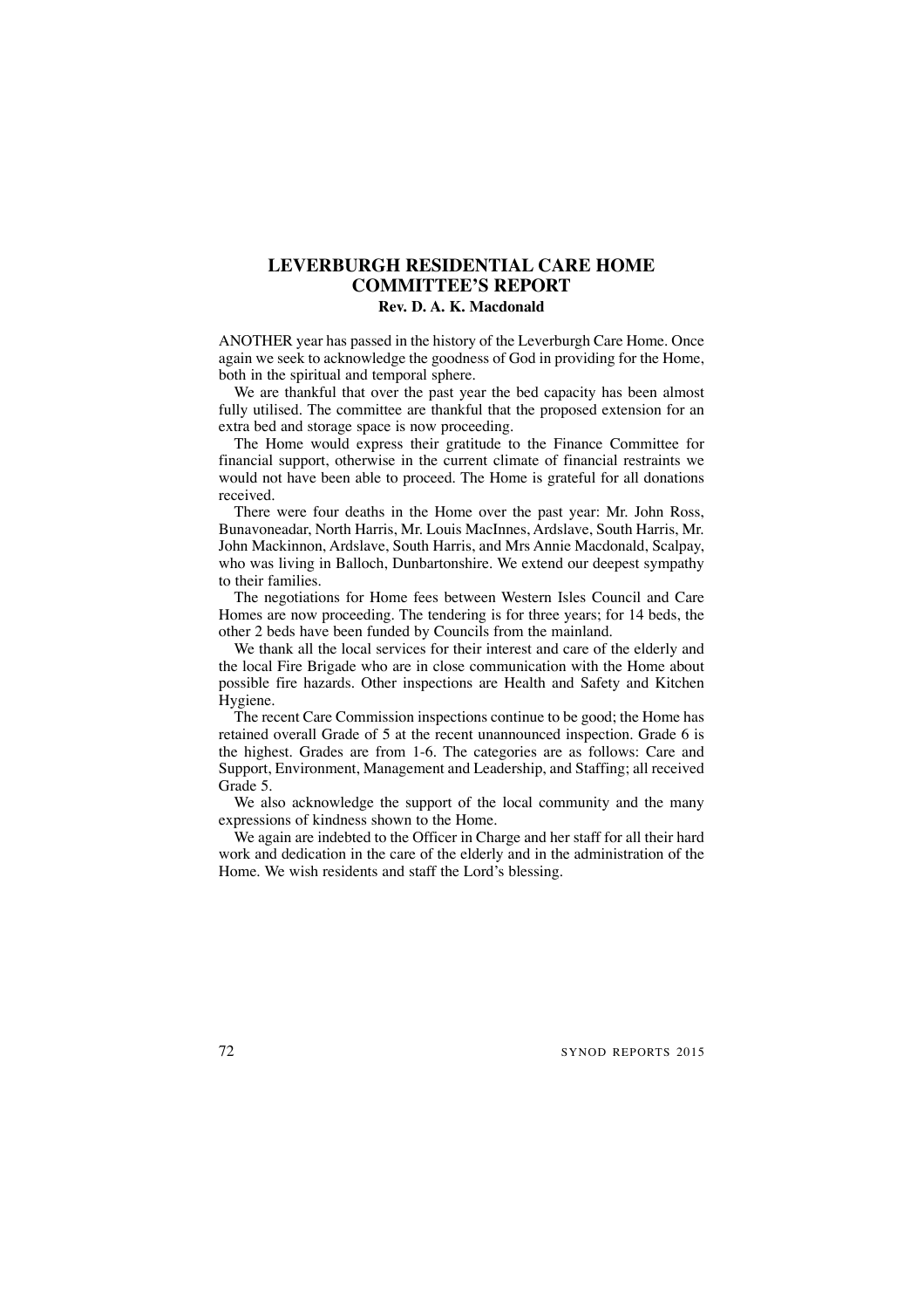# LEVERBURGH RESIDENTIAL CARE HOME COMMITTEE'S REPORT

**Rev. D. A. K. Macdonald**

ANOTHER year has passed in the history of the Leverburgh Care Home. Once again we seek to acknowledge the goodness of God in providing for the Home, both in the spiritual and temporal sphere.

We are thankful that over the past year the bed capacity has been almost fully utilised. The committee are thankful that the proposed extension for an extra bed and storage space is now proceeding.

The Home would express their gratitude to the Finance Committee for financial support, otherwise in the current climate of financial restraints we would not have been able to proceed. The Home is grateful for all donations received.

There were four deaths in the Home over the past year: Mr. John Ross, Bunavoneadar, North Harris, Mr. Louis MacInnes, Ardslave, South Harris, Mr. John Mackinnon, Ardslave, South Harris, and Mrs Annie Macdonald, Scalpay, who was living in Balloch, Dunbartonshire. We extend our deepest sympathy to their families.

The negotiations for Home fees between Western Isles Council and Care Homes are now proceeding. The tendering is for three years; for 14 beds, the other 2 beds have been funded by Councils from the mainland.

We thank all the local services for their interest and care of the elderly and the local Fire Brigade who are in close communication with the Home about possible fire hazards. Other inspections are Health and Safety and Kitchen Hygiene.

The recent Care Commission inspections continue to be good; the Home has retained overall Grade of 5 at the recent unannounced inspection. Grade 6 is the highest. Grades are from 1-6. The categories are as follows: Care and Support, Environment, Management and Leadership, and Staffing; all received Grade 5.

We also acknowledge the support of the local community and the many expressions of kindness shown to the Home.

We again are indebted to the Officer in Charge and her staff for all their hard work and dedication in the care of the elderly and in the administration of the Home. We wish residents and staff the Lord's blessing.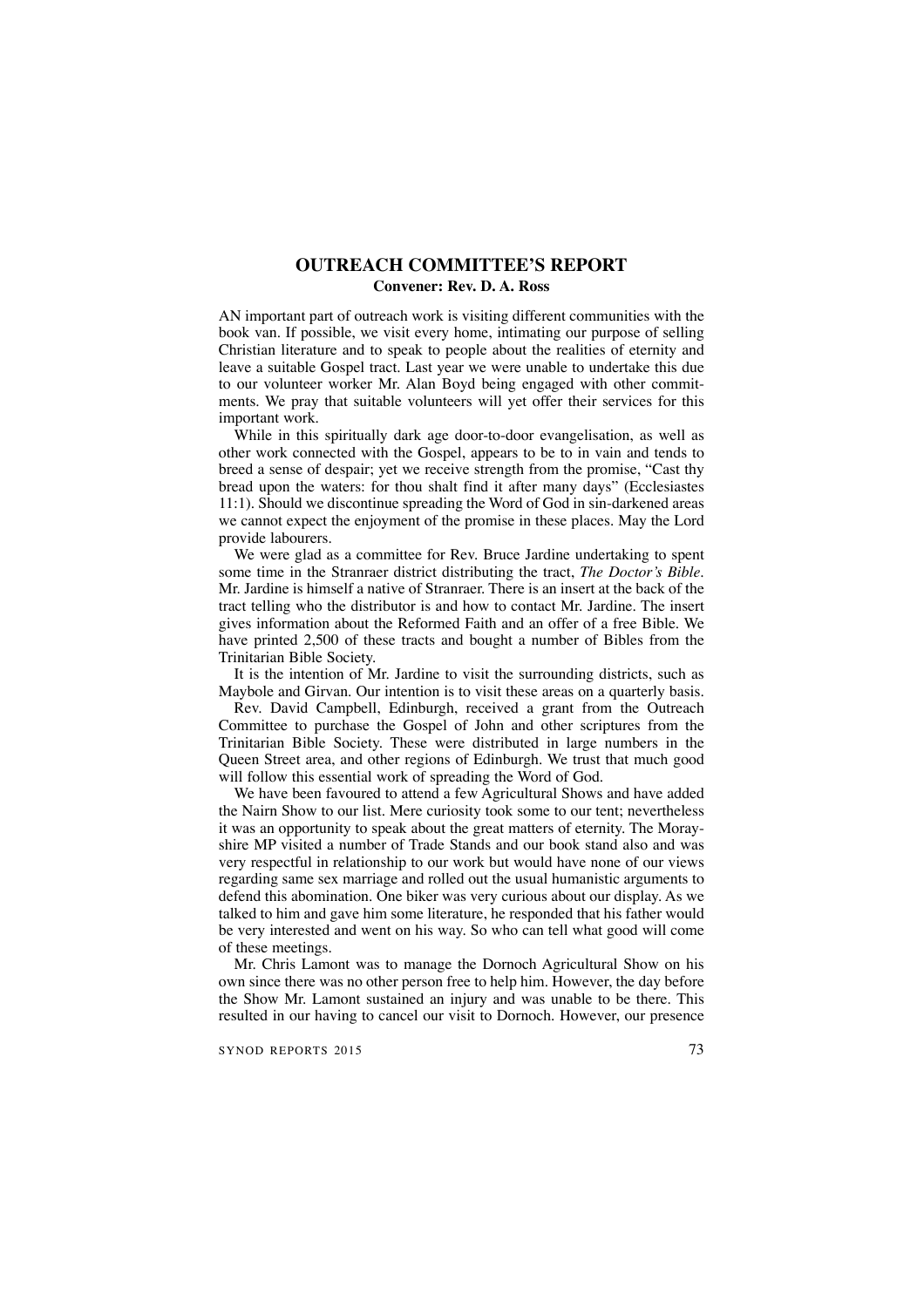## OUTREACH COMMITTEE'S REPORT

**Convener: Rev. D. A. Ross**

AN important part of outreach work is visiting different communities with the book van. If possible, we visit every home, intimating our purpose of selling Christian literature and to speak to people about the realities of eternity and leave a suitable Gospel tract. Last year we were unable to undertake this due to our volunteer worker Mr. Alan Boyd being engaged with other commitments. We pray that suitable volunteers will yet offer their services for this important work.

While in this spiritually dark age door-to-door evangelisation, as well as other work connected with the Gospel, appears to be to in vain and tends to breed a sense of despair; yet we receive strength from the promise, "Cast thy bread upon the waters: for thou shalt find it after many days" (Ecclesiastes 11:1). Should we discontinue spreading the Word of God in sin-darkened areas we cannot expect the enjoyment of the promise in these places. May the Lord provide labourers.

We were glad as a committee for Rev. Bruce Jardine undertaking to spent some time in the Stranraer district distributing the tract, *The Doctor's Bible*. Mr. Jardine is himself a native of Stranraer. There is an insert at the back of the tract telling who the distributor is and how to contact Mr. Jardine. The insert gives information about the Reformed Faith and an offer of a free Bible. We have printed 2,500 of these tracts and bought a number of Bibles from the Trinitarian Bible Society.

It is the intention of Mr. Jardine to visit the surrounding districts, such as Maybole and Girvan. Our intention is to visit these areas on a quarterly basis.

Rev. David Campbell, Edinburgh, received a grant from the Outreach Committee to purchase the Gospel of John and other scriptures from the Trinitarian Bible Society. These were distributed in large numbers in the Queen Street area, and other regions of Edinburgh. We trust that much good will follow this essential work of spreading the Word of God.

We have been favoured to attend a few Agricultural Shows and have added the Nairn Show to our list. Mere curiosity took some to our tent; nevertheless it was an opportunity to speak about the great matters of eternity. The Morayshire MP visited a number of Trade Stands and our book stand also and was very respectful in relationship to our work but would have none of our views regarding same sex marriage and rolled out the usual humanistic arguments to defend this abomination. One biker was very curious about our display. As we talked to him and gave him some literature, he responded that his father would be very interested and went on his way. So who can tell what good will come of these meetings.

Mr. Chris Lamont was to manage the Dornoch Agricultural Show on his own since there was no other person free to help him. However, the day before the Show Mr. Lamont sustained an injury and was unable to be there. This resulted in our having to cancel our visit to Dornoch. However, our presence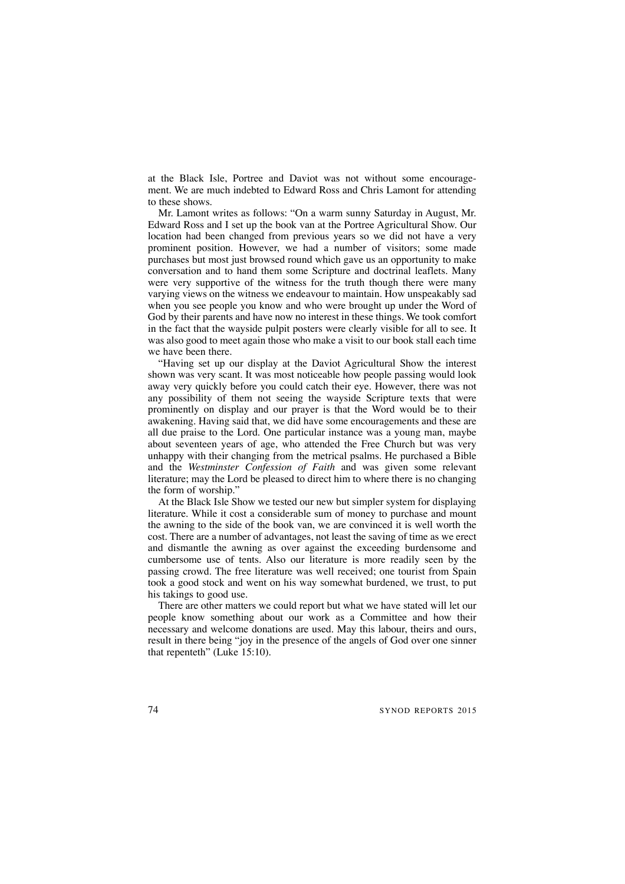at the Black Isle, Portree and Daviot was not without some encouragement. We are much indebted to Edward Ross and Chris Lamont for attending to these shows.

Mr. Lamont writes as follows: "On a warm sunny Saturday in August, Mr. Edward Ross and I set up the book van at the Portree Agricultural Show. Our location had been changed from previous years so we did not have a very prominent position. However, we had a number of visitors; some made purchases but most just browsed round which gave us an opportunity to make conversation and to hand them some Scripture and doctrinal leaflets. Many were very supportive of the witness for the truth though there were many varying views on the witness we endeavour to maintain. How unspeakably sad when you see people you know and who were brought up under the Word of God by their parents and have now no interest in these things. We took comfort in the fact that the wayside pulpit posters were clearly visible for all to see. It was also good to meet again those who make a visit to our book stall each time we have been there.

"Having set up our display at the Daviot Agricultural Show the interest shown was very scant. It was most noticeable how people passing would look away very quickly before you could catch their eye. However, there was not any possibility of them not seeing the wayside Scripture texts that were prominently on display and our prayer is that the Word would be to their awakening. Having said that, we did have some encouragements and these are all due praise to the Lord. One particular instance was a young man, maybe about seventeen years of age, who attended the Free Church but was very unhappy with their changing from the metrical psalms. He purchased a Bible and the *Westminster Confession of Faith* and was given some relevant literature; may the Lord be pleased to direct him to where there is no changing the form of worship."

At the Black Isle Show we tested our new but simpler system for displaying literature. While it cost a considerable sum of money to purchase and mount the awning to the side of the book van, we are convinced it is well worth the cost. There are a number of advantages, not least the saving of time as we erect and dismantle the awning as over against the exceeding burdensome and cumbersome use of tents. Also our literature is more readily seen by the passing crowd. The free literature was well received; one tourist from Spain took a good stock and went on his way somewhat burdened, we trust, to put his takings to good use.

There are other matters we could report but what we have stated will let our people know something about our work as a Committee and how their necessary and welcome donations are used. May this labour, theirs and ours, result in there being "joy in the presence of the angels of God over one sinner that repenteth" (Luke 15:10).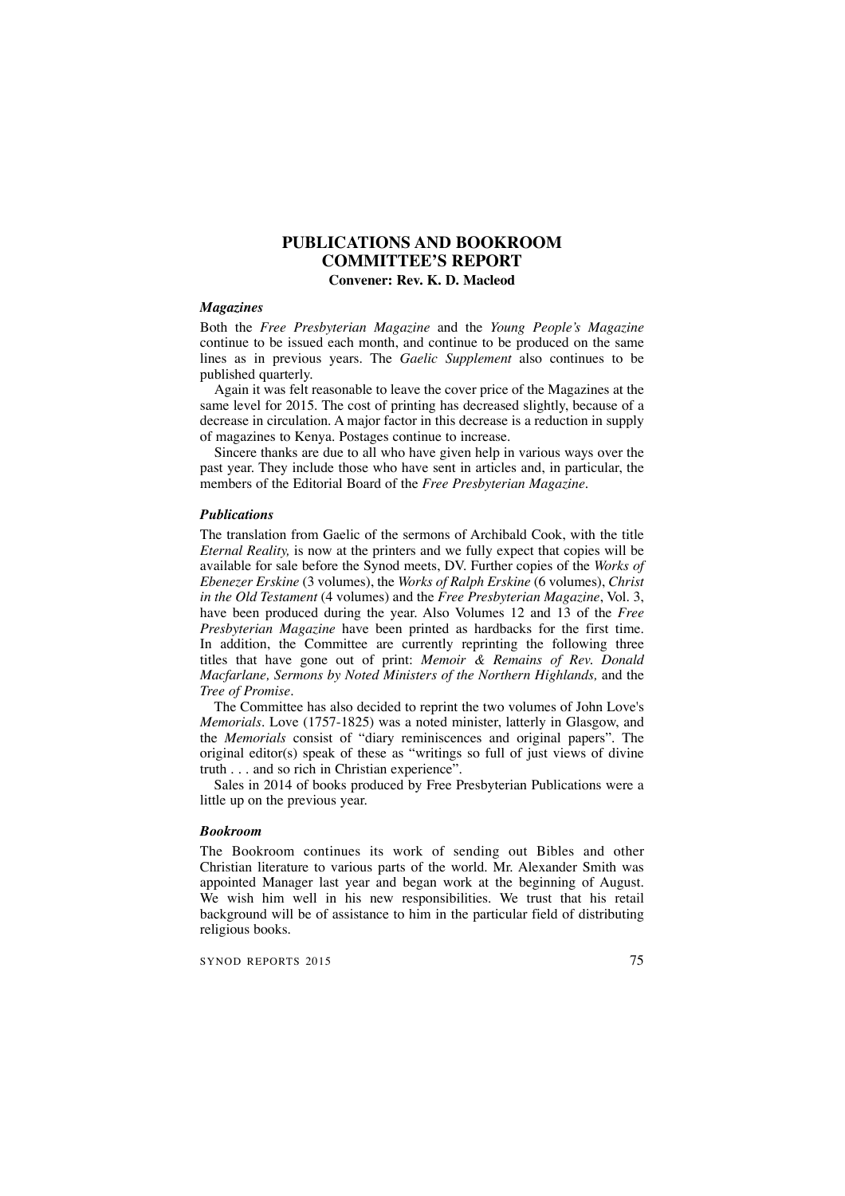# PUBLICATIONS AND BOOKROOM COMMITTEE'S REPORT

**Convener: Rev. K. D. Macleod**

### *Magazines*

Both the *Free Presbyterian Magazine* and the *Young People's Magazine* continue to be issued each month, and continue to be produced on the same lines as in previous years. The *Gaelic Supplement* also continues to be published quarterly.

Again it was felt reasonable to leave the cover price of the Magazines at the same level for 2015. The cost of printing has decreased slightly, because of a decrease in circulation. A major factor in this decrease is a reduction in supply of magazines to Kenya. Postages continue to increase.

Sincere thanks are due to all who have given help in various ways over the past year. They include those who have sent in articles and, in particular, the members of the Editorial Board of the *Free Presbyterian Magazine*.

### *Publications*

The translation from Gaelic of the sermons of Archibald Cook, with the title *Eternal Reality,* is now at the printers and we fully expect that copies will be available for sale before the Synod meets, DV. Further copies of the *Works of Ebenezer Erskine* (3 volumes), the *Works of Ralph Erskine* (6 volumes), *Christ in the Old Testament* (4 volumes) and the *Free Presbyterian Magazine*, Vol. 3, have been produced during the year. Also Volumes 12 and 13 of the *Free Presbyterian Magazine* have been printed as hardbacks for the first time. In addition, the Committee are currently reprinting the following three titles that have gone out of print: *Memoir & Remains of Rev. Donald Macfarlane, Sermons by Noted Ministers of the Northern Highlands,* and the *Tree of Promise*.

The Committee has also decided to reprint the two volumes of John Love's *Memorials*. Love (1757-1825) was a noted minister, latterly in Glasgow, and the *Memorials* consist of "diary reminiscences and original papers". The original editor(s) speak of these as "writings so full of just views of divine truth . . . and so rich in Christian experience".

Sales in 2014 of books produced by Free Presbyterian Publications were a little up on the previous year.

### *Bookroom*

The Bookroom continues its work of sending out Bibles and other Christian literature to various parts of the world. Mr. Alexander Smith was appointed Manager last year and began work at the beginning of August. We wish him well in his new responsibilities. We trust that his retail background will be of assistance to him in the particular field of distributing religious books.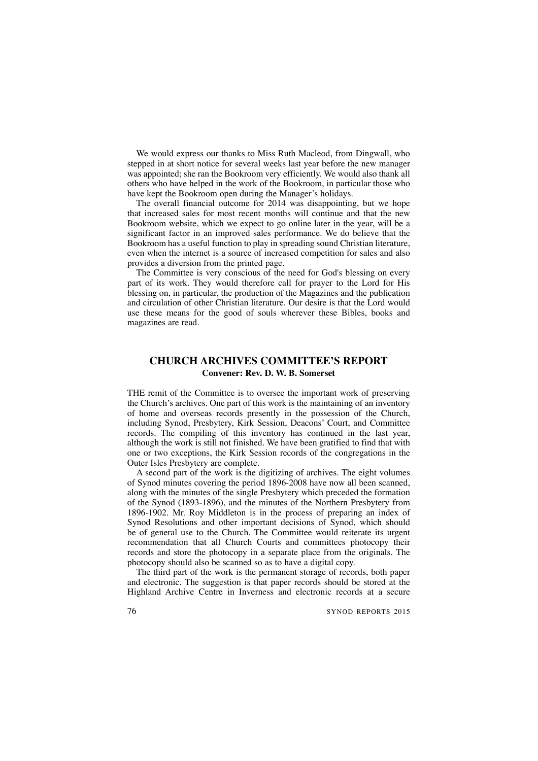We would express our thanks to Miss Ruth Macleod, from Dingwall, who stepped in at short notice for several weeks last year before the new manager was appointed; she ran the Bookroom very efficiently. We would also thank all others who have helped in the work of the Bookroom, in particular those who have kept the Bookroom open during the Manager's holidays.

The overall financial outcome for 2014 was disappointing, but we hope that increased sales for most recent months will continue and that the new Bookroom website, which we expect to go online later in the year, will be a significant factor in an improved sales performance. We do believe that the Bookroom has a useful function to play in spreading sound Christian literature, even when the internet is a source of increased competition for sales and also provides a diversion from the printed page.

The Committee is very conscious of the need for God's blessing on every part of its work. They would therefore call for prayer to the Lord for His blessing on, in particular, the production of the Magazines and the publication and circulation of other Christian literature. Our desire is that the Lord would use these means for the good of souls wherever these Bibles, books and magazines are read.

## CHURCH ARCHIVES COMMITTEE'S REPORT

**Convener: Rev. D. W. B. Somerset**

THE remit of the Committee is to oversee the important work of preserving the Church's archives. One part of this work is the maintaining of an inventory of home and overseas records presently in the possession of the Church, including Synod, Presbytery, Kirk Session, Deacons' Court, and Committee records. The compiling of this inventory has continued in the last year, although the work is still not finished. We have been gratified to find that with one or two exceptions, the Kirk Session records of the congregations in the Outer Isles Presbytery are complete.

A second part of the work is the digitizing of archives. The eight volumes of Synod minutes covering the period 1896-2008 have now all been scanned, along with the minutes of the single Presbytery which preceded the formation of the Synod (1893-1896), and the minutes of the Northern Presbytery from 1896-1902. Mr. Roy Middleton is in the process of preparing an index of Synod Resolutions and other important decisions of Synod, which should be of general use to the Church. The Committee would reiterate its urgent recommendation that all Church Courts and committees photocopy their records and store the photocopy in a separate place from the originals. The photocopy should also be scanned so as to have a digital copy.

The third part of the work is the permanent storage of records, both paper and electronic. The suggestion is that paper records should be stored at the Highland Archive Centre in Inverness and electronic records at a secure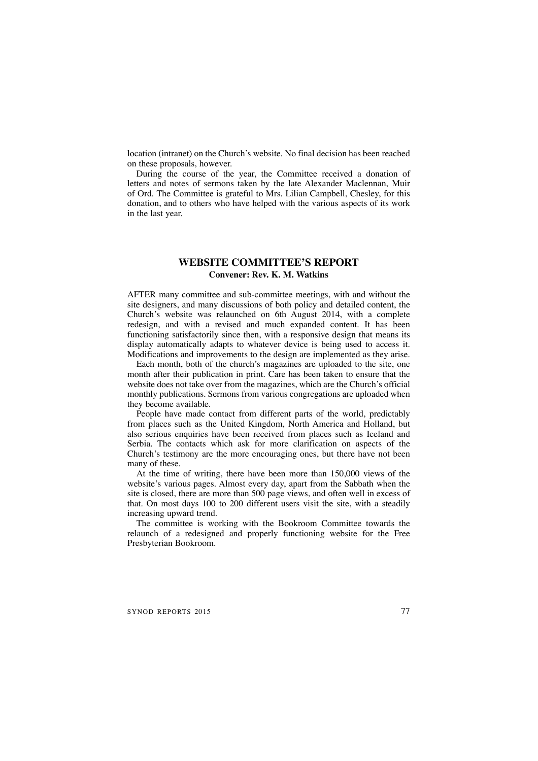location (intranet) on the Church's website. No final decision has been reached on these proposals, however.

During the course of the year, the Committee received a donation of letters and notes of sermons taken by the late Alexander Maclennan, Muir of Ord. The Committee is grateful to Mrs. Lilian Campbell, Chesley, for this donation, and to others who have helped with the various aspects of its work in the last year.

## WEBSITE COMMITTEE'S REPORT

**Convener: Rev. K. M. Watkins**

AFTER many committee and sub-committee meetings, with and without the site designers, and many discussions of both policy and detailed content, the Church's website was relaunched on 6th August 2014, with a complete redesign, and with a revised and much expanded content. It has been functioning satisfactorily since then, with a responsive design that means its display automatically adapts to whatever device is being used to access it. Modifications and improvements to the design are implemented as they arise.

Each month, both of the church's magazines are uploaded to the site, one month after their publication in print. Care has been taken to ensure that the website does not take over from the magazines, which are the Church's official monthly publications. Sermons from various congregations are uploaded when they become available.

People have made contact from different parts of the world, predictably from places such as the United Kingdom, North America and Holland, but also serious enquiries have been received from places such as Iceland and Serbia. The contacts which ask for more clarification on aspects of the Church's testimony are the more encouraging ones, but there have not been many of these.

At the time of writing, there have been more than 150,000 views of the website's various pages. Almost every day, apart from the Sabbath when the site is closed, there are more than 500 page views, and often well in excess of that. On most days 100 to 200 different users visit the site, with a steadily increasing upward trend.

The committee is working with the Bookroom Committee towards the relaunch of a redesigned and properly functioning website for the Free Presbyterian Bookroom.